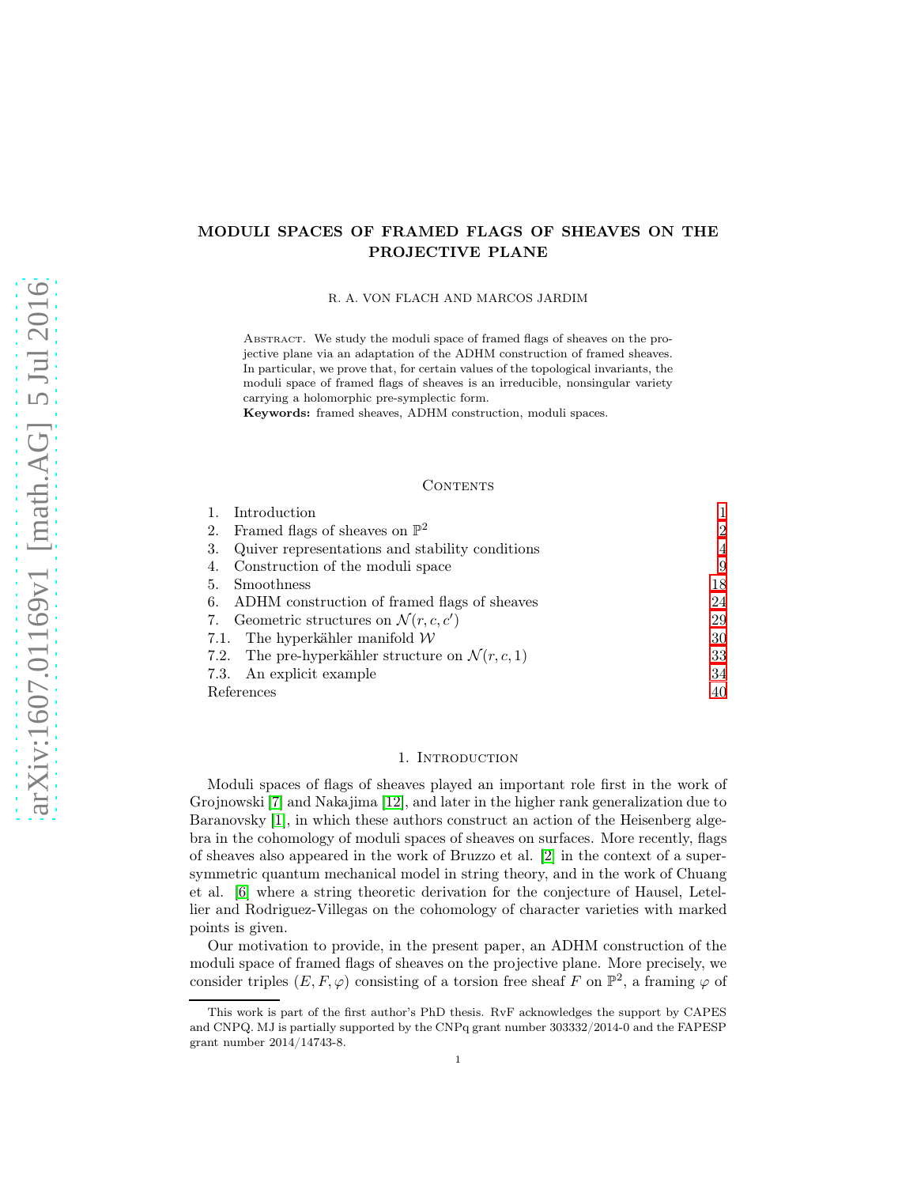# MODULI SPACES OF FRAMED FLAGS OF SHEAVES ON THE PROJECTIVE PLANE

R. A. VON FLACH AND MARCOS JARDIM

Abstract. We study the moduli space of framed flags of sheaves on the projective plane via an adaptation of the ADHM construction of framed sheaves. In particular, we prove that, for certain values of the topological invariants, the moduli space of framed flags of sheaves is an irreducible, nonsingular variety carrying a holomorphic pre-symplectic form.

**Keywords:** framed sheaves, ADHM construction, moduli spaces.

## Contents

1. Introduction — 1
2. Framed flags of sheaves on $\mathbb{P}^2$ — 2
3. Quiver representations and stability conditions — 4
4. Construction of the moduli space — 9
5. Smoothness — 18
6. ADHM construction of framed flags of sheaves — 24
7. Geometric structures on $\mathcal{N}(r,c,c')$ — 29
   7.1. The hyperkähler manifold $\mathcal{W}$ — 30
   7.2. The pre-hyperkähler structure on $\mathcal{N}(r,c,1)$ — 33
   7.3. An explicit example — 34

References — 40

## 1. Introduction

Moduli spaces of flags of sheaves played an important role first in the work of Grojnowski [7] and Nakajima [12], and later in the higher rank generalization due to Baranovsky [1], in which these authors construct an action of the Heisenberg algebra in the cohomology of moduli spaces of sheaves on surfaces. More recently, flags of sheaves also appeared in the work of Bruzzo et al. [2] in the context of a supersymmetric quantum mechanical model in string theory, and in the work of Chuang et al. [6] where a string theoretic derivation for the conjecture of Hausel, Letellier and Rodriguez-Villegas on the cohomology of character varieties with marked points is given.

Our motivation to provide, in the present paper, an ADHM construction of the moduli space of framed flags of sheaves on the projective plane. More precisely, we consider triples $(E,F,\varphi)$ consisting of a torsion free sheaf $F$ on $\mathbb{P}^2$, a framing $\varphi$ of

This work is part of the first author's PhD thesis. RvF acknowledges the support by CAPES and CNPQ. MJ is partially supported by the CNPq grant number 303332/2014-0 and the FAPESP grant number 2014/14743-8.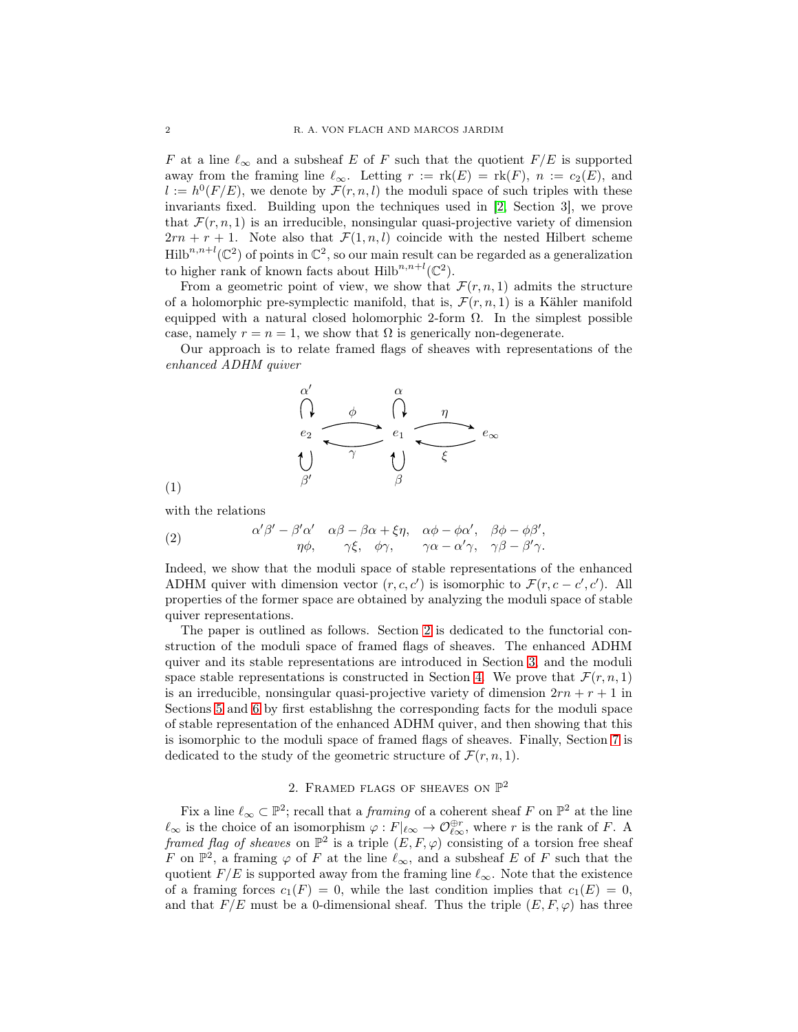$F$ at a line $\ell_\infty$ and a subsheaf $E$ of $F$ such that the quotient $F/E$ is supported away from the framing line $\ell_\infty$. Letting $r := \mathrm{rk}(E) = \mathrm{rk}(F)$, $n := c_2(E)$, and $l := h^0(F/E)$, we denote by $\mathcal{F}(r,n,l)$ the moduli space of such triples with these invariants fixed. Building upon the techniques used in [2, Section 3], we prove that $\mathcal{F}(r,n,1)$ is an irreducible, nonsingular quasi-projective variety of dimension $2rn + r + 1$. Note also that $\mathcal{F}(1,n,l)$ coincide with the nested Hilbert scheme $\mathrm{Hilb}^{n,n+l}(\mathbb{C}^2)$ of points in $\mathbb{C}^2$, so our main result can be regarded as a generalization to higher rank of known facts about $\mathrm{Hilb}^{n,n+l}(\mathbb{C}^2)$.

From a geometric point of view, we show that $\mathcal{F}(r,n,1)$ admits the structure of a holomorphic pre-symplectic manifold, that is, $\mathcal{F}(r,n,1)$ is a Kähler manifold equipped with a natural closed holomorphic 2-form $\Omega$. In the simplest possible case, namely $r = n = 1$, we show that $\Omega$ is generically non-degenerate.

Our approach is to relate framed flags of sheaves with representations of the *enhanced ADHM quiver*

$$
\begin{array}{ccccc}
\alpha' \circlearrowleft & & \alpha \circlearrowleft & & \\
e_2 & \underset{\gamma}{\overset{\phi}{\rightleftarrows}} & e_1 & \underset{\xi}{\overset{\eta}{\rightleftarrows}} & e_\infty \\
\beta' \circlearrowleft & & \beta \circlearrowleft & &
\end{array}
\tag{1}
$$

with the relations

$$
\begin{array}{ccccc}
\alpha'\beta' - \beta'\alpha' & \alpha\beta - \beta\alpha + \xi\eta, & \alpha\phi - \phi\alpha', & \beta\phi - \phi\beta', \\
\eta\phi, & \gamma\xi, \quad \phi\gamma, & \gamma\alpha - \alpha'\gamma, & \gamma\beta - \beta'\gamma.
\end{array}
\tag{2}
$$

Indeed, we show that the moduli space of stable representations of the enhanced ADHM quiver with dimension vector $(r, c, c')$ is isomorphic to $\mathcal{F}(r, c - c', c')$. All properties of the former space are obtained by analyzing the moduli space of stable quiver representations.

The paper is outlined as follows. Section 2 is dedicated to the functorial construction of the moduli space of framed flags of sheaves. The enhanced ADHM quiver and its stable representations are introduced in Section 3, and the moduli space stable representations is constructed in Section 4. We prove that $\mathcal{F}(r,n,1)$ is an irreducible, nonsingular quasi-projective variety of dimension $2rn + r + 1$ in Sections 5 and 6 by first establishhng the corresponding facts for the moduli space of stable representation of the enhanced ADHM quiver, and then showing that this is isomorphic to the moduli space of framed flags of sheaves. Finally, Section 7 is dedicated to the study of the geometric structure of $\mathcal{F}(r,n,1)$.

## 2. Framed flags of sheaves on $\mathbb{P}^2$

Fix a line $\ell_\infty \subset \mathbb{P}^2$; recall that a *framing* of a coherent sheaf $F$ on $\mathbb{P}^2$ at the line $\ell_\infty$ is the choice of an isomorphism $\varphi : F|_{\ell_\infty} \to \mathcal{O}_{\ell_\infty}^{\oplus r}$, where $r$ is the rank of $F$. A *framed flag of sheaves* on $\mathbb{P}^2$ is a triple $(E, F, \varphi)$ consisting of a torsion free sheaf $F$ on $\mathbb{P}^2$, a framing $\varphi$ of $F$ at the line $\ell_\infty$, and a subsheaf $E$ of $F$ such that the quotient $F/E$ is supported away from the framing line $\ell_\infty$. Note that the existence of a framing forces $c_1(F) = 0$, while the last condition implies that $c_1(E) = 0$, and that $F/E$ must be a 0-dimensional sheaf. Thus the triple $(E, F, \varphi)$ has three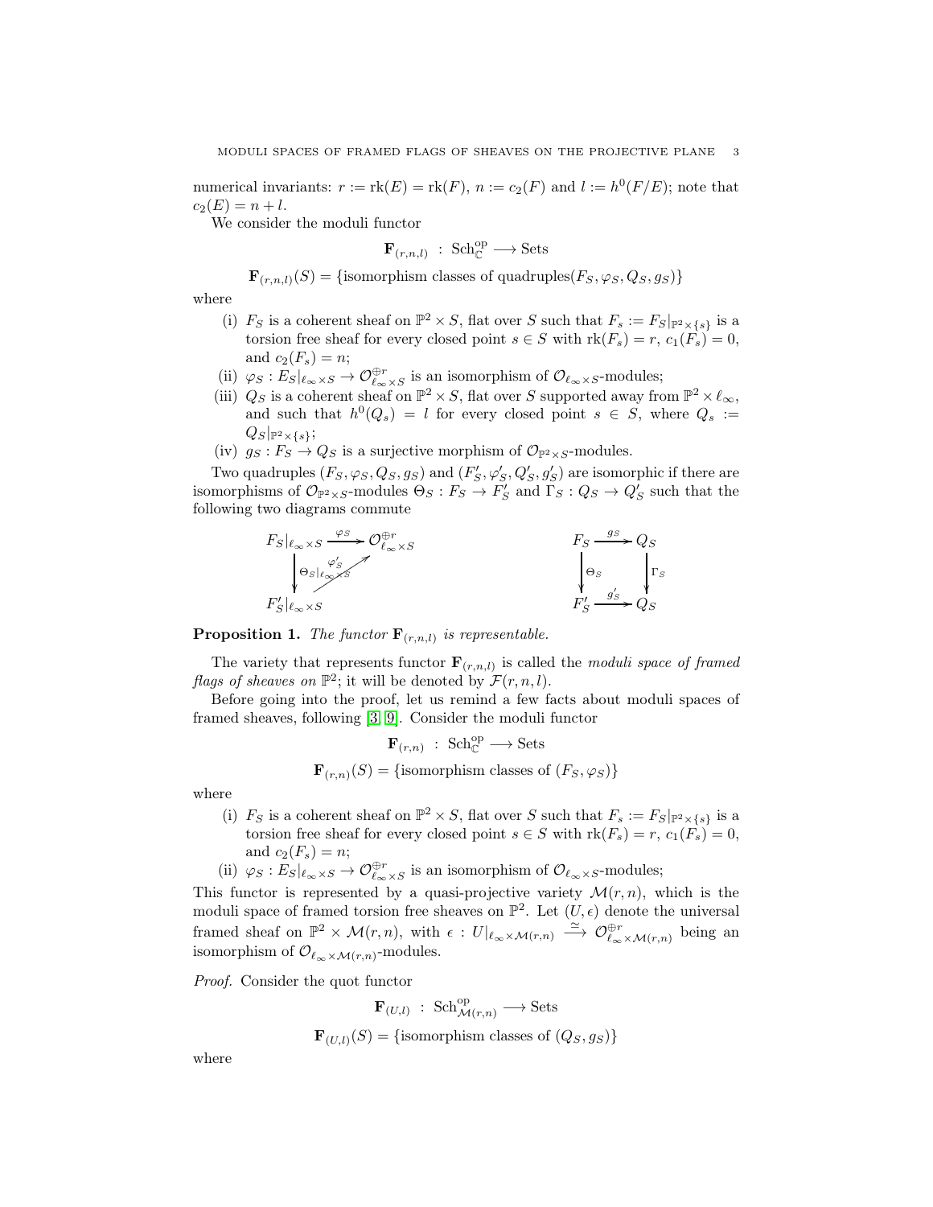numerical invariants: $r := \mathrm{rk}(E) = \mathrm{rk}(F)$, $n := c_2(F)$ and $l := h^0(F/E)$; note that $c_2(E) = n + l$.

We consider the moduli functor

$$\mathbf{F}_{(r,n,l)} \ : \ \mathrm{Sch}_{\mathbb{C}}^{\mathrm{op}} \longrightarrow \mathrm{Sets}$$

$$\mathbf{F}_{(r,n,l)}(S) = \{\text{isomorphism classes of quadruples}(F_S, \varphi_S, Q_S, g_S)\}$$

where

(i) $F_S$ is a coherent sheaf on $\mathbb{P}^2 \times S$, flat over $S$ such that $F_s := F_S|_{\mathbb{P}^2 \times \{s\}}$ is a torsion free sheaf for every closed point $s \in S$ with $\mathrm{rk}(F_s) = r$, $c_1(F_s) = 0$, and $c_2(F_s) = n$;

(ii) $\varphi_S : E_S|_{\ell_\infty \times S} \to \mathcal{O}_{\ell_\infty \times S}^{\oplus r}$ is an isomorphism of $\mathcal{O}_{\ell_\infty \times S}$-modules;

(iii) $Q_S$ is a coherent sheaf on $\mathbb{P}^2 \times S$, flat over $S$ supported away from $\mathbb{P}^2 \times \ell_\infty$, and such that $h^0(Q_s) = l$ for every closed point $s \in S$, where $Q_s := Q_S|_{\mathbb{P}^2 \times \{s\}}$;

(iv) $g_S : F_S \to Q_S$ is a surjective morphism of $\mathcal{O}_{\mathbb{P}^2 \times S}$-modules.

Two quadruples $(F_S, \varphi_S, Q_S, g_S)$ and $(F'_S, \varphi'_S, Q'_S, g'_S)$ are isomorphic if there are isomorphisms of $\mathcal{O}_{\mathbb{P}^2 \times S}$-modules $\Theta_S : F_S \to F'_S$ and $\Gamma_S : Q_S \to Q'_S$ such that the following two diagrams commute

$$\begin{array}{ccc} F_S|_{\ell_\infty \times S} & \xrightarrow{\varphi_S} & \mathcal{O}_{\ell_\infty \times S}^{\oplus r} \\ \big\downarrow \Theta_S|_{\ell_\infty \times S} & \nearrow_{\varphi'_S} & \\ F'_S|_{\ell_\infty \times S} & & \end{array} \qquad\qquad \begin{array}{ccc} F_S & \xrightarrow{g_S} & Q_S \\ \big\downarrow \Theta_S & & \big\downarrow \Gamma_S \\ F'_S & \xrightarrow{g'_S} & Q_S \end{array}$$

**Proposition 1.** *The functor $\mathbf{F}_{(r,n,l)}$ is representable.*

The variety that represents functor $\mathbf{F}_{(r,n,l)}$ is called the *moduli space of framed flags of sheaves on* $\mathbb{P}^2$; it will be denoted by $\mathcal{F}(r, n, l)$.

Before going into the proof, let us remind a few facts about moduli spaces of framed sheaves, following [3, 9]. Consider the moduli functor

$$\mathbf{F}_{(r,n)} \ : \ \mathrm{Sch}_{\mathbb{C}}^{\mathrm{op}} \longrightarrow \mathrm{Sets}$$

$$\mathbf{F}_{(r,n)}(S) = \{\text{isomorphism classes of } (F_S, \varphi_S)\}$$

where

(i) $F_S$ is a coherent sheaf on $\mathbb{P}^2 \times S$, flat over $S$ such that $F_s := F_S|_{\mathbb{P}^2 \times \{s\}}$ is a torsion free sheaf for every closed point $s \in S$ with $\mathrm{rk}(F_s) = r$, $c_1(F_s) = 0$, and $c_2(F_s) = n$;

(ii) $\varphi_S : E_S|_{\ell_\infty \times S} \to \mathcal{O}_{\ell_\infty \times S}^{\oplus r}$ is an isomorphism of $\mathcal{O}_{\ell_\infty \times S}$-modules;

This functor is represented by a quasi-projective variety $\mathcal{M}(r, n)$, which is the moduli space of framed torsion free sheaves on $\mathbb{P}^2$. Let $(U, \epsilon)$ denote the universal framed sheaf on $\mathbb{P}^2 \times \mathcal{M}(r, n)$, with $\epsilon : U|_{\ell_\infty \times \mathcal{M}(r,n)} \xrightarrow{\simeq} \mathcal{O}_{\ell_\infty \times \mathcal{M}(r,n)}^{\oplus r}$ being an isomorphism of $\mathcal{O}_{\ell_\infty \times \mathcal{M}(r,n)}$-modules.

*Proof.* Consider the quot functor

$$\mathbf{F}_{(U,l)} \ : \ \mathrm{Sch}_{\mathcal{M}(r,n)}^{\mathrm{op}} \longrightarrow \mathrm{Sets}$$

$$\mathbf{F}_{(U,l)}(S) = \{\text{isomorphism classes of } (Q_S, g_S)\}$$

where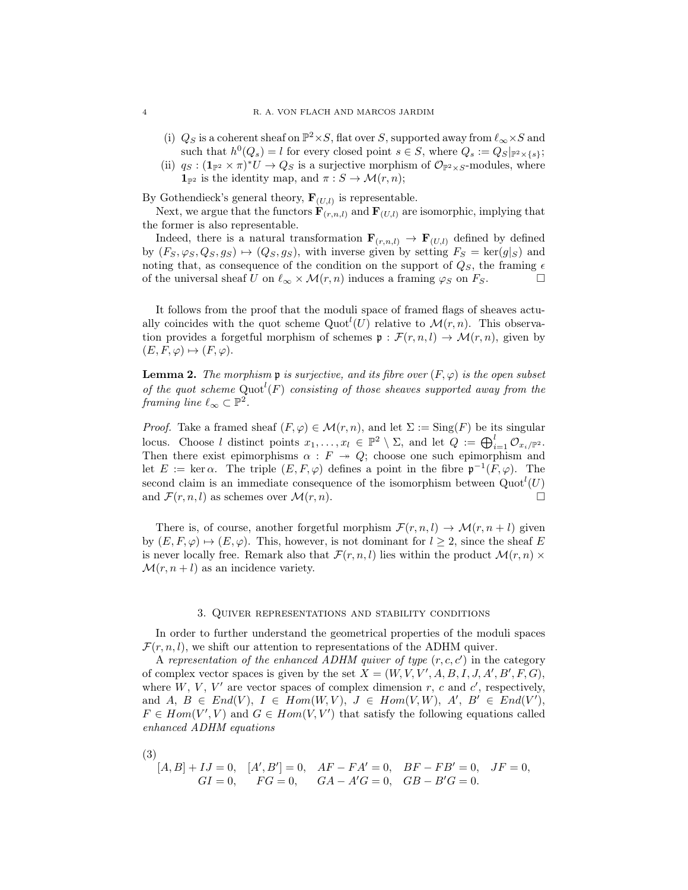(i) $Q_S$ is a coherent sheaf on $\mathbb{P}^2 \times S$, flat over $S$, supported away from $\ell_\infty \times S$ and such that $h^0(Q_s) = l$ for every closed point $s \in S$, where $Q_s := Q_S|_{\mathbb{P}^2 \times \{s\}}$;

(ii) $q_S : (\mathbf{1}_{\mathbb{P}^2} \times \pi)^* U \to Q_S$ is a surjective morphism of $\mathcal{O}_{\mathbb{P}^2 \times S}$-modules, where $\mathbf{1}_{\mathbb{P}^2}$ is the identity map, and $\pi : S \to \mathcal{M}(r, n)$;

By Gothendieck's general theory, $\mathbf{F}_{(U,l)}$ is representable.

Next, we argue that the functors $\mathbf{F}_{(r,n,l)}$ and $\mathbf{F}_{(U,l)}$ are isomorphic, implying that the former is also representable.

Indeed, there is a natural transformation $\mathbf{F}_{(r,n,l)} \to \mathbf{F}_{(U,l)}$ defined by defined by $(F_S, \varphi_S, Q_S, g_S) \mapsto (Q_S, g_S)$, with inverse given by setting $F_S = \ker(g|_S)$ and noting that, as consequence of the condition on the support of $Q_S$, the framing $\epsilon$ of the universal sheaf $U$ on $\ell_\infty \times \mathcal{M}(r, n)$ induces a framing $\varphi_S$ on $F_S$. □

It follows from the proof that the moduli space of framed flags of sheaves actually coincides with the quot scheme $\mathrm{Quot}^l(U)$ relative to $\mathcal{M}(r, n)$. This observation provides a forgetful morphism of schemes $\mathfrak{p} : \mathcal{F}(r, n, l) \to \mathcal{M}(r, n)$, given by $(E, F, \varphi) \mapsto (F, \varphi)$.

**Lemma 2.** *The morphism $\mathfrak{p}$ is surjective, and its fibre over $(F, \varphi)$ is the open subset of the quot scheme $\mathrm{Quot}^l(F)$ consisting of those sheaves supported away from the framing line $\ell_\infty \subset \mathbb{P}^2$.*

*Proof.* Take a framed sheaf $(F, \varphi) \in \mathcal{M}(r, n)$, and let $\Sigma := \mathrm{Sing}(F)$ be its singular locus. Choose $l$ distinct points $x_1, \dots, x_l \in \mathbb{P}^2 \setminus \Sigma$, and let $Q := \bigoplus_{i=1}^{l} \mathcal{O}_{x_i/\mathbb{P}^2}$. Then there exist epimorphisms $\alpha : F \twoheadrightarrow Q$; choose one such epimorphism and let $E := \ker \alpha$. The triple $(E, F, \varphi)$ defines a point in the fibre $\mathfrak{p}^{-1}(F, \varphi)$. The second claim is an immediate consequence of the isomorphism between $\mathrm{Quot}^l(U)$ and $\mathcal{F}(r, n, l)$ as schemes over $\mathcal{M}(r, n)$. □

There is, of course, another forgetful morphism $\mathcal{F}(r, n, l) \to \mathcal{M}(r, n + l)$ given by $(E, F, \varphi) \mapsto (E, \varphi)$. This, however, is not dominant for $l \geq 2$, since the sheaf $E$ is never locally free. Remark also that $\mathcal{F}(r, n, l)$ lies within the product $\mathcal{M}(r, n) \times \mathcal{M}(r, n + l)$ as an incidence variety.

## 3. Quiver representations and stability conditions

In order to further understand the geometrical properties of the moduli spaces $\mathcal{F}(r, n, l)$, we shift our attention to representations of the ADHM quiver.

A *representation of the enhanced ADHM quiver of type* $(r, c, c')$ in the category of complex vector spaces is given by the set $X = (W, V, V', A, B, I, J, A', B', F, G)$, where $W$, $V$, $V'$ are vector spaces of complex dimension $r$, $c$ and $c'$, respectively, and $A, B \in End(V)$, $I \in Hom(W, V)$, $J \in Hom(V, W)$, $A', B' \in End(V')$, $F \in Hom(V', V)$ and $G \in Hom(V, V')$ that satisfy the following equations called *enhanced ADHM equations*

$$
\begin{aligned}
&[A, B] + IJ = 0, \quad [A', B'] = 0, \quad AF - FA' = 0, \quad BF - FB' = 0, \quad JF = 0, \\
&GI = 0, \quad FG = 0, \quad GA - A'G = 0, \quad GB - B'G = 0.
\end{aligned}
\tag{3}
$$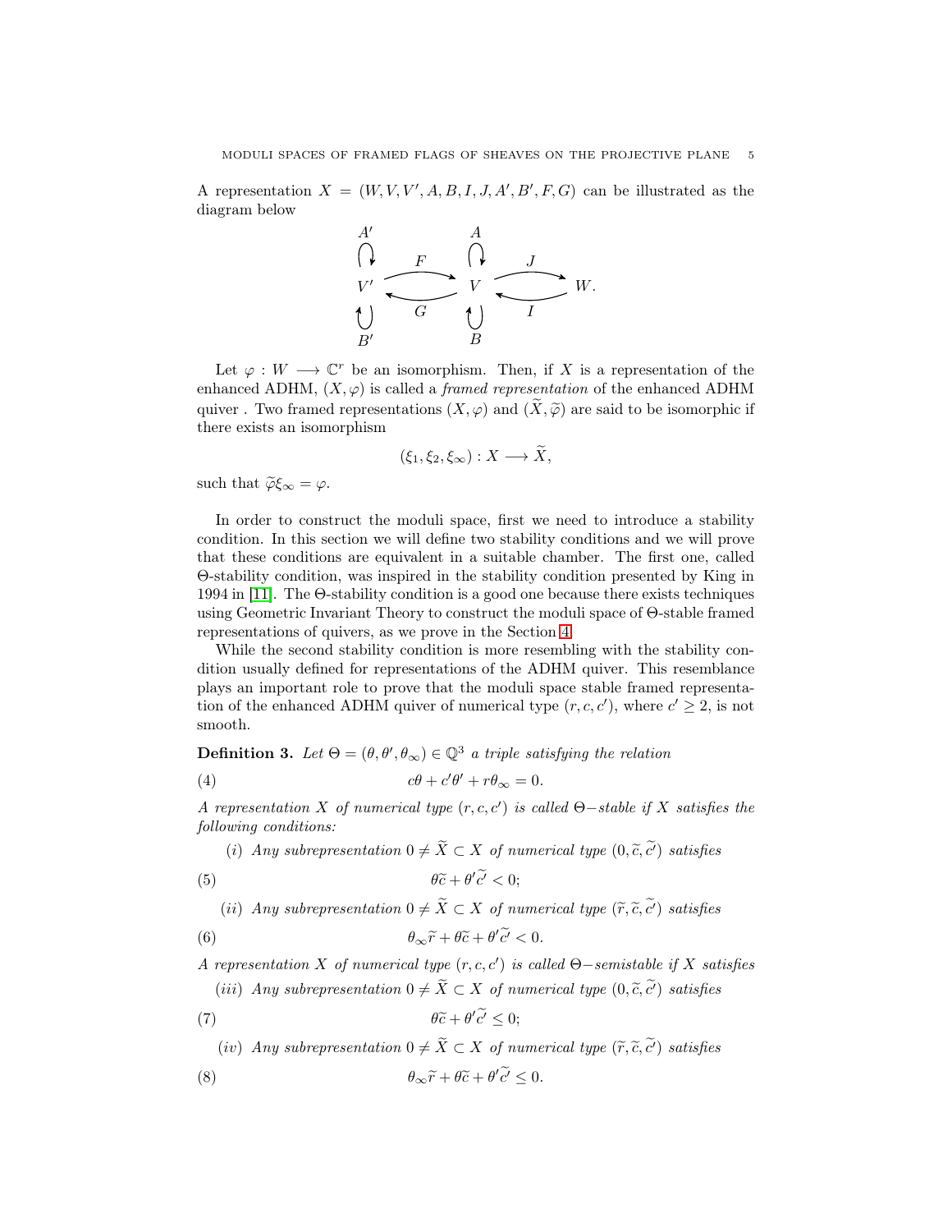A representation $X = (W, V, V', A, B, I, J, A', B', F, G)$ can be illustrated as the diagram below

$$
\begin{array}{ccccc}
\overset{A'}{\circlearrowright} & & \overset{A}{\circlearrowright} & & \\
V' & \overset{F}{\underset{G}{\rightleftarrows}} & V & \overset{J}{\underset{I}{\rightleftarrows}} & W. \\
\underset{B'}{\circlearrowleft} & & \underset{B}{\circlearrowleft} & &
\end{array}
$$

Let $\varphi : W \longrightarrow \mathbb{C}^r$ be an isomorphism. Then, if $X$ is a representation of the enhanced ADHM, $(X, \varphi)$ is called a *framed representation* of the enhanced ADHM quiver . Two framed representations $(X, \varphi)$ and $(\widetilde{X}, \widetilde{\varphi})$ are said to be isomorphic if there exists an isomorphism

$$(\xi_1, \xi_2, \xi_\infty) : X \longrightarrow \widetilde{X},$$

such that $\widetilde{\varphi}\xi_\infty = \varphi$.

In order to construct the moduli space, first we need to introduce a stability condition. In this section we will define two stability conditions and we will prove that these conditions are equivalent in a suitable chamber. The first one, called $\Theta$-stability condition, was inspired in the stability condition presented by King in 1994 in [11]. The $\Theta$-stability condition is a good one because there exists techniques using Geometric Invariant Theory to construct the moduli space of $\Theta$-stable framed representations of quivers, as we prove in the Section 4.

While the second stability condition is more resembling with the stability condition usually defined for representations of the ADHM quiver. This resemblance plays an important role to prove that the moduli space stable framed representation of the enhanced ADHM quiver of numerical type $(r, c, c')$, where $c' \geq 2$, is not smooth.

**Definition 3.** *Let $\Theta = (\theta, \theta', \theta_\infty) \in \mathbb{Q}^3$ a triple satisfying the relation*

$$c\theta + c'\theta' + r\theta_\infty = 0. \tag{4}$$

*A representation $X$ of numerical type $(r, c, c')$ is called $\Theta-$stable if $X$ satisfies the following conditions:*

*(i) Any subrepresentation $0 \neq \widetilde{X} \subset X$ of numerical type $(0, \widetilde{c}, \widetilde{c'})$ satisfies*

$$\theta\widetilde{c} + \theta'\widetilde{c'} < 0; \tag{5}$$

*(ii) Any subrepresentation $0 \neq \widetilde{X} \subset X$ of numerical type $(\widetilde{r}, \widetilde{c}, \widetilde{c'})$ satisfies*

$$\theta_\infty\widetilde{r} + \theta\widetilde{c} + \theta'\widetilde{c'} < 0. \tag{6}$$

*A representation $X$ of numerical type $(r, c, c')$ is called $\Theta-$semistable if $X$ satisfies*

*(iii) Any subrepresentation $0 \neq \widetilde{X} \subset X$ of numerical type $(0, \widetilde{c}, \widetilde{c'})$ satisfies*

$$\theta\widetilde{c} + \theta'\widetilde{c'} \leq 0; \tag{7}$$

*(iv) Any subrepresentation $0 \neq \widetilde{X} \subset X$ of numerical type $(\widetilde{r}, \widetilde{c}, \widetilde{c'})$ satisfies*

$$\theta_\infty\widetilde{r} + \theta\widetilde{c} + \theta'\widetilde{c'} \leq 0. \tag{8}$$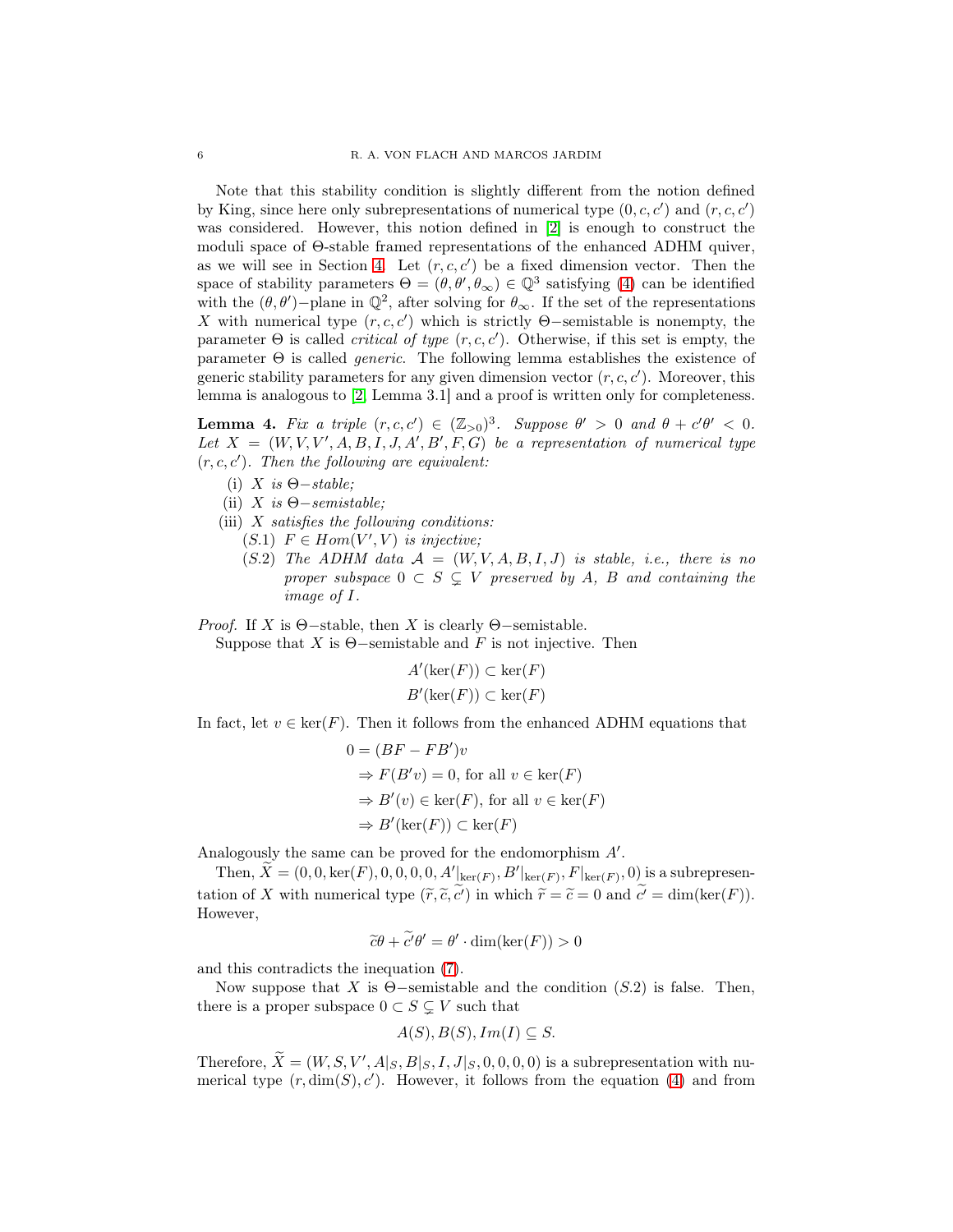Note that this stability condition is slightly different from the notion defined by King, since here only subrepresentations of numerical type $(0, c, c')$ and $(r, c, c')$ was considered. However, this notion defined in [2] is enough to construct the moduli space of $\Theta$-stable framed representations of the enhanced ADHM quiver, as we will see in Section 4. Let $(r, c, c')$ be a fixed dimension vector. Then the space of stability parameters $\Theta = (\theta, \theta', \theta_\infty) \in \mathbb{Q}^3$ satisfying (4) can be identified with the $(\theta, \theta')-$plane in $\mathbb{Q}^2$, after solving for $\theta_\infty$. If the set of the representations $X$ with numerical type $(r, c, c')$ which is strictly $\Theta-$semistable is nonempty, the parameter $\Theta$ is called *critical of type* $(r, c, c')$. Otherwise, if this set is empty, the parameter $\Theta$ is called *generic*. The following lemma establishes the existence of generic stability parameters for any given dimension vector $(r, c, c')$. Moreover, this lemma is analogous to [2, Lemma 3.1] and a proof is written only for completeness.

**Lemma 4.** *Fix a triple $(r, c, c') \in (\mathbb{Z}_{>0})^3$. Suppose $\theta' > 0$ and $\theta + c'\theta' < 0$. Let $X = (W, V, V', A, B, I, J, A', B', F, G)$ be a representation of numerical type $(r, c, c')$. Then the following are equivalent:*

- (i) *$X$ is $\Theta-$stable;*
- (ii) *$X$ is $\Theta-$semistable;*
- (iii) *$X$ satisfies the following conditions:*
  - $(S.1)$ *$F \in Hom(V', V)$ is injective;*
  - $(S.2)$ *The ADHM data $\mathcal{A} = (W, V, A, B, I, J)$ is stable, i.e., there is no proper subspace $0 \subset S \subsetneq V$ preserved by $A$, $B$ and containing the image of $I$.*

*Proof.* If $X$ is $\Theta-$stable, then $X$ is clearly $\Theta-$semistable.

Suppose that $X$ is $\Theta-$semistable and $F$ is not injective. Then

$$A'(\ker(F)) \subset \ker(F)$$
$$B'(\ker(F)) \subset \ker(F)$$

In fact, let $v \in \ker(F)$. Then it follows from the enhanced ADHM equations that

$$\begin{aligned}
0 &= (BF - FB')v \\
&\Rightarrow F(B'v) = 0, \text{ for all } v \in \ker(F) \\
&\Rightarrow B'(v) \in \ker(F), \text{ for all } v \in \ker(F) \\
&\Rightarrow B'(\ker(F)) \subset \ker(F)
\end{aligned}$$

Analogously the same can be proved for the endomorphism $A'$.

Then, $\widetilde{X} = (0, 0, \ker(F), 0, 0, 0, 0, A'|_{\ker(F)}, B'|_{\ker(F)}, F|_{\ker(F)}, 0)$ is a subrepresentation of $X$ with numerical type $(\widetilde{r}, \widetilde{c}, \widetilde{c'})$ in which $\widetilde{r} = \widetilde{c} = 0$ and $\widetilde{c'} = \dim(\ker(F))$. However,

$$\widetilde{c}\theta + \widetilde{c'}\theta' = \theta' \cdot \dim(\ker(F)) > 0$$

and this contradicts the inequation (7).

Now suppose that $X$ is $\Theta-$semistable and the condition $(S.2)$ is false. Then, there is a proper subspace $0 \subset S \subsetneq V$ such that

$$A(S), B(S), Im(I) \subseteq S.$$

Therefore, $\widetilde{X} = (W, S, V', A|_S, B|_S, I, J|_S, 0, 0, 0, 0)$ is a subrepresentation with numerical type $(r, \dim(S), c')$. However, it follows from the equation (4) and from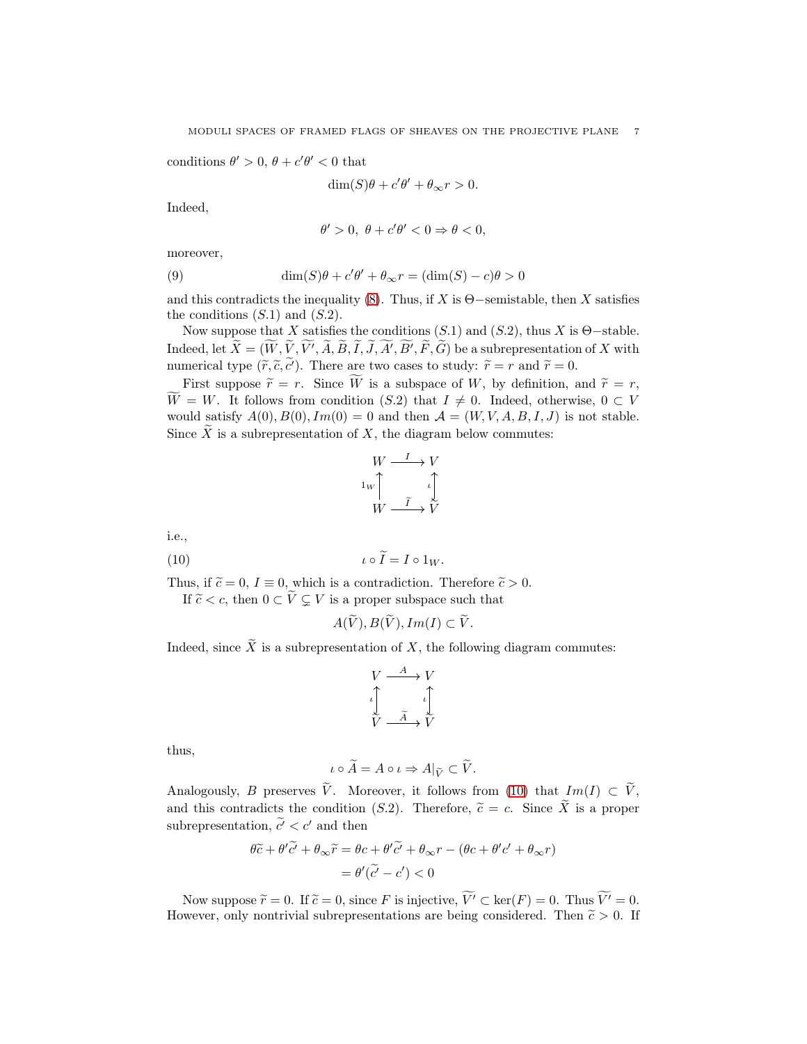conditions $\theta' > 0$, $\theta + c'\theta' < 0$ that

$$\dim(S)\theta + c'\theta' + \theta_\infty r > 0.$$

Indeed,

$$\theta' > 0,\ \theta + c'\theta' < 0 \Rightarrow \theta < 0,$$

moreover,

$$\dim(S)\theta + c'\theta' + \theta_\infty r = (\dim(S) - c)\theta > 0 \tag{9}$$

and this contradicts the inequality (8). Thus, if $X$ is $\Theta-$semistable, then $X$ satisfies the conditions $(S.1)$ and $(S.2)$.

Now suppose that $X$ satisfies the conditions $(S.1)$ and $(S.2)$, thus $X$ is $\Theta-$stable. Indeed, let $\widetilde{X} = (\widetilde{W}, \widetilde{V}, \widetilde{V'}, \widetilde{A}, \widetilde{B}, \widetilde{I}, \widetilde{J}, \widetilde{A'}, \widetilde{B'}, \widetilde{F}, \widetilde{G})$ be a subrepresentation of $X$ with numerical type $(\widetilde{r}, \widetilde{c}, \widetilde{c'})$. There are two cases to study: $\widetilde{r} = r$ and $\widetilde{r} = 0$.

First suppose $\widetilde{r} = r$. Since $\widetilde{W}$ is a subspace of $W$, by definition, and $\widetilde{r} = r$, $\widetilde{W} = W$. It follows from condition $(S.2)$ that $I \neq 0$. Indeed, otherwise, $0 \subset V$ would satisfy $A(0), B(0), Im(0) = 0$ and then $\mathcal{A} = (W, V, A, B, I, J)$ is not stable. Since $\widetilde{X}$ is a subrepresentation of $X$, the diagram below commutes:

$$\begin{array}{ccc} W & \xrightarrow{\ I\ } & V \\ {\scriptstyle 1_W}\uparrow & & \uparrow{\scriptstyle \iota} \\ W & \xrightarrow{\ \widetilde{I}\ } & \widetilde{V} \end{array}$$

i.e.,

$$\iota \circ \widetilde{I} = I \circ 1_W. \tag{10}$$

Thus, if $\widetilde{c} = 0$, $I \equiv 0$, which is a contradiction. Therefore $\widetilde{c} > 0$.

If $\widetilde{c} < c$, then $0 \subset \widetilde{V} \subsetneq V$ is a proper subspace such that

$$A(\widetilde{V}), B(\widetilde{V}), Im(I) \subset \widetilde{V}.$$

Indeed, since $\widetilde{X}$ is a subrepresentation of $X$, the following diagram commutes:

$$\begin{array}{ccc} V & \xrightarrow{\ A\ } & V \\ {\scriptstyle \iota}\uparrow & & \uparrow{\scriptstyle \iota} \\ \widetilde{V} & \xrightarrow{\ \widetilde{A}\ } & \widetilde{V} \end{array}$$

thus,

$$\iota \circ \widetilde{A} = A \circ \iota \Rightarrow A|_{\widetilde{V}} \subset \widetilde{V}.$$

Analogously, $B$ preserves $\widetilde{V}$. Moreover, it follows from (10) that $Im(I) \subset \widetilde{V}$, and this contradicts the condition $(S.2)$. Therefore, $\widetilde{c} = c$. Since $\widetilde{X}$ is a proper subrepresentation, $\widetilde{c'} < c'$ and then

$$\begin{aligned} \theta\widetilde{c} + \theta'\widetilde{c'} + \theta_\infty\widetilde{r} &= \theta c + \theta'\widetilde{c'} + \theta_\infty r - (\theta c + \theta' c' + \theta_\infty r) \\ &= \theta'(\widetilde{c'} - c') < 0 \end{aligned}$$

Now suppose $\widetilde{r} = 0$. If $\widetilde{c} = 0$, since $F$ is injective, $\widetilde{V'} \subset \ker(F) = 0$. Thus $\widetilde{V'} = 0$. However, only nontrivial subrepresentations are being considered. Then $\widetilde{c} > 0$. If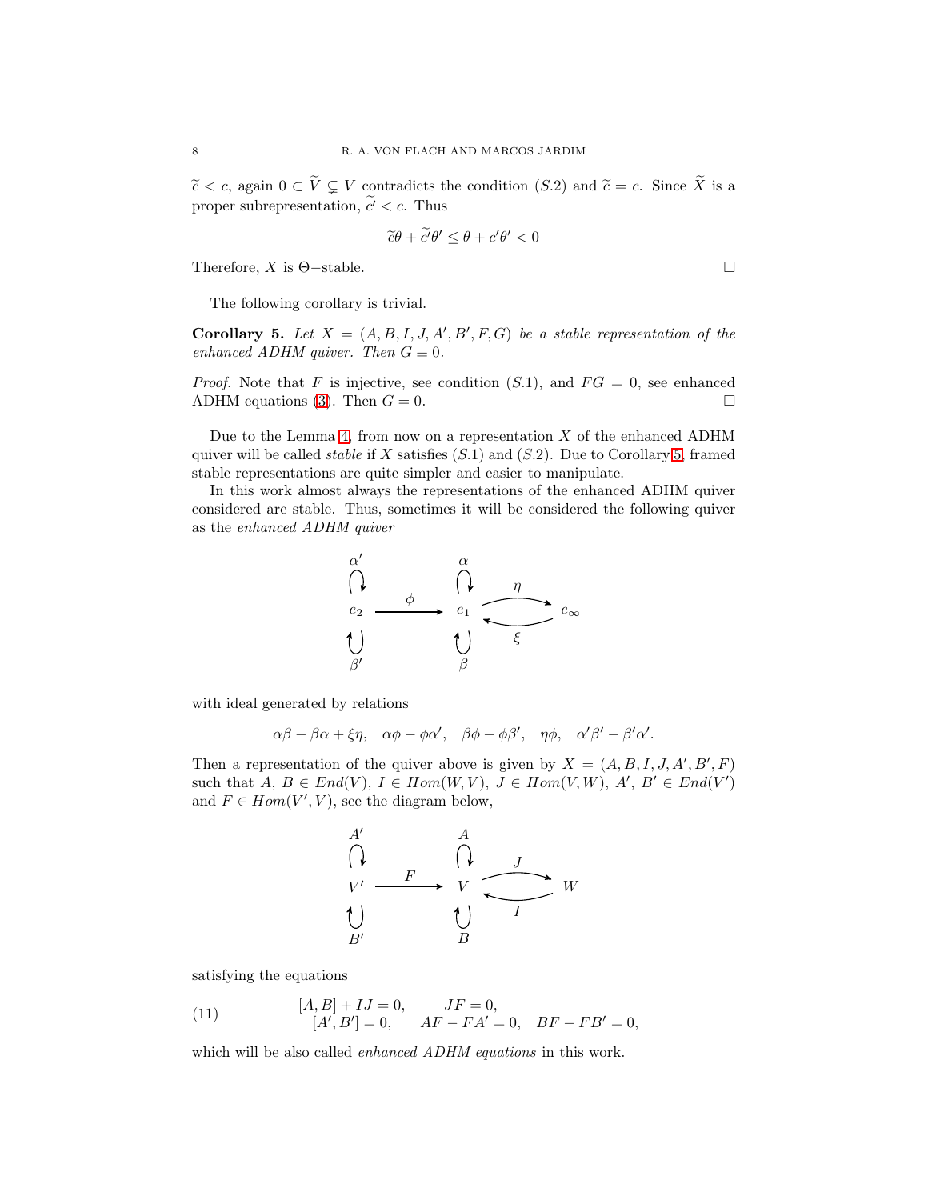$\widetilde{c} < c$, again $0 \subset \widetilde{V} \subsetneq V$ contradicts the condition $(S.2)$ and $\widetilde{c} = c$. Since $\widetilde{X}$ is a proper subrepresentation, $\widetilde{c'} < c$. Thus

$$\widetilde{c}\theta + \widetilde{c'}\theta' \leq \theta + c'\theta' < 0$$

Therefore, $X$ is $\Theta-$stable. □

The following corollary is trivial.

**Corollary 5.** *Let $X = (A, B, I, J, A', B', F, G)$ be a stable representation of the enhanced ADHM quiver. Then $G \equiv 0$.*

*Proof.* Note that $F$ is injective, see condition $(S.1)$, and $FG = 0$, see enhanced ADHM equations (3). Then $G = 0$. □

Due to the Lemma 4, from now on a representation $X$ of the enhanced ADHM quiver will be called *stable* if $X$ satisfies $(S.1)$ and $(S.2)$. Due to Corollary 5, framed stable representations are quite simpler and easier to manipulate.

In this work almost always the representations of the enhanced ADHM quiver considered are stable. Thus, sometimes it will be considered the following quiver as the *enhanced ADHM quiver*

$$\begin{array}{ccccc} \alpha' \circlearrowright & & \alpha \circlearrowright & & \\ e_2 & \xrightarrow{\ \phi\ } & e_1 & \underset{\xi}{\overset{\eta}{\rightleftarrows}} & e_\infty \\ \beta' \circlearrowleft & & \beta \circlearrowleft & & \end{array}$$

with ideal generated by relations

$$\alpha\beta - \beta\alpha + \xi\eta, \quad \alpha\phi - \phi\alpha', \quad \beta\phi - \phi\beta', \quad \eta\phi, \quad \alpha'\beta' - \beta'\alpha'.$$

Then a representation of the quiver above is given by $X = (A, B, I, J, A', B', F)$ such that $A$, $B \in End(V)$, $I \in Hom(W, V)$, $J \in Hom(V, W)$, $A'$, $B' \in End(V')$ and $F \in Hom(V', V)$, see the diagram below,

$$\begin{array}{ccccc} A' \circlearrowright & & A \circlearrowright & & \\ V' & \xrightarrow{\ F\ } & V & \underset{I}{\overset{J}{\rightleftarrows}} & W \\ B' \circlearrowleft & & B \circlearrowleft & & \end{array}$$

satisfying the equations

$$\begin{array}{lll} [A, B] + IJ = 0, & JF = 0, & \\ [A', B'] = 0, & AF - FA' = 0, & BF - FB' = 0, \end{array} \tag{11}$$

which will be also called *enhanced ADHM equations* in this work.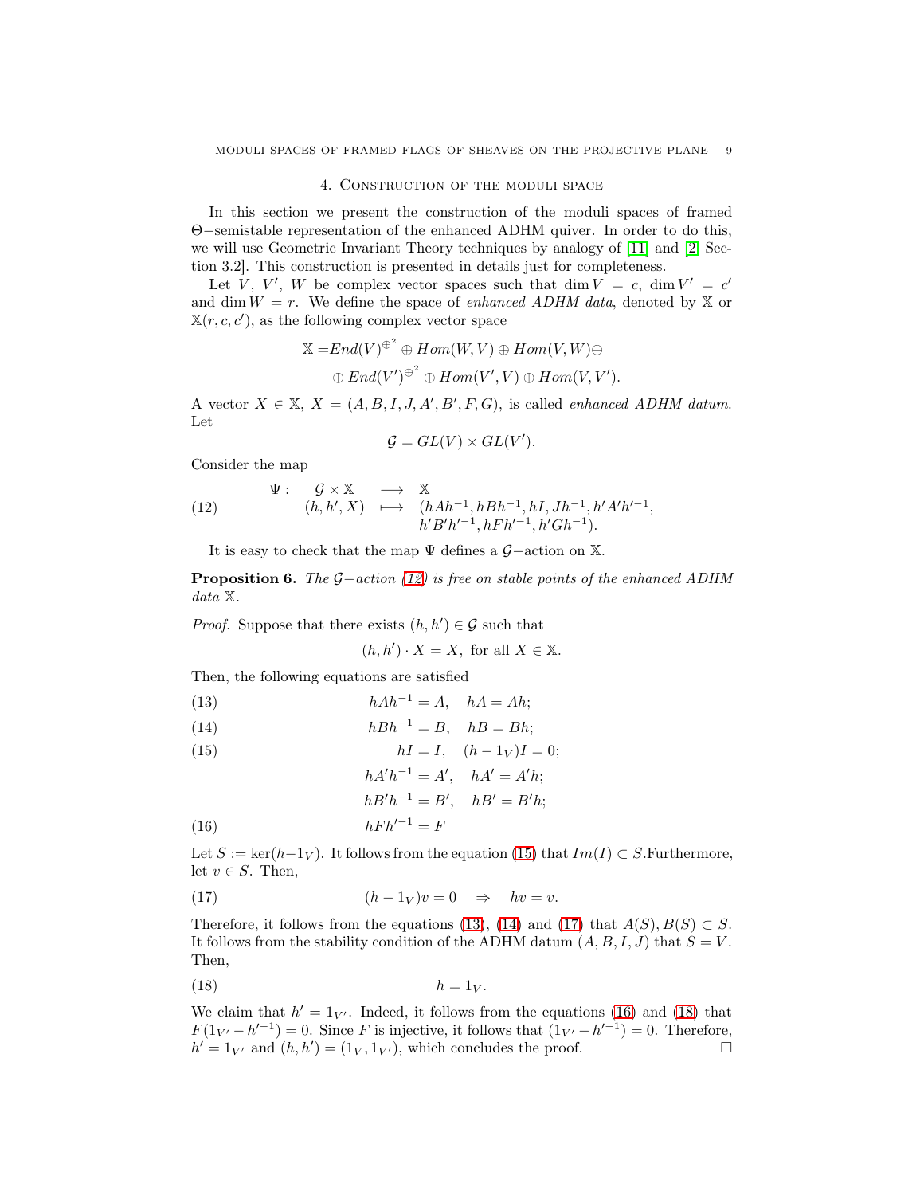## 4. Construction of the moduli space

In this section we present the construction of the moduli spaces of framed $\Theta-$semistable representation of the enhanced ADHM quiver. In order to do this, we will use Geometric Invariant Theory techniques by analogy of [11] and [2, Section 3.2]. This construction is presented in details just for completeness.

Let $V$, $V'$, $W$ be complex vector spaces such that $\dim V = c$, $\dim V' = c'$ and $\dim W = r$. We define the space of *enhanced ADHM data*, denoted by $\mathbb{X}$ or $\mathbb{X}(r, c, c')$, as the following complex vector space

$$
\begin{aligned}
\mathbb{X} =& End(V)^{\oplus^2} \oplus Hom(W, V) \oplus Hom(V, W) \oplus \\
& \oplus End(V')^{\oplus^2} \oplus Hom(V', V) \oplus Hom(V, V').
\end{aligned}
$$

A vector $X \in \mathbb{X}$, $X = (A, B, I, J, A', B', F, G)$, is called *enhanced ADHM datum*. Let

$$
\mathcal{G} = GL(V) \times GL(V').
$$

Consider the map

$$
\begin{array}{llll}
\Psi : & \mathcal{G} \times \mathbb{X} & \longrightarrow & \mathbb{X} \\
& (h, h', X) & \longmapsto & (hAh^{-1}, hBh^{-1}, hI, Jh^{-1}, h'A'h'^{-1}, \\
& & & h'B'h'^{-1}, hFh'^{-1}, h'Gh^{-1}).
\end{array} \tag{12}
$$

It is easy to check that the map $\Psi$ defines a $\mathcal{G}-$action on $\mathbb{X}$.

**Proposition 6.** *The $\mathcal{G}-$action (12) is free on stable points of the enhanced ADHM data $\mathbb{X}$.*

*Proof.* Suppose that there exists $(h, h') \in \mathcal{G}$ such that

$$
(h, h') \cdot X = X, \text{ for all } X \in \mathbb{X}.
$$

Then, the following equations are satisfied

$$
hAh^{-1} = A, \quad hA = Ah; \tag{13}
$$

$$
hBh^{-1} = B, \quad hB = Bh; \tag{14}
$$

$$
hI = I, \quad (h - 1_V)I = 0; \tag{15}
$$

$$
hA'h^{-1} = A', \quad hA' = A'h;
$$

$$
hB'h^{-1} = B', \quad hB' = B'h;
$$

$$
hFh'^{-1} = F \tag{16}
$$

Let $S := \ker(h - 1_V)$. It follows from the equation (15) that $Im(I) \subset S$.Furthermore, let $v \in S$. Then,

$$
(h - 1_V)v = 0 \quad \Rightarrow \quad hv = v. \tag{17}
$$

Therefore, it follows from the equations (13), (14) and (17) that $A(S), B(S) \subset S$. It follows from the stability condition of the ADHM datum $(A, B, I, J)$ that $S = V$. Then,

$$
h = 1_V. \tag{18}
$$

We claim that $h' = 1_{V'}$. Indeed, it follows from the equations (16) and (18) that $F(1_{V'} - h'^{-1}) = 0$. Since $F$ is injective, it follows that $(1_{V'} - h'^{-1}) = 0$. Therefore, $h' = 1_{V'}$ and $(h, h') = (1_V, 1_{V'})$, which concludes the proof. $\square$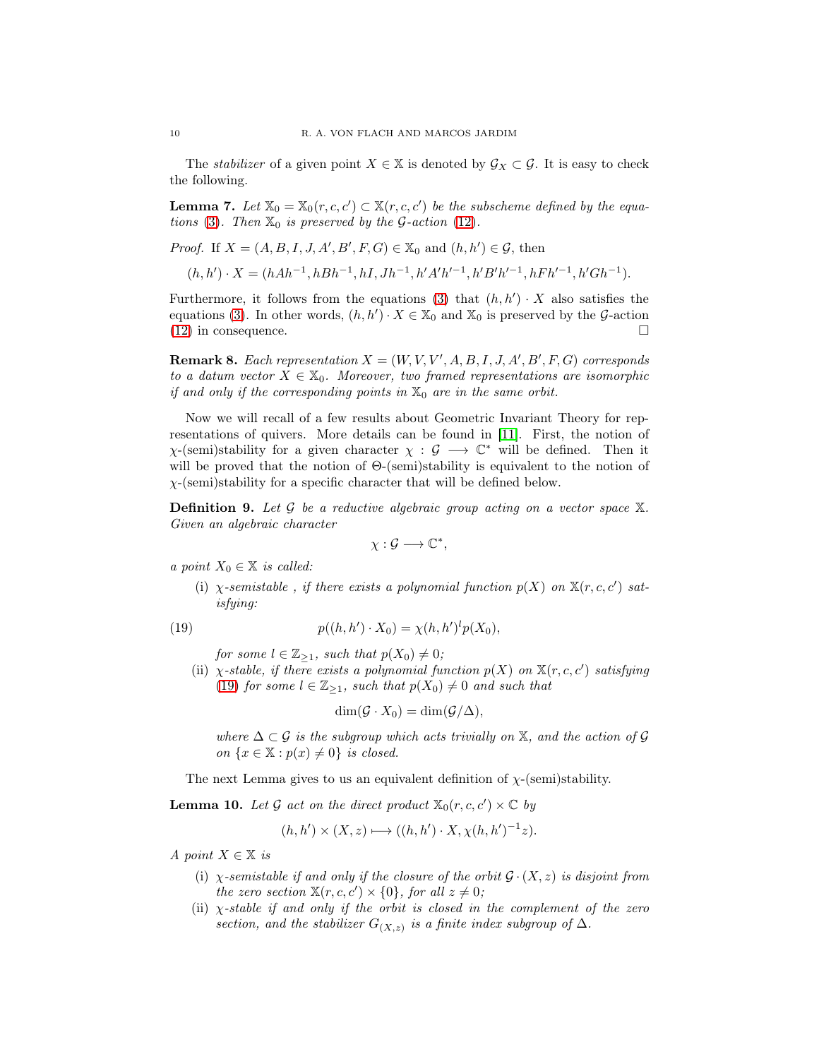The *stabilizer* of a given point $X \in \mathbb{X}$ is denoted by $\mathcal{G}_X \subset \mathcal{G}$. It is easy to check the following.

**Lemma 7.** *Let $\mathbb{X}_0 = \mathbb{X}_0(r,c,c') \subset \mathbb{X}(r,c,c')$ be the subscheme defined by the equations (3). Then $\mathbb{X}_0$ is preserved by the $\mathcal{G}$-action (12).*

*Proof.* If $X = (A,B,I,J,A',B',F,G) \in \mathbb{X}_0$ and $(h,h') \in \mathcal{G}$, then

$$(h,h')\cdot X = (hAh^{-1}, hBh^{-1}, hI, Jh^{-1}, h'A'h'^{-1}, h'B'h'^{-1}, hFh'^{-1}, h'Gh^{-1}).$$

Furthermore, it follows from the equations (3) that $(h,h')\cdot X$ also satisfies the equations (3). In other words, $(h,h')\cdot X \in \mathbb{X}_0$ and $\mathbb{X}_0$ is preserved by the $\mathcal{G}$-action (12) in consequence. $\square$

**Remark 8.** *Each representation $X = (W,V,V',A,B,I,J,A',B',F,G)$ corresponds to a datum vector $X \in \mathbb{X}_0$. Moreover, two framed representations are isomorphic if and only if the corresponding points in $\mathbb{X}_0$ are in the same orbit.*

Now we will recall of a few results about Geometric Invariant Theory for representations of quivers. More details can be found in [11]. First, the notion of $\chi$-(semi)stability for a given character $\chi : \mathcal{G} \longrightarrow \mathbb{C}^*$ will be defined. Then it will be proved that the notion of $\Theta$-(semi)stability is equivalent to the notion of $\chi$-(semi)stability for a specific character that will be defined below.

**Definition 9.** *Let $\mathcal{G}$ be a reductive algebraic group acting on a vector space $\mathbb{X}$. Given an algebraic character*

$$\chi : \mathcal{G} \longrightarrow \mathbb{C}^*,$$

*a point $X_0 \in \mathbb{X}$ is called:*

(i) *$\chi$-semistable , if there exists a polynomial function $p(X)$ on $\mathbb{X}(r,c,c')$ satisfying:*

$$p((h,h')\cdot X_0) = \chi(h,h')^l p(X_0), \tag{19}$$

*for some $l \in \mathbb{Z}_{\geq 1}$, such that $p(X_0) \neq 0$;*

(ii) *$\chi$-stable, if there exists a polynomial function $p(X)$ on $\mathbb{X}(r,c,c')$ satisfying (19) for some $l \in \mathbb{Z}_{\geq 1}$, such that $p(X_0) \neq 0$ and such that*

$$\dim(\mathcal{G}\cdot X_0) = \dim(\mathcal{G}/\Delta),$$

*where $\Delta \subset \mathcal{G}$ is the subgroup which acts trivially on $\mathbb{X}$, and the action of $\mathcal{G}$ on $\{x \in \mathbb{X} : p(x) \neq 0\}$ is closed.*

The next Lemma gives to us an equivalent definition of $\chi$-(semi)stability.

**Lemma 10.** *Let $\mathcal{G}$ act on the direct product $\mathbb{X}_0(r,c,c') \times \mathbb{C}$ by*

$$(h,h') \times (X,z) \longmapsto ((h,h')\cdot X, \chi(h,h')^{-1}z).$$

*A point $X \in \mathbb{X}$ is*

(i) *$\chi$-semistable if and only if the closure of the orbit $\mathcal{G}\cdot(X,z)$ is disjoint from the zero section $\mathbb{X}(r,c,c') \times \{0\}$, for all $z \neq 0$;*

(ii) *$\chi$-stable if and only if the orbit is closed in the complement of the zero section, and the stabilizer $G_{(X,z)}$ is a finite index subgroup of $\Delta$.*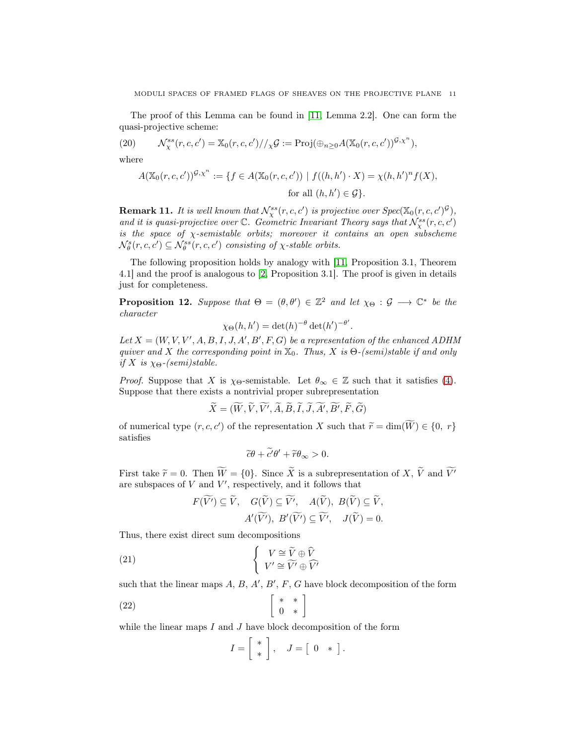The proof of this Lemma can be found in [11, Lemma 2.2]. One can form the quasi-projective scheme:

$$\mathcal{N}_\chi^{ss}(r,c,c') = \mathbb{X}_0(r,c,c')//_\chi \mathcal{G} := \operatorname{Proj}(\oplus_{n\geq 0} A(\mathbb{X}_0(r,c,c'))^{\mathcal{G},\chi^n}), \tag{20}$$

where

$$A(\mathbb{X}_0(r,c,c'))^{\mathcal{G},\chi^n} := \{f \in A(\mathbb{X}_0(r,c,c')) \mid f((h,h')\cdot X) = \chi(h,h')^n f(X), \text{ for all } (h,h') \in \mathcal{G}\}.$$

**Remark 11.** *It is well known that $\mathcal{N}_\chi^{ss}(r,c,c')$ is projective over $Spec(\mathbb{X}_0(r,c,c')^{\mathcal{G}})$, and it is quasi-projective over $\mathbb{C}$. Geometric Invariant Theory says that $\mathcal{N}_\chi^{ss}(r,c,c')$ is the space of $\chi$-semistable orbits; moreover it contains an open subscheme $\mathcal{N}_\theta^{s}(r,c,c') \subseteq \mathcal{N}_\theta^{ss}(r,c,c')$ consisting of $\chi$-stable orbits.*

The following proposition holds by analogy with [11, Proposition 3.1, Theorem 4.1] and the proof is analogous to [2, Proposition 3.1]. The proof is given in details just for completeness.

**Proposition 12.** *Suppose that $\Theta = (\theta,\theta') \in \mathbb{Z}^2$ and let $\chi_\Theta : \mathcal{G} \longrightarrow \mathbb{C}^*$ be the character*

$$\chi_\Theta(h,h') = \det(h)^{-\theta}\det(h')^{-\theta'}.$$

*Let $X = (W,V,V',A,B,I,J,A',B',F,G)$ be a representation of the enhanced ADHM quiver and $X$ the corresponding point in $\mathbb{X}_0$. Thus, $X$ is $\Theta$-(semi)stable if and only if $X$ is $\chi_\Theta$-(semi)stable.*

*Proof.* Suppose that $X$ is $\chi_\Theta$-semistable. Let $\theta_\infty \in \mathbb{Z}$ such that it satisfies (4). Suppose that there exists a nontrivial proper subrepresentation

$$\widetilde{X} = (\widetilde{W},\widetilde{V},\widetilde{V'},\widetilde{A},\widetilde{B},\widetilde{I},\widetilde{J},\widetilde{A'},\widetilde{B'},\widetilde{F},\widetilde{G})$$

of numerical type $(r,c,c')$ of the representation $X$ such that $\widetilde{r} = \dim(\widetilde{W}) \in \{0,\ r\}$ satisfies

$$\widetilde{c}\theta + \widetilde{c'}\theta' + \widetilde{r}\theta_\infty > 0.$$

First take $\widetilde{r} = 0$. Then $\widetilde{W} = \{0\}$. Since $\widetilde{X}$ is a subrepresentation of $X$, $\widetilde{V}$ and $\widetilde{V'}$ are subspaces of $V$ and $V'$, respectively, and it follows that

$$F(\widetilde{V'}) \subseteq \widetilde{V}, \quad G(\widetilde{V}) \subseteq \widetilde{V'}, \quad A(\widetilde{V}),\ B(\widetilde{V}) \subseteq \widetilde{V},$$
$$A'(\widetilde{V'}),\ B'(\widetilde{V'}) \subseteq \widetilde{V'}, \quad J(\widetilde{V}) = 0.$$

Thus, there exist direct sum decompositions

$$\begin{cases} V \cong \widetilde{V} \oplus \widehat{V} \\ V' \cong \widetilde{V'} \oplus \widehat{V'} \end{cases} \tag{21}$$

such that the linear maps $A$, $B$, $A'$, $B'$, $F$, $G$ have block decomposition of the form

$$\begin{bmatrix} * & * \\ 0 & * \end{bmatrix} \tag{22}$$

while the linear maps $I$ and $J$ have block decomposition of the form

$$I = \begin{bmatrix} * \\ * \end{bmatrix}, \quad J = \begin{bmatrix} 0 & * \end{bmatrix}.$$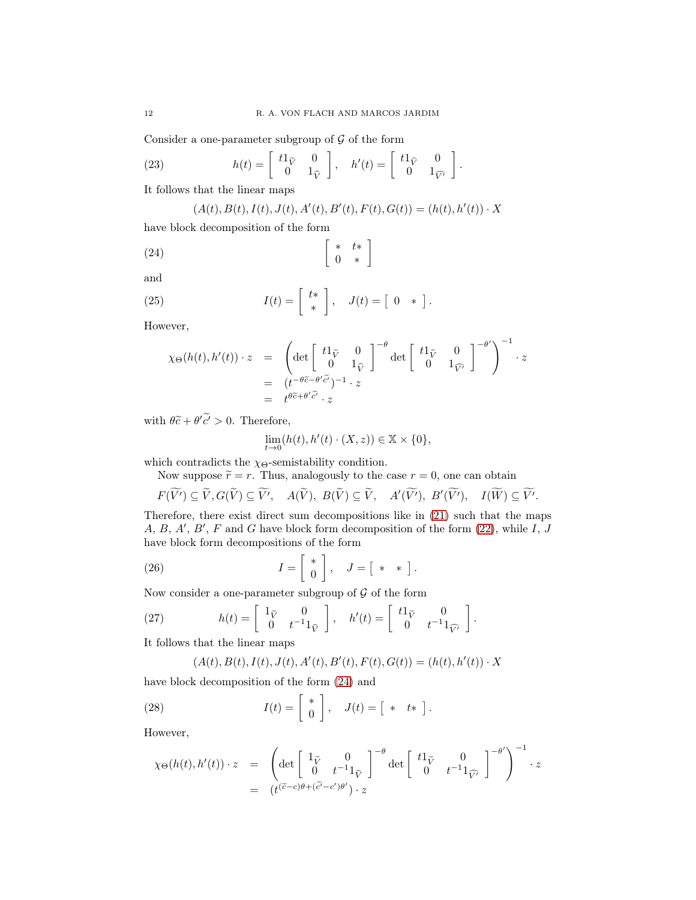Consider a one-parameter subgroup of $\mathcal{G}$ of the form

$$h(t) = \begin{bmatrix} t1_{\widetilde{V}} & 0 \\ 0 & 1_{\widehat{V}} \end{bmatrix}, \quad h'(t) = \begin{bmatrix} t1_{\widetilde{V'}} & 0 \\ 0 & 1_{\widehat{V'}} \end{bmatrix}. \tag{23}$$

It follows that the linear maps

$$(A(t), B(t), I(t), J(t), A'(t), B'(t), F(t), G(t)) = (h(t), h'(t)) \cdot X$$

have block decomposition of the form

$$\begin{bmatrix} * & t* \\ 0 & * \end{bmatrix} \tag{24}$$

and

$$I(t) = \begin{bmatrix} t* \\ * \end{bmatrix}, \quad J(t) = \begin{bmatrix} 0 & * \end{bmatrix}. \tag{25}$$

However,

$$\begin{aligned}
\chi_\Theta(h(t), h'(t)) \cdot z &= \left( \det \begin{bmatrix} t1_{\widetilde{V}} & 0 \\ 0 & 1_{\widehat{V}} \end{bmatrix}^{-\theta} \det \begin{bmatrix} t1_{\widetilde{V}} & 0 \\ 0 & 1_{\widehat{V'}} \end{bmatrix}^{-\theta'} \right)^{-1} \cdot z \\
&= (t^{-\theta\widetilde{c} - \theta'\widetilde{c'}})^{-1} \cdot z \\
&= t^{\theta\widetilde{c} + \theta'\widetilde{c'}} \cdot z
\end{aligned}$$

with $\theta\widetilde{c} + \theta'\widetilde{c'} > 0$. Therefore,

$$\lim_{t \to 0} (h(t), h'(t) \cdot (X, z)) \in \mathbb{X} \times \{0\},$$

which contradicts the $\chi_\Theta$-semistability condition.

Now suppose $\widetilde{r} = r$. Thus, analogously to the case $r = 0$, one can obtain

$$F(\widetilde{V'}) \subseteq \widetilde{V}, G(\widetilde{V}) \subseteq \widetilde{V'}, \quad A(\widetilde{V}),\ B(\widetilde{V}) \subseteq \widetilde{V}, \quad A'(\widetilde{V'}),\ B'(\widetilde{V'}), \quad I(\widetilde{W}) \subseteq \widetilde{V'}.$$

Therefore, there exist direct sum decompositions like in (21) such that the maps $A$, $B$, $A'$, $B'$, $F$ and $G$ have block form decomposition of the form (22), while $I$, $J$ have block form decompositions of the form

$$I = \begin{bmatrix} * \\ 0 \end{bmatrix}, \quad J = \begin{bmatrix} * & * \end{bmatrix}. \tag{26}$$

Now consider a one-parameter subgroup of $\mathcal{G}$ of the form

$$h(t) = \begin{bmatrix} 1_{\widetilde{V}} & 0 \\ 0 & t^{-1}1_{\widehat{V}} \end{bmatrix}, \quad h'(t) = \begin{bmatrix} t1_{\widetilde{V}} & 0 \\ 0 & t^{-1}1_{\widehat{V'}} \end{bmatrix}. \tag{27}$$

It follows that the linear maps

$$(A(t), B(t), I(t), J(t), A'(t), B'(t), F(t), G(t)) = (h(t), h'(t)) \cdot X$$

have block decomposition of the form (24) and

$$I(t) = \begin{bmatrix} * \\ 0 \end{bmatrix}, \quad J(t) = \begin{bmatrix} * & t* \end{bmatrix}. \tag{28}$$

However,

$$\begin{aligned}
\chi_\Theta(h(t), h'(t)) \cdot z &= \left( \det \begin{bmatrix} 1_{\widetilde{V}} & 0 \\ 0 & t^{-1}1_{\widehat{V}} \end{bmatrix}^{-\theta} \det \begin{bmatrix} t1_{\widetilde{V}} & 0 \\ 0 & t^{-1}1_{\widehat{V'}} \end{bmatrix}^{-\theta'} \right)^{-1} \cdot z \\
&= (t^{(\widetilde{c} - c)\theta + (\widetilde{c'} - c')\theta'}) \cdot z
\end{aligned}$$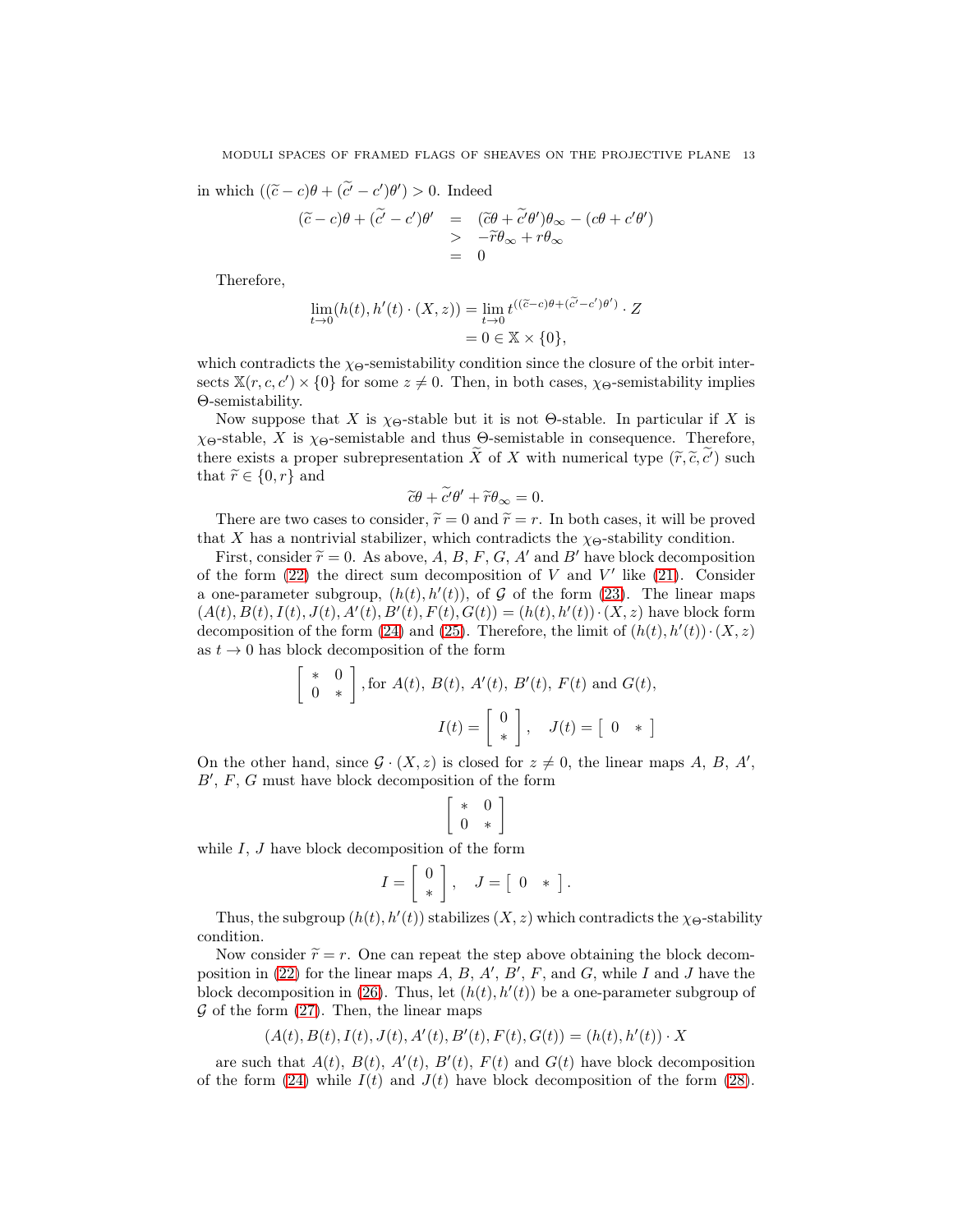in which $((\widetilde{c}-c)\theta+(\widetilde{c'}-c')\theta')>0$. Indeed

$$
\begin{aligned}
(\widetilde{c}-c)\theta+(\widetilde{c'}-c')\theta' &= (\widetilde{c}\theta+\widetilde{c'}\theta')\theta_\infty-(c\theta+c'\theta') \\
&> -\widetilde{r}\theta_\infty+r\theta_\infty \\
&= 0
\end{aligned}
$$

Therefore,

$$
\begin{aligned}
\lim_{t\to 0}(h(t),h'(t)\cdot(X,z)) &= \lim_{t\to 0} t^{((\widetilde{c}-c)\theta+(\widetilde{c'}-c')\theta')}\cdot Z \\
&= 0 \in \mathbb{X}\times\{0\},
\end{aligned}
$$

which contradicts the $\chi_\Theta$-semistability condition since the closure of the orbit intersects $\mathbb{X}(r,c,c')\times\{0\}$ for some $z\neq 0$. Then, in both cases, $\chi_\Theta$-semistability implies $\Theta$-semistability.

Now suppose that $X$ is $\chi_\Theta$-stable but it is not $\Theta$-stable. In particular if $X$ is $\chi_\Theta$-stable, $X$ is $\chi_\Theta$-semistable and thus $\Theta$-semistable in consequence. Therefore, there exists a proper subrepresentation $\widetilde{X}$ of $X$ with numerical type $(\widetilde{r},\widetilde{c},\widetilde{c'})$ such that $\widetilde{r}\in\{0,r\}$ and

$$
\widetilde{c}\theta+\widetilde{c'}\theta'+\widetilde{r}\theta_\infty=0.
$$

There are two cases to consider, $\widetilde{r}=0$ and $\widetilde{r}=r$. In both cases, it will be proved that $X$ has a nontrivial stabilizer, which contradicts the $\chi_\Theta$-stability condition.

First, consider $\widetilde{r}=0$. As above, $A$, $B$, $F$, $G$, $A'$ and $B'$ have block decomposition of the form (22) the direct sum decomposition of $V$ and $V'$ like (21). Consider a one-parameter subgroup, $(h(t),h'(t))$, of $\mathcal{G}$ of the form (23). The linear maps $(A(t),B(t),I(t),J(t),A'(t),B'(t),F(t),G(t))=(h(t),h'(t))\cdot(X,z)$ have block form decomposition of the form (24) and (25). Therefore, the limit of $(h(t),h'(t))\cdot(X,z)$ as $t\to 0$ has block decomposition of the form

$$
\begin{bmatrix} * & 0 \\ 0 & * \end{bmatrix}, \text{for } A(t),\ B(t),\ A'(t),\ B'(t),\ F(t) \text{ and } G(t),
$$

$$
I(t)=\begin{bmatrix} 0 \\ * \end{bmatrix}, \quad J(t)=\begin{bmatrix} 0 & * \end{bmatrix}
$$

On the other hand, since $\mathcal{G}\cdot(X,z)$ is closed for $z\neq 0$, the linear maps $A$, $B$, $A'$, $B'$, $F$, $G$ must have block decomposition of the form

$$
\begin{bmatrix} * & 0 \\ 0 & * \end{bmatrix}
$$

while $I$, $J$ have block decomposition of the form

$$
I=\begin{bmatrix} 0 \\ * \end{bmatrix}, \quad J=\begin{bmatrix} 0 & * \end{bmatrix}.
$$

Thus, the subgroup $(h(t),h'(t))$ stabilizes $(X,z)$ which contradicts the $\chi_\Theta$-stability condition.

Now consider $\widetilde{r}=r$. One can repeat the step above obtaining the block decomposition in (22) for the linear maps $A$, $B$, $A'$, $B'$, $F$, and $G$, while $I$ and $J$ have the block decomposition in (26). Thus, let $(h(t),h'(t))$ be a one-parameter subgroup of $\mathcal{G}$ of the form (27). Then, the linear maps

$$
(A(t),B(t),I(t),J(t),A'(t),B'(t),F(t),G(t))=(h(t),h'(t))\cdot X
$$

are such that $A(t)$, $B(t)$, $A'(t)$, $B'(t)$, $F(t)$ and $G(t)$ have block decomposition of the form (24) while $I(t)$ and $J(t)$ have block decomposition of the form (28).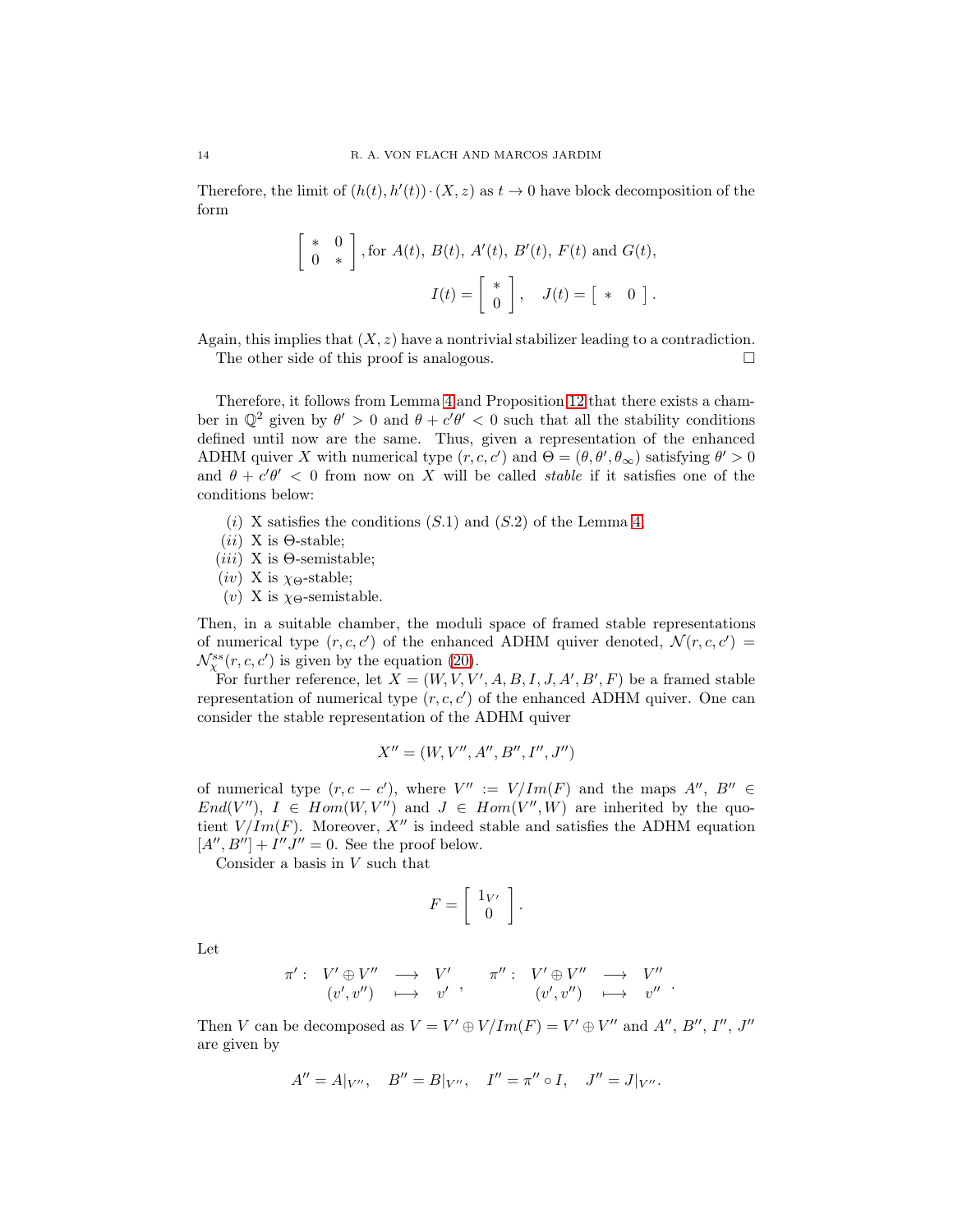Therefore, the limit of $(h(t), h'(t)) \cdot (X, z)$ as $t \to 0$ have block decomposition of the form

$$\left[ \begin{array}{cc} * & 0 \\ 0 & * \end{array} \right], \text{for } A(t),\ B(t),\ A'(t),\ B'(t),\ F(t) \text{ and } G(t),$$

$$I(t) = \left[ \begin{array}{c} * \\ 0 \end{array} \right], \quad J(t) = \left[ \begin{array}{cc} * & 0 \end{array} \right].$$

Again, this implies that $(X, z)$ have a nontrivial stabilizer leading to a contradiction.

The other side of this proof is analogous. $\square$

Therefore, it follows from Lemma 4 and Proposition 12 that there exists a chamber in $\mathbb{Q}^2$ given by $\theta' > 0$ and $\theta + c'\theta' < 0$ such that all the stability conditions defined until now are the same. Thus, given a representation of the enhanced ADHM quiver $X$ with numerical type $(r, c, c')$ and $\Theta = (\theta, \theta', \theta_\infty)$ satisfying $\theta' > 0$ and $\theta + c'\theta' < 0$ from now on $X$ will be called *stable* if it satisfies one of the conditions below:

- $(i)$ X satisfies the conditions $(S.1)$ and $(S.2)$ of the Lemma 4;
- $(ii)$ X is $\Theta$-stable;
- $(iii)$ X is $\Theta$-semistable;
- $(iv)$ X is $\chi_\Theta$-stable;
- $(v)$ X is $\chi_\Theta$-semistable.

Then, in a suitable chamber, the moduli space of framed stable representations of numerical type $(r, c, c')$ of the enhanced ADHM quiver denoted, $\mathcal{N}(r, c, c') = \mathcal{N}^{ss}_\chi(r, c, c')$ is given by the equation (20).

For further reference, let $X = (W, V, V', A, B, I, J, A', B', F)$ be a framed stable representation of numerical type $(r, c, c')$ of the enhanced ADHM quiver. One can consider the stable representation of the ADHM quiver

$$X'' = (W, V'', A'', B'', I'', J'')$$

of numerical type $(r, c - c')$, where $V'' := V/Im(F)$ and the maps $A''$, $B'' \in End(V'')$, $I \in Hom(W, V'')$ and $J \in Hom(V'', W)$ are inherited by the quotient $V/Im(F)$. Moreover, $X''$ is indeed stable and satisfies the ADHM equation $[A'', B''] + I''J'' = 0$. See the proof below.

Consider a basis in $V$ such that

$$F = \left[ \begin{array}{c} 1_{V'} \\ 0 \end{array} \right].$$

Let

$$\begin{array}{rccc} \pi': & V' \oplus V'' & \longrightarrow & V' \\ & (v', v'') & \longmapsto & v' \end{array}, \qquad \begin{array}{rccc} \pi'': & V' \oplus V'' & \longrightarrow & V'' \\ & (v', v'') & \longmapsto & v'' \end{array}.$$

Then $V$ can be decomposed as $V = V' \oplus V/Im(F) = V' \oplus V''$ and $A''$, $B''$, $I''$, $J''$ are given by

$$A'' = A|_{V''}, \quad B'' = B|_{V''}, \quad I'' = \pi'' \circ I, \quad J'' = J|_{V''}.$$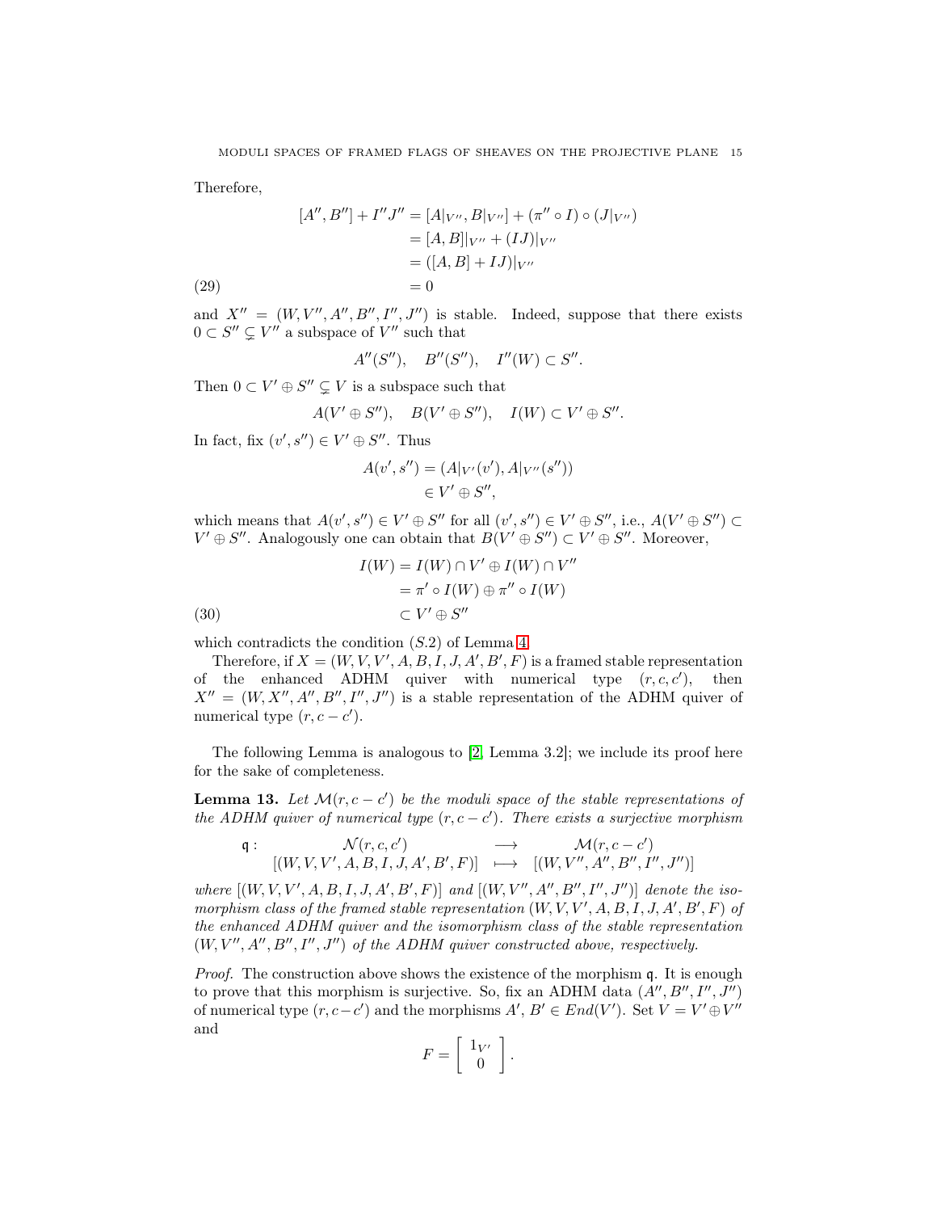Therefore,

$$
\begin{aligned}
[A'', B''] + I''J'' &= [A|_{V''}, B|_{V''}] + (\pi'' \circ I) \circ (J|_{V''}) \\
&= [A, B]|_{V''} + (IJ)|_{V''} \\
&= ([A, B] + IJ)|_{V''} \\
&= 0 \qquad (29)
\end{aligned}
$$

and $X'' = (W, V'', A'', B'', I'', J'')$ is stable. Indeed, suppose that there exists $0 \subset S'' \subsetneq V''$ a subspace of $V''$ such that

$$
A''(S''), \quad B''(S''), \quad I''(W) \subset S''.
$$

Then $0 \subset V' \oplus S'' \subsetneq V$ is a subspace such that

$$
A(V' \oplus S''), \quad B(V' \oplus S''), \quad I(W) \subset V' \oplus S''.
$$

In fact, fix $(v', s'') \in V' \oplus S''$. Thus

$$
\begin{aligned}
A(v', s'') &= (A|_{V'}(v'), A|_{V''}(s'')) \\
&\in V' \oplus S'',
\end{aligned}
$$

which means that $A(v', s'') \in V' \oplus S''$ for all $(v', s'') \in V' \oplus S''$, i.e., $A(V' \oplus S'') \subset V' \oplus S''$. Analogously one can obtain that $B(V' \oplus S'') \subset V' \oplus S''$. Moreover,

$$
\begin{aligned}
I(W) &= I(W) \cap V' \oplus I(W) \cap V'' \\
&= \pi' \circ I(W) \oplus \pi'' \circ I(W) \\
&\subset V' \oplus S'' \qquad (30)
\end{aligned}
$$

which contradicts the condition $(S.2)$ of Lemma 4.

Therefore, if $X = (W, V, V', A, B, I, J, A', B', F)$ is a framed stable representation of the enhanced ADHM quiver with numerical type $(r, c, c')$, then $X'' = (W, X'', A'', B'', I'', J'')$ is a stable representation of the ADHM quiver of numerical type $(r, c - c')$.

The following Lemma is analogous to [2, Lemma 3.2]; we include its proof here for the sake of completeness.

**Lemma 13.** *Let $\mathcal{M}(r, c - c')$ be the moduli space of the stable representations of the ADHM quiver of numerical type $(r, c - c')$. There exists a surjective morphism*

$$
\begin{array}{cccc}
\mathfrak{q}: & \mathcal{N}(r, c, c') & \longrightarrow & \mathcal{M}(r, c - c') \\
& [(W, V, V', A, B, I, J, A', B', F)] & \longmapsto & [(W, V'', A'', B'', I'', J'')]
\end{array}
$$

*where $[(W, V, V', A, B, I, J, A', B', F)]$ and $[(W, V'', A'', B'', I'', J'')]$ denote the isomorphism class of the framed stable representation $(W, V, V', A, B, I, J, A', B', F)$ of the enhanced ADHM quiver and the isomorphism class of the stable representation $(W, V'', A'', B'', I'', J'')$ of the ADHM quiver constructed above, respectively.*

*Proof.* The construction above shows the existence of the morphism $\mathfrak{q}$. It is enough to prove that this morphism is surjective. So, fix an ADHM data $(A'', B'', I'', J'')$ of numerical type $(r, c - c')$ and the morphisms $A'$, $B' \in End(V')$. Set $V = V' \oplus V''$ and

$$
F = \left[ \begin{array}{c} 1_{V'} \\ 0 \end{array} \right].
$$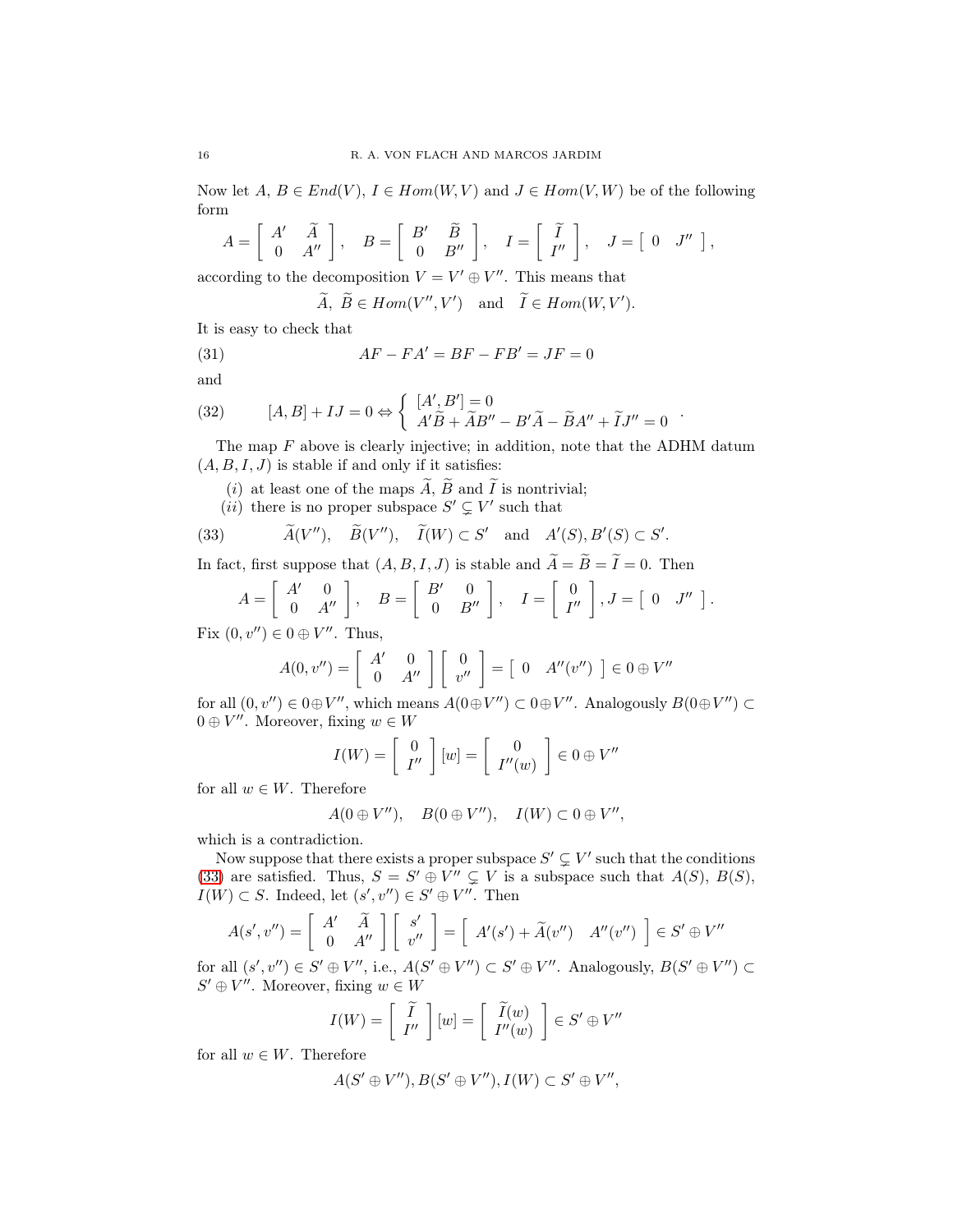Now let $A,\ B \in End(V)$, $I \in Hom(W,V)$ and $J \in Hom(V,W)$ be of the following form

$$A = \left[\begin{array}{cc} A' & \widetilde{A} \\ 0 & A'' \end{array}\right], \quad B = \left[\begin{array}{cc} B' & \widetilde{B} \\ 0 & B'' \end{array}\right], \quad I = \left[\begin{array}{c} \widetilde{I} \\ I'' \end{array}\right], \quad J = \left[\begin{array}{cc} 0 & J'' \end{array}\right],$$

according to the decomposition $V = V' \oplus V''$. This means that

$$\widetilde{A},\ \widetilde{B} \in Hom(V'', V') \quad \text{and} \quad \widetilde{I} \in Hom(W, V').$$

It is easy to check that

$$AF - FA' = BF - FB' = JF = 0 \tag{31}$$

and

$$[A,B] + IJ = 0 \Leftrightarrow \left\{ \begin{array}{l} [A', B'] = 0 \\ A'\widetilde{B} + \widetilde{A}B'' - B'\widetilde{A} - \widetilde{B}A'' + \widetilde{I}J'' = 0 \end{array} \right. . \tag{32}$$

The map $F$ above is clearly injective; in addition, note that the ADHM datum $(A, B, I, J)$ is stable if and only if it satisfies:

- $(i)$ at least one of the maps $\widetilde{A}$, $\widetilde{B}$ and $\widetilde{I}$ is nontrivial;
- $(ii)$ there is no proper subspace $S' \subsetneq V'$ such that

$$\widetilde{A}(V''), \quad \widetilde{B}(V''), \quad \widetilde{I}(W) \subset S' \quad \text{and} \quad A'(S), B'(S) \subset S'. \tag{33}$$

In fact, first suppose that $(A, B, I, J)$ is stable and $\widetilde{A} = \widetilde{B} = \widetilde{I} = 0$. Then

$$A = \left[\begin{array}{cc} A' & 0 \\ 0 & A'' \end{array}\right], \quad B = \left[\begin{array}{cc} B' & 0 \\ 0 & B'' \end{array}\right], \quad I = \left[\begin{array}{c} 0 \\ I'' \end{array}\right], J = \left[\begin{array}{cc} 0 & J'' \end{array}\right].$$

Fix $(0, v'') \in 0 \oplus V''$. Thus,

$$A(0, v'') = \left[\begin{array}{cc} A' & 0 \\ 0 & A'' \end{array}\right] \left[\begin{array}{c} 0 \\ v'' \end{array}\right] = \left[\begin{array}{cc} 0 & A''(v'') \end{array}\right] \in 0 \oplus V''$$

for all $(0, v'') \in 0 \oplus V''$, which means $A(0 \oplus V'') \subset 0 \oplus V''$. Analogously $B(0 \oplus V'') \subset 0 \oplus V''$. Moreover, fixing $w \in W$

$$I(W) = \left[\begin{array}{c} 0 \\ I'' \end{array}\right] [w] = \left[\begin{array}{c} 0 \\ I''(w) \end{array}\right] \in 0 \oplus V''$$

for all $w \in W$. Therefore

$$A(0 \oplus V''), \quad B(0 \oplus V''), \quad I(W) \subset 0 \oplus V'',$$

which is a contradiction.

Now suppose that there exists a proper subspace $S' \subsetneq V'$ such that the conditions (33) are satisfied. Thus, $S = S' \oplus V'' \subsetneq V$ is a subspace such that $A(S)$, $B(S)$, $I(W) \subset S$. Indeed, let $(s', v'') \in S' \oplus V''$. Then

$$A(s', v'') = \left[\begin{array}{cc} A' & \widetilde{A} \\ 0 & A'' \end{array}\right] \left[\begin{array}{c} s' \\ v'' \end{array}\right] = \left[\begin{array}{cc} A'(s') + \widetilde{A}(v'') & A''(v'') \end{array}\right] \in S' \oplus V''$$

for all $(s', v'') \in S' \oplus V''$, i.e., $A(S' \oplus V'') \subset S' \oplus V''$. Analogously, $B(S' \oplus V'') \subset S' \oplus V''$. Moreover, fixing $w \in W$

$$I(W) = \left[\begin{array}{c} \widetilde{I} \\ I'' \end{array}\right] [w] = \left[\begin{array}{c} \widetilde{I}(w) \\ I''(w) \end{array}\right] \in S' \oplus V''$$

for all $w \in W$. Therefore

$$A(S' \oplus V''), B(S' \oplus V''), I(W) \subset S' \oplus V'',$$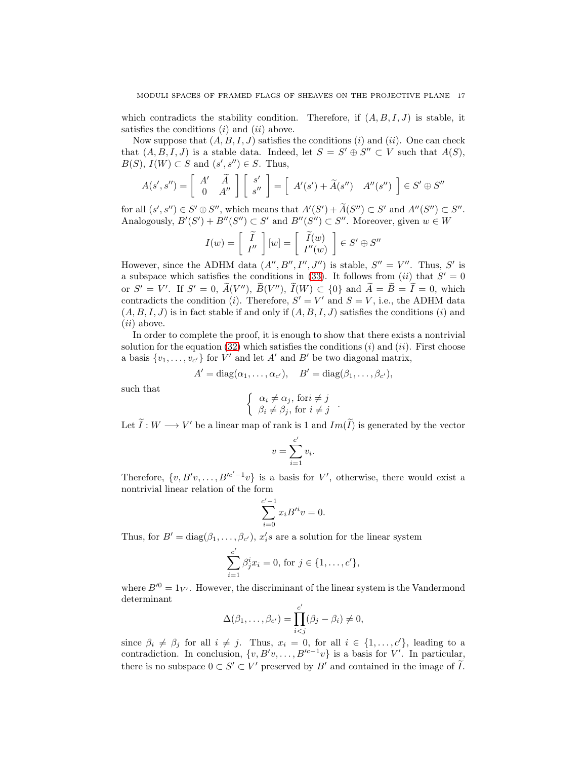which contradicts the stability condition. Therefore, if $(A, B, I, J)$ is stable, it satisfies the conditions $(i)$ and $(ii)$ above.

Now suppose that $(A, B, I, J)$ satisfies the conditions $(i)$ and $(ii)$. One can check that $(A, B, I, J)$ is a stable data. Indeed, let $S = S' \oplus S'' \subset V$ such that $A(S)$, $B(S)$, $I(W) \subset S$ and $(s', s'') \in S$. Thus,

$$A(s', s'') = \begin{bmatrix} A' & \widetilde{A} \\ 0 & A'' \end{bmatrix} \begin{bmatrix} s' \\ s'' \end{bmatrix} = \begin{bmatrix} A'(s') + \widetilde{A}(s'') & A''(s'') \end{bmatrix} \in S' \oplus S''$$

for all $(s', s'') \in S' \oplus S''$, which means that $A'(S') + \widetilde{A}(S'') \subset S'$ and $A''(S'') \subset S''$. Analogously, $B'(S') + B''(S'') \subset S'$ and $B''(S'') \subset S''$. Moreover, given $w \in W$

$$I(w) = \begin{bmatrix} \widetilde{I} \\ I'' \end{bmatrix} [w] = \begin{bmatrix} \widetilde{I}(w) \\ I''(w) \end{bmatrix} \in S' \oplus S''$$

However, since the ADHM data $(A'', B'', I'', J'')$ is stable, $S'' = V''$. Thus, $S'$ is a subspace which satisfies the conditions in (33). It follows from $(ii)$ that $S' = 0$ or $S' = V'$. If $S' = 0$, $\widetilde{A}(V'')$, $\widetilde{B}(V'')$, $\widetilde{I}(W) \subset \{0\}$ and $\widetilde{A} = \widetilde{B} = \widetilde{I} = 0$, which contradicts the condition $(i)$. Therefore, $S' = V'$ and $S = V$, i.e., the ADHM data $(A, B, I, J)$ is in fact stable if and only if $(A, B, I, J)$ satisfies the conditions $(i)$ and $(ii)$ above.

In order to complete the proof, it is enough to show that there exists a nontrivial solution for the equation (32) which satisfies the conditions $(i)$ and $(ii)$. First choose a basis $\{v_1, \dots, v_{c'}\}$ for $V'$ and let $A'$ and $B'$ be two diagonal matrix,

$$A' = \operatorname{diag}(\alpha_1, \dots, \alpha_{c'}), \quad B' = \operatorname{diag}(\beta_1, \dots, \beta_{c'}),$$

such that

$$\begin{cases} \alpha_i \neq \alpha_j, \text{ for} i \neq j \\ \beta_i \neq \beta_j, \text{ for } i \neq j \end{cases}.$$

Let $\widetilde{I} : W \longrightarrow V'$ be a linear map of rank is 1 and $Im(\widetilde{I})$ is generated by the vector

$$v = \sum_{i=1}^{c'} v_i.$$

Therefore, $\{v, B'v, \dots, B'^{c'-1}v\}$ is a basis for $V'$, otherwise, there would exist a nontrivial linear relation of the form

$$\sum_{i=0}^{c'-1} x_i B'^i v = 0.$$

Thus, for $B' = \operatorname{diag}(\beta_1, \dots, \beta_{c'})$, $x_i's$ are a solution for the linear system

$$\sum_{i=1}^{c'} \beta_j^i x_i = 0, \text{ for } j \in \{1, \dots, c'\},$$

where $B'^0 = 1_{V'}$. However, the discriminant of the linear system is the Vandermond determinant

$$\Delta(\beta_1, \dots, \beta_{c'}) = \prod_{i<j}^{c'} (\beta_j - \beta_i) \neq 0,$$

since $\beta_i \neq \beta_j$ for all $i \neq j$. Thus, $x_i = 0$, for all $i \in \{1, \dots, c'\}$, leading to a contradiction. In conclusion, $\{v, B'v, \dots, B'^{c-1}v\}$ is a basis for $V'$. In particular, there is no subspace $0 \subset S' \subset V'$ preserved by $B'$ and contained in the image of $\widetilde{I}$.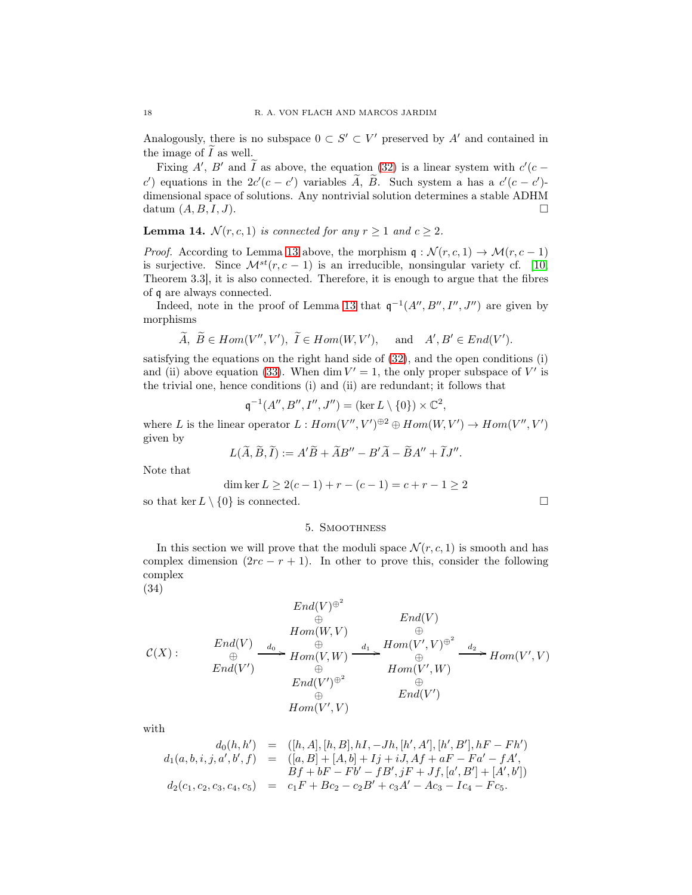Analogously, there is no subspace $0 \subset S' \subset V'$ preserved by $A'$ and contained in the image of $\widetilde{I}$ as well.

Fixing $A'$, $B'$ and $\widetilde{I}$ as above, the equation (32) is a linear system with $c'(c-c')$ equations in the $2c'(c-c')$ variables $\widetilde{A}$, $\widetilde{B}$. Such system a has a $c'(c-c')$-dimensional space of solutions. Any nontrivial solution determines a stable ADHM datum $(A, B, I, J)$. □

**Lemma 14.** *$\mathcal{N}(r, c, 1)$ is connected for any $r \geq 1$ and $c \geq 2$.*

*Proof.* According to Lemma 13 above, the morphism $\mathfrak{q} : \mathcal{N}(r, c, 1) \to \mathcal{M}(r, c-1)$ is surjective. Since $\mathcal{M}^{st}(r, c-1)$ is an irreducible, nonsingular variety cf. [10, Theorem 3.3], it is also connected. Therefore, it is enough to argue that the fibres of $\mathfrak{q}$ are always connected.

Indeed, note in the proof of Lemma 13 that $\mathfrak{q}^{-1}(A'', B'', I'', J'')$ are given by morphisms

$$\widetilde{A},\ \widetilde{B} \in Hom(V'', V'),\ \widetilde{I} \in Hom(W, V'), \quad \text{ and } \quad A', B' \in End(V').$$

satisfying the equations on the right hand side of (32), and the open conditions (i) and (ii) above equation (33). When $\dim V' = 1$, the only proper subspace of $V'$ is the trivial one, hence conditions (i) and (ii) are redundant; it follows that

$$\mathfrak{q}^{-1}(A'', B'', I'', J'') = (\ker L \setminus \{0\}) \times \mathbb{C}^2,$$

where $L$ is the linear operator $L : Hom(V'', V')^{\oplus 2} \oplus Hom(W, V') \to Hom(V'', V')$ given by

$$L(\widetilde{A}, \widetilde{B}, \widetilde{I}) := A'\widetilde{B} + \widetilde{A}B'' - B'\widetilde{A} - \widetilde{B}A'' + \widetilde{I}J''.$$

Note that

$$\dim \ker L \geq 2(c-1) + r - (c-1) = c + r - 1 \geq 2$$

so that $\ker L \setminus \{0\}$ is connected. □

## 5. Smoothness

In this section we will prove that the moduli space $\mathcal{N}(r, c, 1)$ is smooth and has complex dimension $(2rc - r + 1)$. In other to prove this, consider the following complex

(34)

$$\mathcal{C}(X): \quad \begin{matrix} End(V) \\ \oplus \\ End(V') \end{matrix} \xrightarrow{d_0} \begin{matrix} End(V)^{\oplus^2} \\ \oplus \\ Hom(W,V) \\ \oplus \\ Hom(V,W) \\ \oplus \\ End(V')^{\oplus^2} \\ \oplus \\ Hom(V',V) \end{matrix} \xrightarrow{d_1} \begin{matrix} End(V) \\ \oplus \\ Hom(V',V)^{\oplus^2} \\ \oplus \\ Hom(V',W) \\ \oplus \\ End(V') \end{matrix} \xrightarrow{d_2} Hom(V',V)$$

with

$$\begin{aligned}
d_0(h, h') &= ([h, A], [h, B], hI, -Jh, [h', A'], [h', B'], hF - Fh') \\
d_1(a, b, i, j, a', b', f) &= ([a, B] + [A, b] + Ij + iJ, Af + aF - Fa' - fA', \\
&\qquad Bf + bF - Fb' - fB', jF + Jf, [a', B'] + [A', b']) \\
d_2(c_1, c_2, c_3, c_4, c_5) &= c_1F + Bc_2 - c_2B' + c_3A' - Ac_3 - Ic_4 - Fc_5.
\end{aligned}$$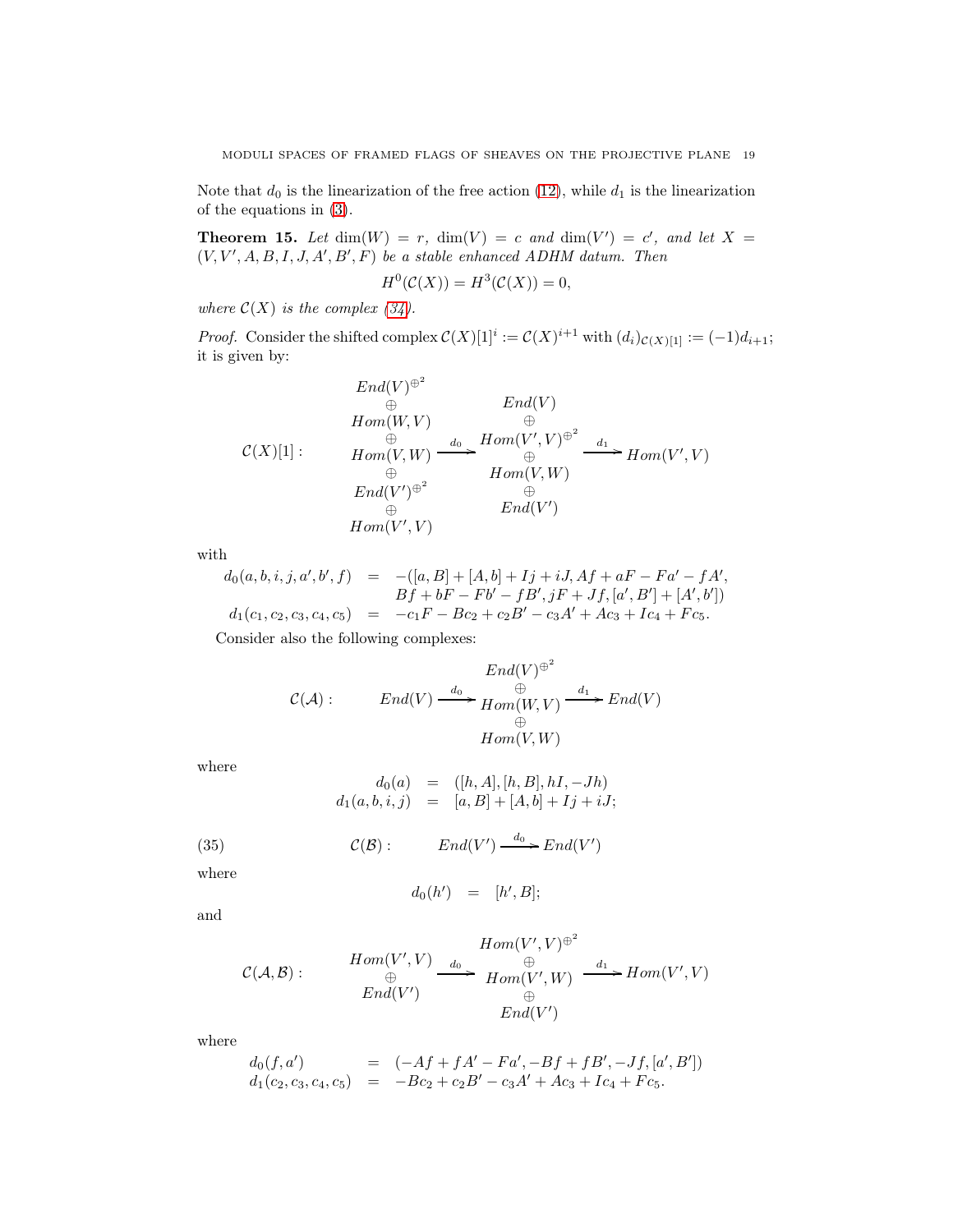Note that $d_0$ is the linearization of the free action (12), while $d_1$ is the linearization of the equations in (3).

**Theorem 15.** *Let $\dim(W) = r$, $\dim(V) = c$ and $\dim(V') = c'$, and let $X = (V, V', A, B, I, J, A', B', F)$ be a stable enhanced ADHM datum. Then*

$$H^0(\mathcal{C}(X)) = H^3(\mathcal{C}(X)) = 0,$$

*where $\mathcal{C}(X)$ is the complex (34).*

*Proof.* Consider the shifted complex $\mathcal{C}(X)[1]^i := \mathcal{C}(X)^{i+1}$ with $(d_i)_{\mathcal{C}(X)[1]} := (-1)d_{i+1}$; it is given by:

$$\mathcal{C}(X)[1]: \qquad \begin{matrix} End(V)^{\oplus^2} \\ \oplus \\ Hom(W,V) \\ \oplus \\ Hom(V,W) \\ \oplus \\ End(V')^{\oplus^2} \\ \oplus \\ Hom(V',V) \end{matrix} \xrightarrow{d_0} \begin{matrix} End(V) \\ \oplus \\ Hom(V',V)^{\oplus^2} \\ \oplus \\ Hom(V,W) \\ \oplus \\ End(V') \end{matrix} \xrightarrow{d_1} Hom(V',V)$$

with

$$\begin{aligned} d_0(a,b,i,j,a',b',f) &= -([a,B]+[A,b]+Ij+iJ, Af+aF-Fa'-fA', \\ &\qquad Bf+bF-Fb'-fB', jF+Jf, [a',B']+[A',b']) \\ d_1(c_1,c_2,c_3,c_4,c_5) &= -c_1F - Bc_2 + c_2B' - c_3A' + Ac_3 + Ic_4 + Fc_5. \end{aligned}$$

Consider also the following complexes:

$$\mathcal{C}(\mathcal{A}): \qquad End(V) \xrightarrow{d_0} \begin{matrix} End(V)^{\oplus^2} \\ \oplus \\ Hom(W,V) \\ \oplus \\ Hom(V,W) \end{matrix} \xrightarrow{d_1} End(V)$$

where

$$\begin{aligned} d_0(a) &= ([h,A],[h,B],hI,-Jh) \\ d_1(a,b,i,j) &= [a,B]+[A,b]+Ij+iJ; \end{aligned}$$

$$\mathcal{C}(\mathcal{B}): \qquad End(V') \xrightarrow{d_0} End(V') \tag{35}$$

where

$$d_0(h') = [h',B];$$

and

$$\mathcal{C}(\mathcal{A},\mathcal{B}): \qquad \begin{matrix} Hom(V',V) \\ \oplus \\ End(V') \end{matrix} \xrightarrow{d_0} \begin{matrix} Hom(V',V)^{\oplus^2} \\ \oplus \\ Hom(V',W) \\ \oplus \\ End(V') \end{matrix} \xrightarrow{d_1} Hom(V',V)$$

where

$$\begin{aligned} d_0(f,a') &= (-Af+fA'-Fa', -Bf+fB', -Jf, [a',B']) \\ d_1(c_2,c_3,c_4,c_5) &= -Bc_2+c_2B'-c_3A'+Ac_3+Ic_4+Fc_5. \end{aligned}$$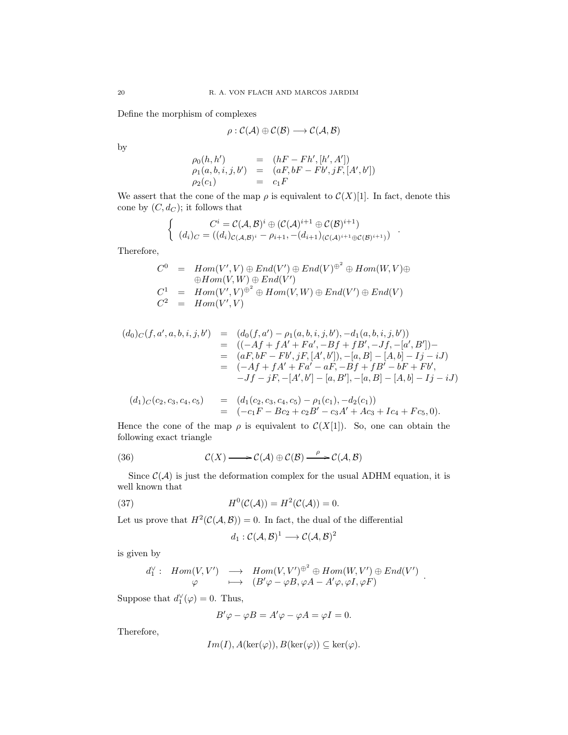Define the morphism of complexes

$$\rho : \mathcal{C}(\mathcal{A}) \oplus \mathcal{C}(\mathcal{B}) \longrightarrow \mathcal{C}(\mathcal{A}, \mathcal{B})$$

by

$$\begin{array}{lcl} \rho_0(h, h') & = & (hF - Fh', [h', A']) \\ \rho_1(a, b, i, j, b') & = & (aF, bF - Fb', jF, [A', b']) \\ \rho_2(c_1) & = & c_1 F \end{array}$$

We assert that the cone of the map $\rho$ is equivalent to $\mathcal{C}(X)[1]$. In fact, denote this cone by $(C, d_C)$; it follows that

$$\left\{ \begin{array}{c} C^i = \mathcal{C}(\mathcal{A}, \mathcal{B})^i \oplus (\mathcal{C}(\mathcal{A})^{i+1} \oplus \mathcal{C}(\mathcal{B})^{i+1}) \\ (d_i)_C = ((d_i)_{\mathcal{C}(\mathcal{A},\mathcal{B})^i} - \rho_{i+1}, -(d_{i+1})_{(\mathcal{C}(\mathcal{A})^{i+1} \oplus \mathcal{C}(\mathcal{B})^{i+1})}) \end{array} \right. .$$

Therefore,

$$\begin{array}{lcl} C^0 & = & Hom(V', V) \oplus End(V') \oplus End(V)^{\oplus^2} \oplus Hom(W, V) \oplus \\ & & \oplus Hom(V, W) \oplus End(V') \\ C^1 & = & Hom(V', V)^{\oplus^2} \oplus Hom(V, W) \oplus End(V') \oplus End(V) \\ C^2 & = & Hom(V', V) \end{array}$$

$$\begin{array}{lcl} (d_0)_C(f, a', a, b, i, j, b') & = & (d_0(f, a') - \rho_1(a, b, i, j, b'), -d_1(a, b, i, j, b')) \\ & = & ((-Af + fA' + Fa', -Bf + fB', -Jf, -[a', B']) - \\ & = & (aF, bF - Fb', jF, [A', b']), -[a, B] - [A, b] - Ij - iJ) \\ & = & (-Af + fA' + Fa' - aF, -Bf + fB' - bF + Fb', \\ & & -Jf - jF, -[A', b'] - [a, B'], -[a, B] - [A, b] - Ij - iJ) \end{array}$$

$$\begin{array}{lcl} (d_1)_C(c_2, c_3, c_4, c_5) & = & (d_1(c_2, c_3, c_4, c_5) - \rho_1(c_1), -d_2(c_1)) \\ & = & (-c_1 F - Bc_2 + c_2 B' - c_3 A' + Ac_3 + Ic_4 + Fc_5, 0). \end{array}$$

Hence the cone of the map $\rho$ is equivalent to $\mathcal{C}(X[1])$. So, one can obtain the following exact triangle

$$\mathcal{C}(X) \longrightarrow \mathcal{C}(\mathcal{A}) \oplus \mathcal{C}(\mathcal{B}) \xrightarrow{\rho} \mathcal{C}(\mathcal{A}, \mathcal{B}) \tag{36}$$

Since $\mathcal{C}(\mathcal{A})$ is just the deformation complex for the usual ADHM equation, it is well known that

$$H^0(\mathcal{C}(\mathcal{A})) = H^2(\mathcal{C}(\mathcal{A})) = 0. \tag{37}$$

Let us prove that $H^2(\mathcal{C}(\mathcal{A}, \mathcal{B})) = 0$. In fact, the dual of the differential

$$d_1 : \mathcal{C}(\mathcal{A}, \mathcal{B})^1 \longrightarrow \mathcal{C}(\mathcal{A}, \mathcal{B})^2$$

is given by

$$\begin{array}{cccl} d_1^\vee : & Hom(V, V') & \longrightarrow & Hom(V, V')^{\oplus^2} \oplus Hom(W, V') \oplus End(V') \\ & \varphi & \longmapsto & (B'\varphi - \varphi B, \varphi A - A'\varphi, \varphi I, \varphi F) \end{array} .$$

Suppose that $d_1^\vee(\varphi) = 0$. Thus,

$$B'\varphi - \varphi B = A'\varphi - \varphi A = \varphi I = 0.$$

Therefore,

$$Im(I), A(\ker(\varphi)), B(\ker(\varphi)) \subseteq \ker(\varphi).$$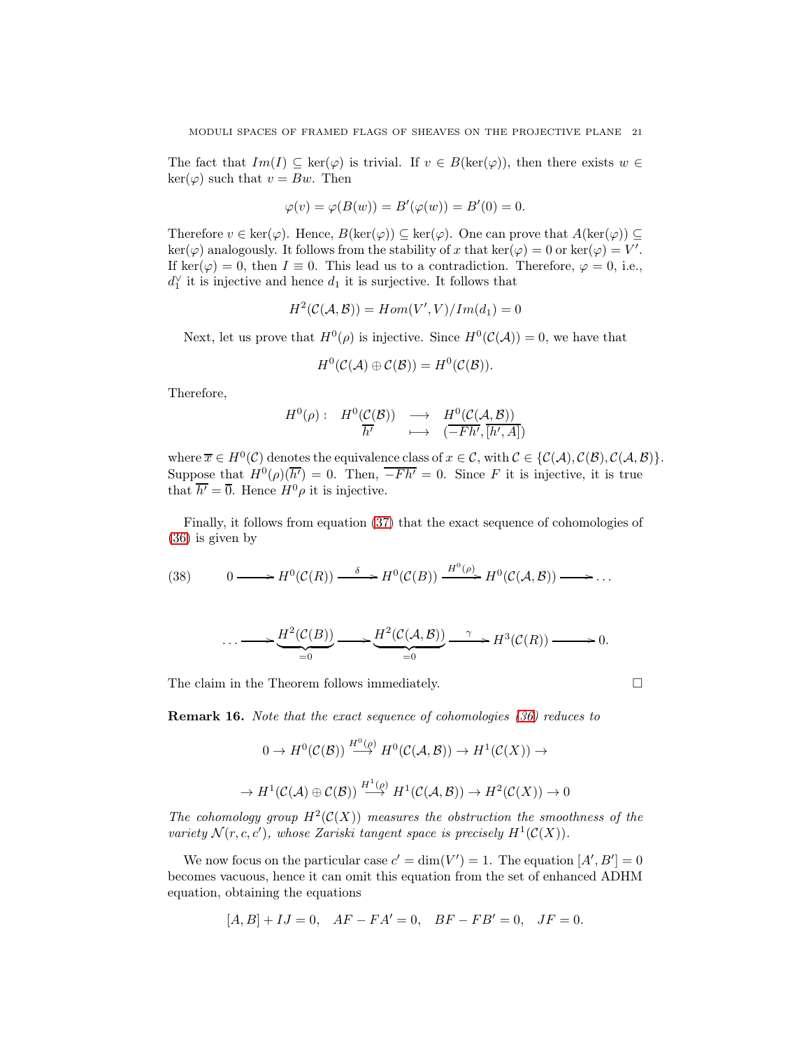The fact that $Im(I) \subseteq \ker(\varphi)$ is trivial. If $v \in B(\ker(\varphi))$, then there exists $w \in \ker(\varphi)$ such that $v = Bw$. Then

$$\varphi(v) = \varphi(B(w)) = B'(\varphi(w)) = B'(0) = 0.$$

Therefore $v \in \ker(\varphi)$. Hence, $B(\ker(\varphi)) \subseteq \ker(\varphi)$. One can prove that $A(\ker(\varphi)) \subseteq \ker(\varphi)$ analogously. It follows from the stability of $x$ that $\ker(\varphi) = 0$ or $\ker(\varphi) = V'$. If $\ker(\varphi) = 0$, then $I \equiv 0$. This lead us to a contradiction. Therefore, $\varphi = 0$, i.e., $d_1^\vee$ it is injective and hence $d_1$ it is surjective. It follows that

$$H^2(\mathcal{C}(\mathcal{A}, \mathcal{B})) = Hom(V', V)/Im(d_1) = 0$$

Next, let us prove that $H^0(\rho)$ is injective. Since $H^0(\mathcal{C}(\mathcal{A})) = 0$, we have that

$$H^0(\mathcal{C}(\mathcal{A}) \oplus \mathcal{C}(\mathcal{B})) = H^0(\mathcal{C}(\mathcal{B})).$$

Therefore,

$$\begin{array}{cccc} H^0(\rho): & H^0(\mathcal{C}(\mathcal{B})) & \longrightarrow & H^0(\mathcal{C}(\mathcal{A}, \mathcal{B})) \\ & \overline{h'} & \longmapsto & (\overline{-Fh'}, \overline{[h', A]}) \end{array}$$

where $\overline{x} \in H^0(\mathcal{C})$ denotes the equivalence class of $x \in \mathcal{C}$, with $\mathcal{C} \in \{\mathcal{C}(\mathcal{A}), \mathcal{C}(\mathcal{B}), \mathcal{C}(\mathcal{A}, \mathcal{B})\}$. Suppose that $H^0(\rho)(\overline{h'}) = 0$. Then, $\overline{-Fh'} = 0$. Since $F$ it is injective, it is true that $\overline{h'} = \overline{0}$. Hence $H^0\rho$ it is injective.

Finally, it follows from equation (37) that the exact sequence of cohomologies of (36) is given by

$$0 \longrightarrow H^0(\mathcal{C}(R)) \xrightarrow{\delta} H^0(\mathcal{C}(B)) \xrightarrow{H^0(\rho)} H^0(\mathcal{C}(\mathcal{A}, \mathcal{B})) \longrightarrow \dots \tag{38}$$

$$\dots \longrightarrow \underbrace{H^2(\mathcal{C}(B))}_{=0} \longrightarrow \underbrace{H^2(\mathcal{C}(\mathcal{A}, \mathcal{B}))}_{=0} \xrightarrow{\gamma} H^3(\mathcal{C}(R)) \longrightarrow 0.$$

The claim in the Theorem follows immediately. $\square$

**Remark 16.** *Note that the exact sequence of cohomologies (36) reduces to*

$$0 \to H^0(\mathcal{C}(\mathcal{B})) \xrightarrow{H^0(\rho)} H^0(\mathcal{C}(\mathcal{A}, \mathcal{B})) \to H^1(\mathcal{C}(X)) \to$$

$$\to H^1(\mathcal{C}(\mathcal{A}) \oplus \mathcal{C}(\mathcal{B})) \xrightarrow{H^1(\rho)} H^1(\mathcal{C}(\mathcal{A}, \mathcal{B})) \to H^2(\mathcal{C}(X)) \to 0$$

*The cohomology group $H^2(\mathcal{C}(X))$ measures the obstruction the smoothness of the variety $\mathcal{N}(r, c, c')$, whose Zariski tangent space is precisely $H^1(\mathcal{C}(X))$.*

We now focus on the particular case $c' = \dim(V') = 1$. The equation $[A', B'] = 0$ becomes vacuous, hence it can omit this equation from the set of enhanced ADHM equation, obtaining the equations

$$[A, B] + IJ = 0, \quad AF - FA' = 0, \quad BF - FB' = 0, \quad JF = 0.$$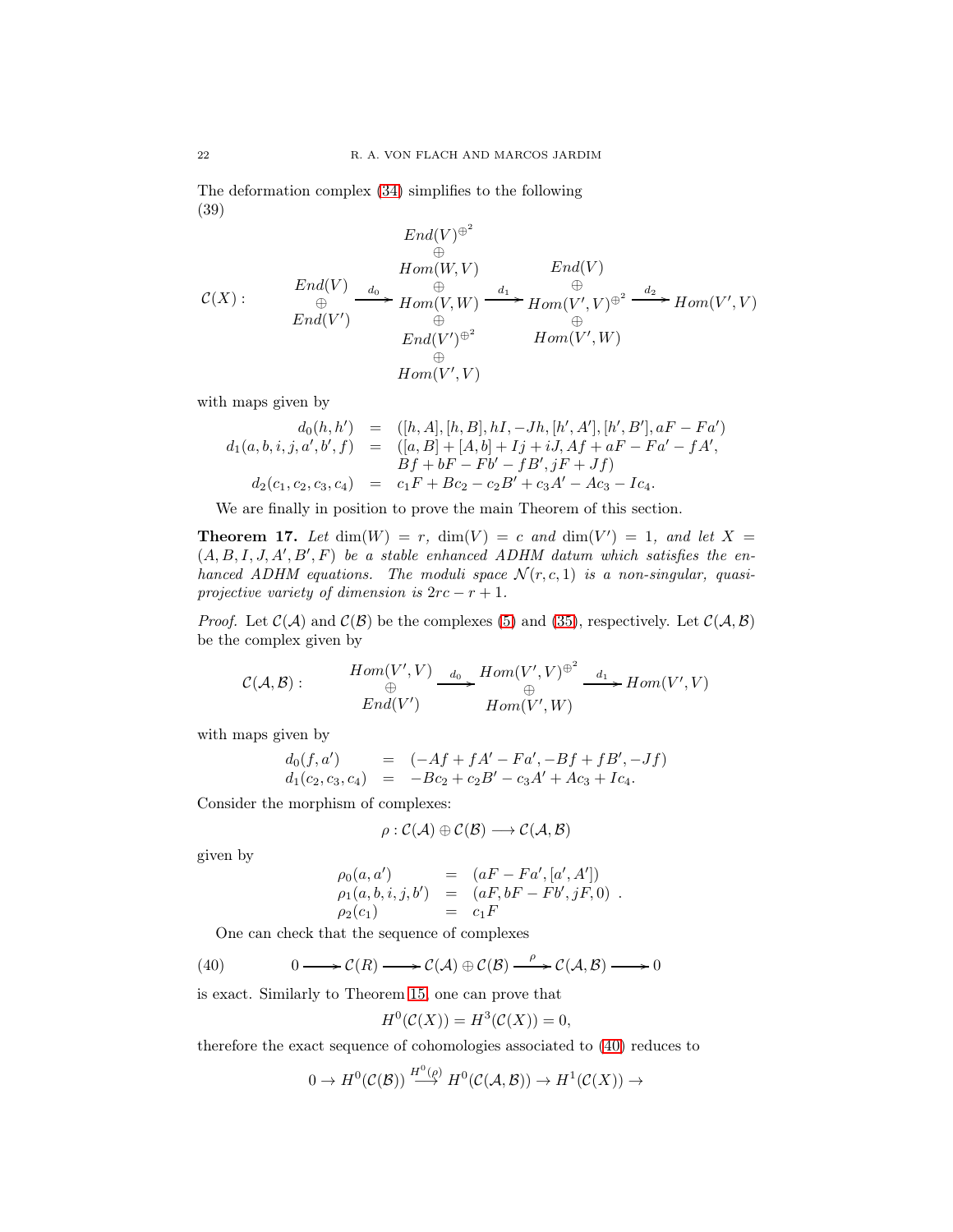The deformation complex (34) simplifies to the following

(39)

$$
\mathcal{C}(X): \qquad \begin{matrix} End(V) \\ \oplus \\ End(V') \end{matrix} \xrightarrow{d_0} \begin{matrix} End(V)^{\oplus^2} \\ \oplus \\ Hom(W,V) \\ \oplus \\ Hom(V,W) \\ \oplus \\ End(V')^{\oplus^2} \\ \oplus \\ Hom(V',V) \end{matrix} \xrightarrow{d_1} \begin{matrix} End(V) \\ \oplus \\ Hom(V',V)^{\oplus^2} \\ \oplus \\ Hom(V',W) \end{matrix} \xrightarrow{d_2} Hom(V',V)
$$

with maps given by

$$
\begin{aligned}
d_0(h,h') &= ([h,A],[h,B],hI,-Jh,[h',A'],[h',B'],aF-Fa') \\
d_1(a,b,i,j,a',b',f) &= ([a,B]+[A,b]+Ij+iJ, Af+aF-Fa'-fA', \\
&\quad\ Bf+bF-Fb'-fB', jF+Jf) \\
d_2(c_1,c_2,c_3,c_4) &= c_1F+Bc_2-c_2B'+c_3A'-Ac_3-Ic_4.
\end{aligned}
$$

We are finally in position to prove the main Theorem of this section.

**Theorem 17.** *Let $\dim(W)=r$, $\dim(V)=c$ and $\dim(V')=1$, and let $X=(A,B,I,J,A',B',F)$ be a stable enhanced ADHM datum which satisfies the enhanced ADHM equations. The moduli space $\mathcal{N}(r,c,1)$ is a non-singular, quasi-projective variety of dimension is $2rc-r+1$.*

*Proof.* Let $\mathcal{C}(\mathcal{A})$ and $\mathcal{C}(\mathcal{B})$ be the complexes (5) and (35), respectively. Let $\mathcal{C}(\mathcal{A},\mathcal{B})$ be the complex given by

$$
\mathcal{C}(\mathcal{A},\mathcal{B}): \qquad \begin{matrix} Hom(V',V) \\ \oplus \\ End(V') \end{matrix} \xrightarrow{d_0} \begin{matrix} Hom(V',V)^{\oplus^2} \\ \oplus \\ Hom(V',W) \end{matrix} \xrightarrow{d_1} Hom(V',V)
$$

with maps given by

$$
\begin{aligned}
d_0(f,a') &= (-Af+fA'-Fa', -Bf+fB', -Jf) \\
d_1(c_2,c_3,c_4) &= -Bc_2+c_2B'-c_3A'+Ac_3+Ic_4.
\end{aligned}
$$

Consider the morphism of complexes:

$$
\rho: \mathcal{C}(\mathcal{A})\oplus\mathcal{C}(\mathcal{B}) \longrightarrow \mathcal{C}(\mathcal{A},\mathcal{B})
$$

given by

$$
\begin{aligned}
\rho_0(a,a') &= (aF-Fa',[a',A']) \\
\rho_1(a,b,i,j,b') &= (aF, bF-Fb', jF, 0) \\
\rho_2(c_1) &= c_1F
\end{aligned} .
$$

One can check that the sequence of complexes

$$
0 \longrightarrow \mathcal{C}(R) \longrightarrow \mathcal{C}(\mathcal{A})\oplus\mathcal{C}(\mathcal{B}) \xrightarrow{\rho} \mathcal{C}(\mathcal{A},\mathcal{B}) \longrightarrow 0 \tag{40}
$$

is exact. Similarly to Theorem 15, one can prove that

$$
H^0(\mathcal{C}(X)) = H^3(\mathcal{C}(X)) = 0,
$$

therefore the exact sequence of cohomologies associated to (40) reduces to

$$
0 \to H^0(\mathcal{C}(\mathcal{B})) \xrightarrow{H^0(\rho)} H^0(\mathcal{C}(\mathcal{A},\mathcal{B})) \to H^1(\mathcal{C}(X)) \to
$$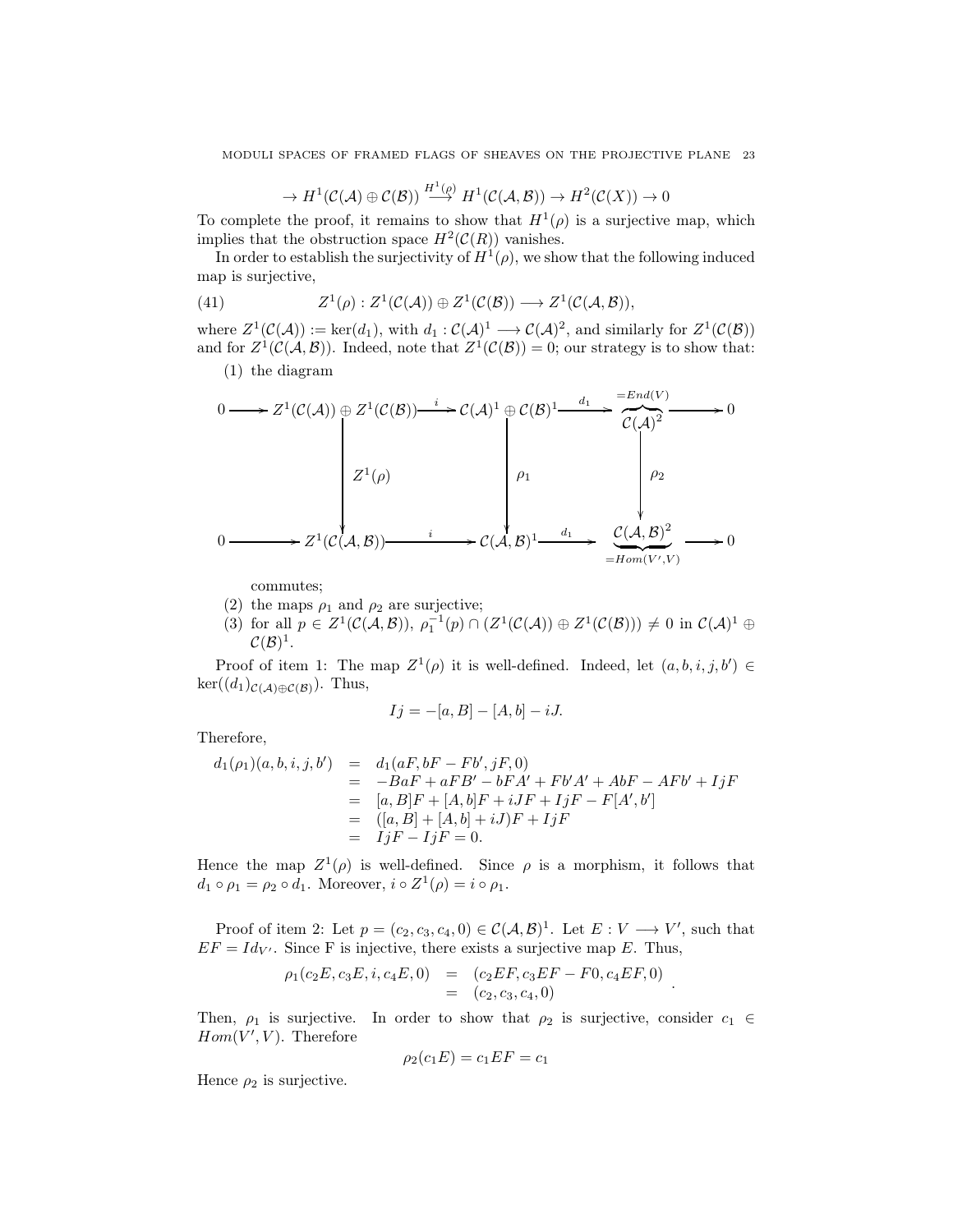$$\to H^1(\mathcal{C}(\mathcal{A}) \oplus \mathcal{C}(\mathcal{B})) \xrightarrow{H^1(\rho)} H^1(\mathcal{C}(\mathcal{A}, \mathcal{B})) \to H^2(\mathcal{C}(X)) \to 0$$

To complete the proof, it remains to show that $H^1(\rho)$ is a surjective map, which implies that the obstruction space $H^2(\mathcal{C}(R))$ vanishes.

In order to establish the surjectivity of $H^1(\rho)$, we show that the following induced map is surjective,

$$Z^1(\rho) : Z^1(\mathcal{C}(\mathcal{A})) \oplus Z^1(\mathcal{C}(\mathcal{B})) \longrightarrow Z^1(\mathcal{C}(\mathcal{A}, \mathcal{B})), \tag{41}$$

where $Z^1(\mathcal{C}(\mathcal{A})) := \ker(d_1)$, with $d_1 : \mathcal{C}(\mathcal{A})^1 \longrightarrow \mathcal{C}(\mathcal{A})^2$, and similarly for $Z^1(\mathcal{C}(\mathcal{B}))$ and for $Z^1(\mathcal{C}(\mathcal{A}, \mathcal{B}))$. Indeed, note that $Z^1(\mathcal{C}(\mathcal{B})) = 0$; our strategy is to show that:

(1) the diagram

$$\begin{array}{ccccccccc}
0 & \longrightarrow & Z^1(\mathcal{C}(\mathcal{A})) \oplus Z^1(\mathcal{C}(\mathcal{B})) & \xrightarrow{i} & \mathcal{C}(\mathcal{A})^1 \oplus \mathcal{C}(\mathcal{B})^1 & \xrightarrow{d_1} & \overbrace{\mathcal{C}(\mathcal{A})^2}^{=End(V)} & \longrightarrow & 0 \\
 & & \Big\downarrow Z^1(\rho) & & \Big\downarrow \rho_1 & & \Big\downarrow \rho_2 & & \\
0 & \longrightarrow & Z^1(\mathcal{C}(\mathcal{A}, \mathcal{B})) & \xrightarrow{i} & \mathcal{C}(\mathcal{A}, \mathcal{B})^1 & \xrightarrow{d_1} & \underbrace{\mathcal{C}(\mathcal{A}, \mathcal{B})^2}_{=Hom(V', V)} & \longrightarrow & 0
\end{array}$$

commutes;

(2) the maps $\rho_1$ and $\rho_2$ are surjective;

(3) for all $p \in Z^1(\mathcal{C}(\mathcal{A}, \mathcal{B}))$, $\rho_1^{-1}(p) \cap (Z^1(\mathcal{C}(\mathcal{A})) \oplus Z^1(\mathcal{C}(\mathcal{B}))) \neq 0$ in $\mathcal{C}(\mathcal{A})^1 \oplus \mathcal{C}(\mathcal{B})^1$.

Proof of item 1: The map $Z^1(\rho)$ it is well-defined. Indeed, let $(a, b, i, j, b') \in \ker((d_1)_{\mathcal{C}(\mathcal{A}) \oplus \mathcal{C}(\mathcal{B})})$. Thus,

$$Ij = -[a, B] - [A, b] - iJ.$$

Therefore,

$$\begin{aligned}
d_1(\rho_1)(a, b, i, j, b') &= d_1(aF, bF - Fb', jF, 0) \\
&= -BaF + aFB' - bFA' + Fb'A' + AbF - AFb' + IjF \\
&= [a, B]F + [A, b]F + iJF + IjF - F[A', b'] \\
&= ([a, B] + [A, b] + iJ)F + IjF \\
&= IjF - IjF = 0.
\end{aligned}$$

Hence the map $Z^1(\rho)$ is well-defined. Since $\rho$ is a morphism, it follows that $d_1 \circ \rho_1 = \rho_2 \circ d_1$. Moreover, $i \circ Z^1(\rho) = i \circ \rho_1$.

Proof of item 2: Let $p = (c_2, c_3, c_4, 0) \in \mathcal{C}(\mathcal{A}, \mathcal{B})^1$. Let $E : V \longrightarrow V'$, such that $EF = Id_{V'}$. Since F is injective, there exists a surjective map $E$. Thus,

$$\begin{aligned}
\rho_1(c_2E, c_3E, i, c_4E, 0) &= (c_2EF, c_3EF - F0, c_4EF, 0) \\
&= (c_2, c_3, c_4, 0)
\end{aligned}.$$

Then, $\rho_1$ is surjective. In order to show that $\rho_2$ is surjective, consider $c_1 \in Hom(V', V)$. Therefore

$$\rho_2(c_1E) = c_1EF = c_1$$

Hence $\rho_2$ is surjective.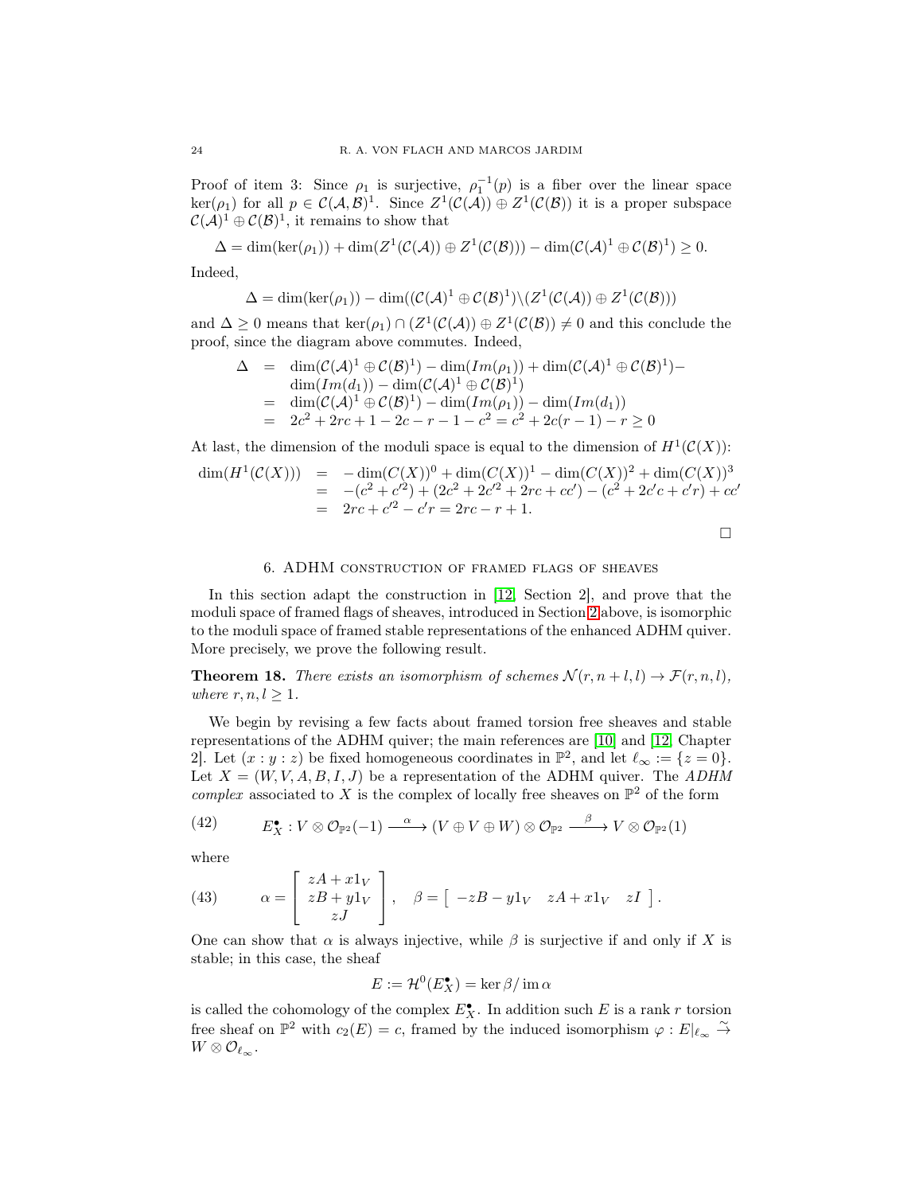Proof of item 3: Since $\rho_1$ is surjective, $\rho_1^{-1}(p)$ is a fiber over the linear space $\ker(\rho_1)$ for all $p \in \mathcal{C}(\mathcal{A},\mathcal{B})^1$. Since $Z^1(\mathcal{C}(\mathcal{A})) \oplus Z^1(\mathcal{C}(\mathcal{B}))$ it is a proper subspace $\mathcal{C}(\mathcal{A})^1 \oplus \mathcal{C}(\mathcal{B})^1$, it remains to show that

$$\Delta = \dim(\ker(\rho_1)) + \dim(Z^1(\mathcal{C}(\mathcal{A})) \oplus Z^1(\mathcal{C}(\mathcal{B}))) - \dim(\mathcal{C}(\mathcal{A})^1 \oplus \mathcal{C}(\mathcal{B})^1) \geq 0.$$

Indeed,

$$\Delta = \dim(\ker(\rho_1)) - \dim((\mathcal{C}(\mathcal{A})^1 \oplus \mathcal{C}(\mathcal{B})^1)\backslash(Z^1(\mathcal{C}(\mathcal{A})) \oplus Z^1(\mathcal{C}(\mathcal{B})))$$

and $\Delta \geq 0$ means that $\ker(\rho_1) \cap (Z^1(\mathcal{C}(\mathcal{A})) \oplus Z^1(\mathcal{C}(\mathcal{B})) \neq 0$ and this conclude the proof, since the diagram above commutes. Indeed,

$$\begin{aligned}
\Delta &= \dim(\mathcal{C}(\mathcal{A})^1 \oplus \mathcal{C}(\mathcal{B})^1) - \dim(Im(\rho_1)) + \dim(\mathcal{C}(\mathcal{A})^1 \oplus \mathcal{C}(\mathcal{B})^1) - \\
&\quad \dim(Im(d_1)) - \dim(\mathcal{C}(\mathcal{A})^1 \oplus \mathcal{C}(\mathcal{B})^1) \\
&= \dim(\mathcal{C}(\mathcal{A})^1 \oplus \mathcal{C}(\mathcal{B})^1) - \dim(Im(\rho_1)) - \dim(Im(d_1)) \\
&= 2c^2 + 2rc + 1 - 2c - r - 1 - c^2 = c^2 + 2c(r-1) - r \geq 0
\end{aligned}$$

At last, the dimension of the moduli space is equal to the dimension of $H^1(\mathcal{C}(X))$:

$$\begin{aligned}
\dim(H^1(\mathcal{C}(X))) &= -\dim(C(X))^0 + \dim(C(X))^1 - \dim(C(X))^2 + \dim(C(X))^3 \\
&= -(c^2 + c'^2) + (2c^2 + 2c'^2 + 2rc + cc') - (c^2 + 2c'c + c'r) + cc' \\
&= 2rc + c'^2 - c'r = 2rc - r + 1.
\end{aligned}$$

□

## 6. ADHM construction of framed flags of sheaves

In this section adapt the construction in [12, Section 2], and prove that the moduli space of framed flags of sheaves, introduced in Section 2 above, is isomorphic to the moduli space of framed stable representations of the enhanced ADHM quiver. More precisely, we prove the following result.

**Theorem 18.** *There exists an isomorphism of schemes $\mathcal{N}(r, n+l, l) \to \mathcal{F}(r, n, l)$, where $r, n, l \geq 1$.*

We begin by revising a few facts about framed torsion free sheaves and stable representations of the ADHM quiver; the main references are [10] and [12, Chapter 2]. Let $(x : y : z)$ be fixed homogeneous coordinates in $\mathbb{P}^2$, and let $\ell_\infty := \{z = 0\}$. Let $X = (W, V, A, B, I, J)$ be a representation of the ADHM quiver. The *ADHM complex* associated to $X$ is the complex of locally free sheaves on $\mathbb{P}^2$ of the form

$$E_X^\bullet : V \otimes \mathcal{O}_{\mathbb{P}^2}(-1) \xrightarrow{\ \alpha\ } (V \oplus V \oplus W) \otimes \mathcal{O}_{\mathbb{P}^2} \xrightarrow{\ \beta\ } V \otimes \mathcal{O}_{\mathbb{P}^2}(1) \tag{42}$$

where

$$\alpha = \begin{bmatrix} zA + x1_V \\ zB + y1_V \\ zJ \end{bmatrix}, \quad \beta = \begin{bmatrix} -zB - y1_V & zA + x1_V & zI \end{bmatrix}. \tag{43}$$

One can show that $\alpha$ is always injective, while $\beta$ is surjective if and only if $X$ is stable; in this case, the sheaf

$$E := \mathcal{H}^0(E_X^\bullet) = \ker\beta / \operatorname{im}\alpha$$

is called the cohomology of the complex $E_X^\bullet$. In addition such $E$ is a rank $r$ torsion free sheaf on $\mathbb{P}^2$ with $c_2(E) = c$, framed by the induced isomorphism $\varphi : E|_{\ell_\infty} \xrightarrow{\sim} W \otimes \mathcal{O}_{\ell_\infty}$.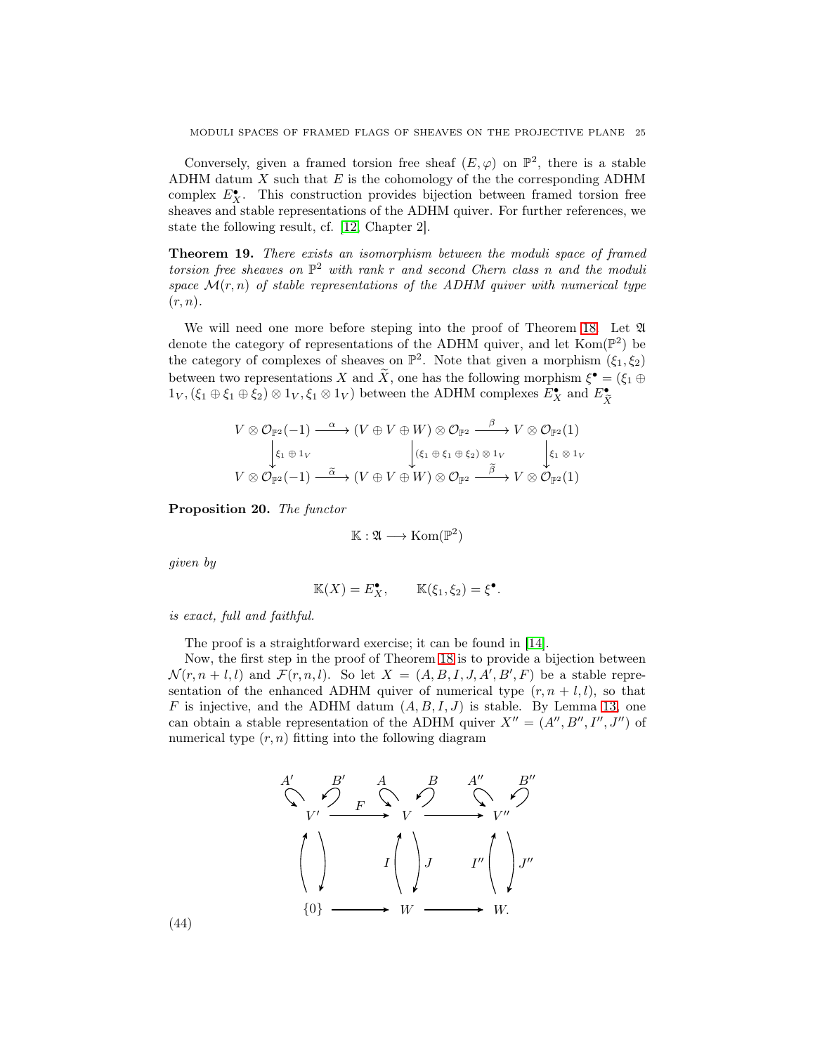Conversely, given a framed torsion free sheaf $(E, \varphi)$ on $\mathbb{P}^2$, there is a stable ADHM datum $X$ such that $E$ is the cohomology of the the corresponding ADHM complex $E^\bullet_X$. This construction provides bijection between framed torsion free sheaves and stable representations of the ADHM quiver. For further references, we state the following result, cf. [12, Chapter 2].

**Theorem 19.** *There exists an isomorphism between the moduli space of framed torsion free sheaves on $\mathbb{P}^2$ with rank $r$ and second Chern class $n$ and the moduli space $\mathcal{M}(r,n)$ of stable representations of the ADHM quiver with numerical type $(r,n)$.*

We will need one more before steping into the proof of Theorem 18. Let $\mathfrak{A}$ denote the category of representations of the ADHM quiver, and let $\mathrm{Kom}(\mathbb{P}^2)$ be the category of complexes of sheaves on $\mathbb{P}^2$. Note that given a morphism $(\xi_1, \xi_2)$ between two representations $X$ and $\widetilde{X}$, one has the following morphism $\xi^\bullet = (\xi_1 \oplus 1_V, (\xi_1 \oplus \xi_1 \oplus \xi_2) \otimes 1_V, \xi_1 \otimes 1_V)$ between the ADHM complexes $E^\bullet_X$ and $E^\bullet_{\widetilde{X}}$

$$\begin{array}{ccccc}
V \otimes \mathcal{O}_{\mathbb{P}^2}(-1) & \xrightarrow{\alpha} & (V \oplus V \oplus W) \otimes \mathcal{O}_{\mathbb{P}^2} & \xrightarrow{\beta} & V \otimes \mathcal{O}_{\mathbb{P}^2}(1) \\
\Big\downarrow{\scriptstyle \xi_1 \oplus 1_V} & & \Big\downarrow{\scriptstyle (\xi_1 \oplus \xi_1 \oplus \xi_2) \otimes 1_V} & & \Big\downarrow{\scriptstyle \xi_1 \otimes 1_V} \\
V \otimes \mathcal{O}_{\mathbb{P}^2}(-1) & \xrightarrow{\widetilde{\alpha}} & (V \oplus V \oplus W) \otimes \mathcal{O}_{\mathbb{P}^2} & \xrightarrow{\widetilde{\beta}} & V \otimes \mathcal{O}_{\mathbb{P}^2}(1)
\end{array}$$

**Proposition 20.** *The functor*

$$\mathbb{K} : \mathfrak{A} \longrightarrow \mathrm{Kom}(\mathbb{P}^2)$$

*given by*

$$\mathbb{K}(X) = E^\bullet_X, \qquad \mathbb{K}(\xi_1, \xi_2) = \xi^\bullet.$$

*is exact, full and faithful.*

The proof is a straightforward exercise; it can be found in [14].

Now, the first step in the proof of Theorem 18 is to provide a bijection between $\mathcal{N}(r, n+l, l)$ and $\mathcal{F}(r, n, l)$. So let $X = (A, B, I, J, A', B', F)$ be a stable representation of the enhanced ADHM quiver of numerical type $(r, n+l, l)$, so that $F$ is injective, and the ADHM datum $(A, B, I, J)$ is stable. By Lemma 13, one can obtain a stable representation of the ADHM quiver $X'' = (A'', B'', I'', J'')$ of numerical type $(r, n)$ fitting into the following diagram

$$\begin{array}{ccccc}
V' \ (A', B') & \xrightarrow{F} & V \ (A, B) & \longrightarrow & V'' \ (A'', B'') \\
\big\uparrow\big\downarrow & & I \big\uparrow\big\downarrow J & & I'' \big\uparrow\big\downarrow J'' \\
\{0\} & \longrightarrow & W & \longrightarrow & W.
\end{array} \tag{44}$$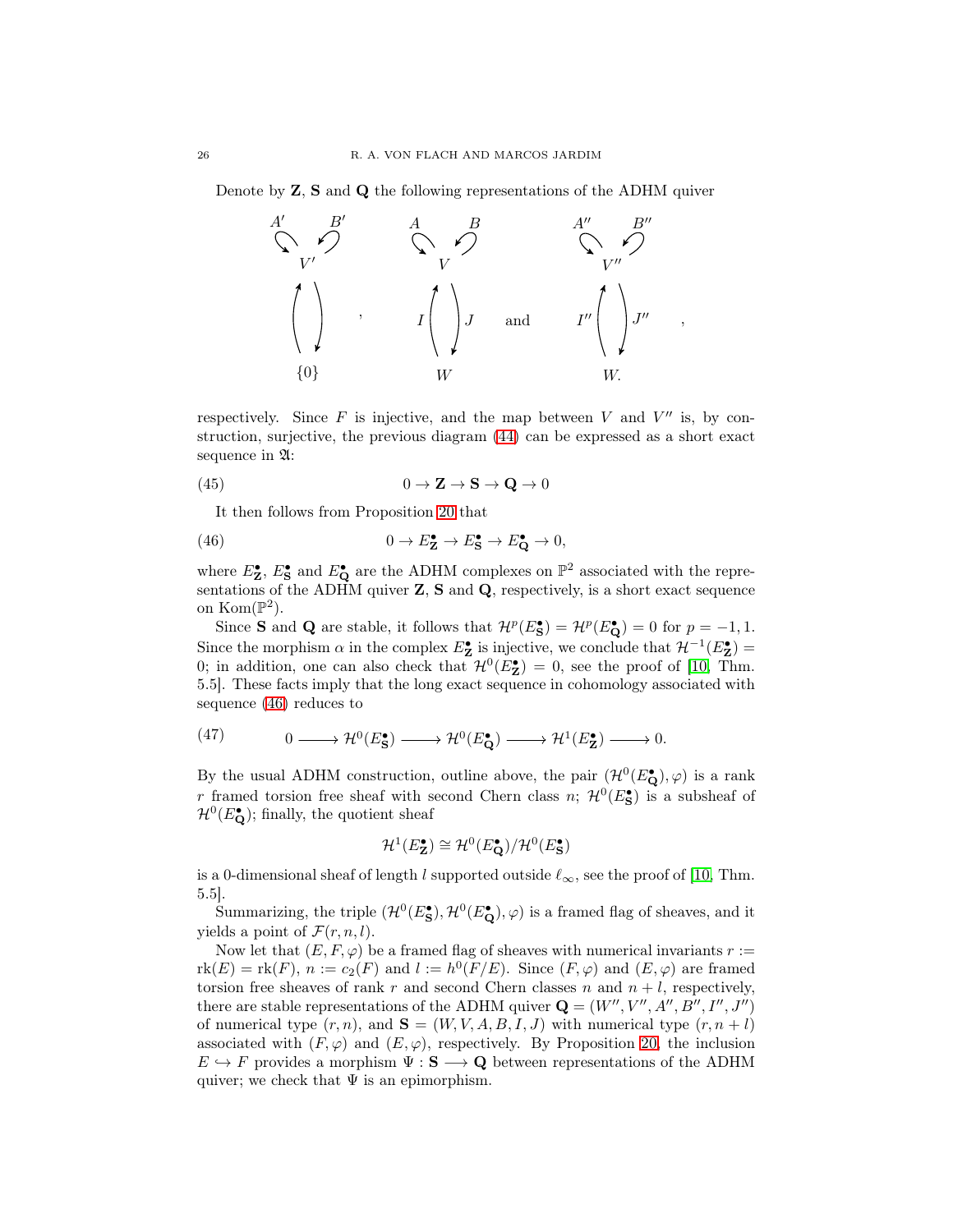Denote by $\mathbf{Z}$, $\mathbf{S}$ and $\mathbf{Q}$ the following representations of the ADHM quiver

$$
\begin{array}{ccccc}
A' \circlearrowleft V' \circlearrowright B' & & A \circlearrowleft V \circlearrowright B & & A'' \circlearrowleft V'' \circlearrowright B'' \\
\uparrow\downarrow & , & I \uparrow\downarrow J & \text{and} & I'' \uparrow\downarrow J'' \\
\{0\} & & W & & W.
\end{array}
$$

respectively. Since $F$ is injective, and the map between $V$ and $V''$ is, by construction, surjective, the previous diagram (44) can be expressed as a short exact sequence in $\mathfrak{A}$:

$$
0 \to \mathbf{Z} \to \mathbf{S} \to \mathbf{Q} \to 0 \tag{45}
$$

It then follows from Proposition 20 that

$$
0 \to E^\bullet_{\mathbf{Z}} \to E^\bullet_{\mathbf{S}} \to E^\bullet_{\mathbf{Q}} \to 0, \tag{46}
$$

where $E^\bullet_{\mathbf{Z}}$, $E^\bullet_{\mathbf{S}}$ and $E^\bullet_{\mathbf{Q}}$ are the ADHM complexes on $\mathbb{P}^2$ associated with the representations of the ADHM quiver $\mathbf{Z}$, $\mathbf{S}$ and $\mathbf{Q}$, respectively, is a short exact sequence on $\mathrm{Kom}(\mathbb{P}^2)$.

Since $\mathbf{S}$ and $\mathbf{Q}$ are stable, it follows that $\mathcal{H}^p(E^\bullet_{\mathbf{S}}) = \mathcal{H}^p(E^\bullet_{\mathbf{Q}}) = 0$ for $p = -1, 1$. Since the morphism $\alpha$ in the complex $E^\bullet_{\mathbf{Z}}$ is injective, we conclude that $\mathcal{H}^{-1}(E^\bullet_{\mathbf{Z}}) = 0$; in addition, one can also check that $\mathcal{H}^0(E^\bullet_{\mathbf{Z}}) = 0$, see the proof of [10, Thm. 5.5]. These facts imply that the long exact sequence in cohomology associated with sequence (46) reduces to

$$
0 \longrightarrow \mathcal{H}^0(E^\bullet_{\mathbf{S}}) \longrightarrow \mathcal{H}^0(E^\bullet_{\mathbf{Q}}) \longrightarrow \mathcal{H}^1(E^\bullet_{\mathbf{Z}}) \longrightarrow 0. \tag{47}
$$

By the usual ADHM construction, outline above, the pair $(\mathcal{H}^0(E^\bullet_{\mathbf{Q}}), \varphi)$ is a rank $r$ framed torsion free sheaf with second Chern class $n$; $\mathcal{H}^0(E^\bullet_{\mathbf{S}})$ is a subsheaf of $\mathcal{H}^0(E^\bullet_{\mathbf{Q}})$; finally, the quotient sheaf

$$
\mathcal{H}^1(E^\bullet_{\mathbf{Z}}) \cong \mathcal{H}^0(E^\bullet_{\mathbf{Q}}) / \mathcal{H}^0(E^\bullet_{\mathbf{S}})
$$

is a 0-dimensional sheaf of length $l$ supported outside $\ell_\infty$, see the proof of [10, Thm. 5.5].

Summarizing, the triple $(\mathcal{H}^0(E^\bullet_{\mathbf{S}}), \mathcal{H}^0(E^\bullet_{\mathbf{Q}}), \varphi)$ is a framed flag of sheaves, and it yields a point of $\mathcal{F}(r, n, l)$.

Now let that $(E, F, \varphi)$ be a framed flag of sheaves with numerical invariants $r := \mathrm{rk}(E) = \mathrm{rk}(F)$, $n := c_2(F)$ and $l := h^0(F/E)$. Since $(F, \varphi)$ and $(E, \varphi)$ are framed torsion free sheaves of rank $r$ and second Chern classes $n$ and $n + l$, respectively, there are stable representations of the ADHM quiver $\mathbf{Q} = (W'', V'', A'', B'', I'', J'')$ of numerical type $(r, n)$, and $\mathbf{S} = (W, V, A, B, I, J)$ with numerical type $(r, n + l)$ associated with $(F, \varphi)$ and $(E, \varphi)$, respectively. By Proposition 20, the inclusion $E \hookrightarrow F$ provides a morphism $\Psi : \mathbf{S} \longrightarrow \mathbf{Q}$ between representations of the ADHM quiver; we check that $\Psi$ is an epimorphism.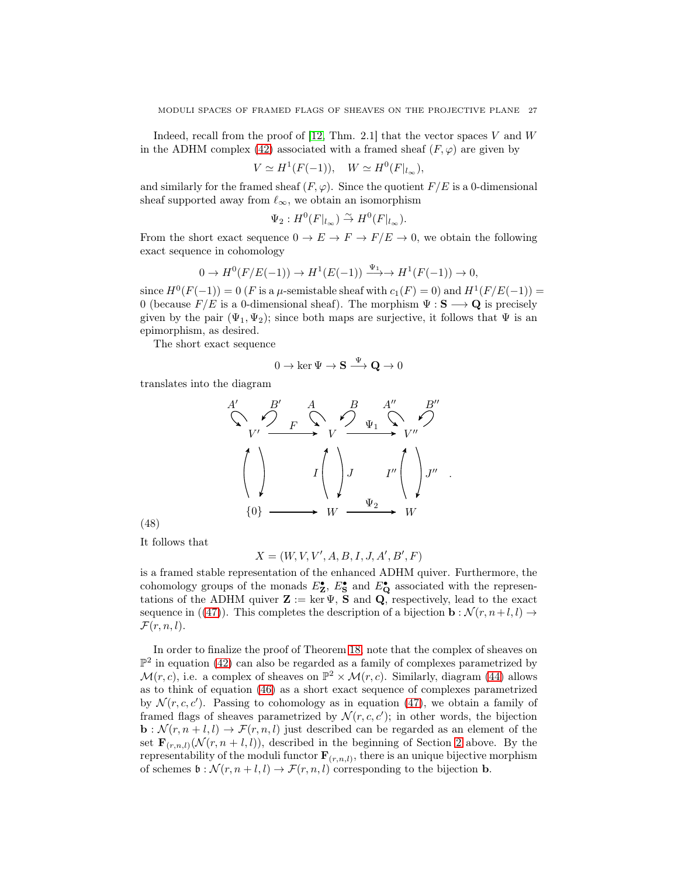Indeed, recall from the proof of [12, Thm. 2.1] that the vector spaces $V$ and $W$ in the ADHM complex (42) associated with a framed sheaf $(F,\varphi)$ are given by

$$V \simeq H^1(F(-1)), \quad W \simeq H^0(F|_{l_\infty}),$$

and similarly for the framed sheaf $(F,\varphi)$. Since the quotient $F/E$ is a 0-dimensional sheaf supported away from $\ell_\infty$, we obtain an isomorphism

$$\Psi_2 : H^0(F|_{l_\infty}) \xrightarrow{\sim} H^0(F|_{l_\infty}).$$

From the short exact sequence $0 \to E \to F \to F/E \to 0$, we obtain the following exact sequence in cohomology

$$0 \to H^0(F/E(-1)) \to H^1(E(-1)) \xrightarrow{\Psi_1} H^1(F(-1)) \to 0,$$

since $H^0(F(-1)) = 0$ ($F$ is a $\mu$-semistable sheaf with $c_1(F) = 0$) and $H^1(F/E(-1)) = 0$ (because $F/E$ is a 0-dimensional sheaf). The morphism $\Psi : \mathbf{S} \longrightarrow \mathbf{Q}$ is precisely given by the pair $(\Psi_1, \Psi_2)$; since both maps are surjective, it follows that $\Psi$ is an epimorphism, as desired.

The short exact sequence

$$0 \to \ker \Psi \to \mathbf{S} \xrightarrow{\Psi} \mathbf{Q} \to 0$$

translates into the diagram

$$\begin{array}{ccccc}
A' \circlearrowright V' \circlearrowleft B' & \xrightarrow{\ F\ } & A \circlearrowright V \circlearrowleft B & \xrightarrow{\ \Psi_1\ } & A'' \circlearrowright V'' \circlearrowleft B'' \\
\uparrow\downarrow & & I \uparrow\downarrow J & & I'' \uparrow\downarrow J'' \\
\{0\} & \longrightarrow & W & \xrightarrow{\ \Psi_2\ } & W
\end{array} \tag{48}$$

It follows that

$$X = (W, V, V', A, B, I, J, A', B', F)$$

is a framed stable representation of the enhanced ADHM quiver. Furthermore, the cohomology groups of the monads $E^\bullet_{\mathbf{Z}}$, $E^\bullet_{\mathbf{S}}$ and $E^\bullet_{\mathbf{Q}}$ associated with the representations of the ADHM quiver $\mathbf{Z} := \ker \Psi$, $\mathbf{S}$ and $\mathbf{Q}$, respectively, lead to the exact sequence in ((47)). This completes the description of a bijection $\mathbf{b} : \mathcal{N}(r, n+l, l) \to \mathcal{F}(r, n, l)$.

In order to finalize the proof of Theorem 18, note that the complex of sheaves on $\mathbb{P}^2$ in equation (42) can also be regarded as a family of complexes parametrized by $\mathcal{M}(r,c)$, i.e. a complex of sheaves on $\mathbb{P}^2 \times \mathcal{M}(r,c)$. Similarly, diagram (44) allows as to think of equation (46) as a short exact sequence of complexes parametrized by $\mathcal{N}(r,c,c')$. Passing to cohomology as in equation (47), we obtain a family of framed flags of sheaves parametrized by $\mathcal{N}(r,c,c')$; in other words, the bijection $\mathbf{b} : \mathcal{N}(r, n+l, l) \to \mathcal{F}(r, n, l)$ just described can be regarded as an element of the set $\mathbf{F}_{(r,n,l)}(\mathcal{N}(r, n+l, l))$, described in the beginning of Section 2 above. By the representability of the moduli functor $\mathbf{F}_{(r,n,l)}$, there is an unique bijective morphism of schemes $\mathfrak{b} : \mathcal{N}(r, n+l, l) \to \mathcal{F}(r, n, l)$ corresponding to the bijection $\mathbf{b}$.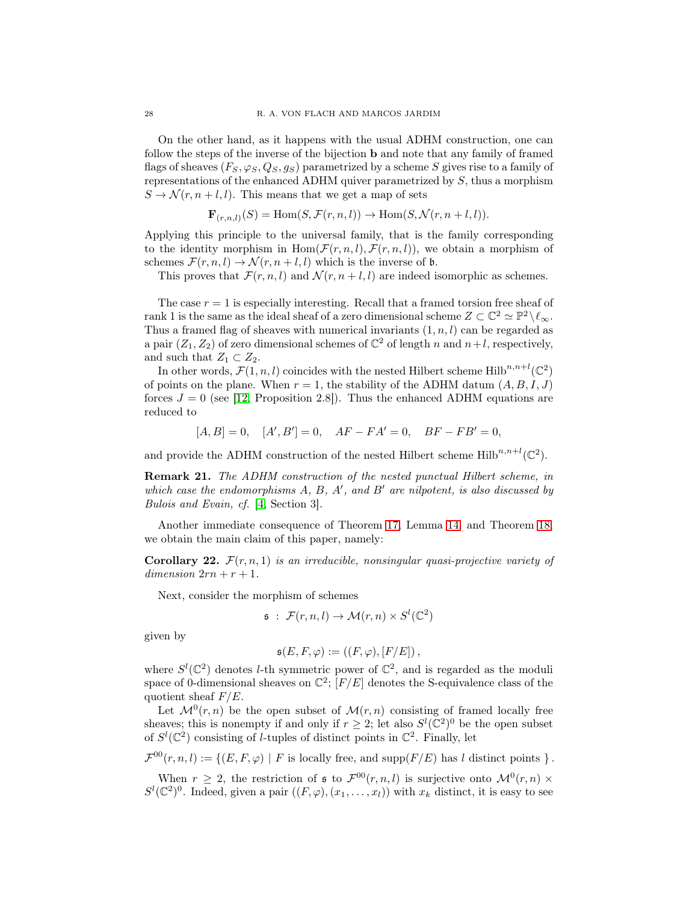On the other hand, as it happens with the usual ADHM construction, one can follow the steps of the inverse of the bijection $\mathbf{b}$ and note that any family of framed flags of sheaves $(F_S, \varphi_S, Q_S, g_S)$ parametrized by a scheme $S$ gives rise to a family of representations of the enhanced ADHM quiver parametrized by $S$, thus a morphism $S \to \mathcal{N}(r, n+l, l)$. This means that we get a map of sets

$$\mathbf{F}_{(r,n,l)}(S) = \mathrm{Hom}(S, \mathcal{F}(r,n,l)) \to \mathrm{Hom}(S, \mathcal{N}(r, n+l, l)).$$

Applying this principle to the universal family, that is the family corresponding to the identity morphism in $\mathrm{Hom}(\mathcal{F}(r,n,l), \mathcal{F}(r,n,l))$, we obtain a morphism of schemes $\mathcal{F}(r,n,l) \to \mathcal{N}(r,n+l,l)$ which is the inverse of $\mathfrak{b}$.

This proves that $\mathcal{F}(r,n,l)$ and $\mathcal{N}(r,n+l,l)$ are indeed isomorphic as schemes.

The case $r = 1$ is especially interesting. Recall that a framed torsion free sheaf of rank 1 is the same as the ideal sheaf of a zero dimensional scheme $Z \subset \mathbb{C}^2 \simeq \mathbb{P}^2 \setminus \ell_\infty$. Thus a framed flag of sheaves with numerical invariants $(1, n, l)$ can be regarded as a pair $(Z_1, Z_2)$ of zero dimensional schemes of $\mathbb{C}^2$ of length $n$ and $n+l$, respectively, and such that $Z_1 \subset Z_2$.

In other words, $\mathcal{F}(1,n,l)$ coincides with the nested Hilbert scheme $\mathrm{Hilb}^{n,n+l}(\mathbb{C}^2)$ of points on the plane. When $r = 1$, the stability of the ADHM datum $(A, B, I, J)$ forces $J = 0$ (see [12, Proposition 2.8]). Thus the enhanced ADHM equations are reduced to

$$[A, B] = 0, \quad [A', B'] = 0, \quad AF - FA' = 0, \quad BF - FB' = 0,$$

and provide the ADHM construction of the nested Hilbert scheme $\mathrm{Hilb}^{n,n+l}(\mathbb{C}^2)$.

**Remark 21.** *The ADHM construction of the nested punctual Hilbert scheme, in which case the endomorphisms $A$, $B$, $A'$, and $B'$ are nilpotent, is also discussed by Bulois and Evain, cf.* [4, Section 3].

Another immediate consequence of Theorem 17, Lemma 14, and Theorem 18, we obtain the main claim of this paper, namely:

**Corollary 22.** *$\mathcal{F}(r,n,1)$ is an irreducible, nonsingular quasi-projective variety of dimension $2rn + r + 1$.*

Next, consider the morphism of schemes

$$\mathfrak{s} \;:\; \mathcal{F}(r,n,l) \to \mathcal{M}(r,n) \times S^l(\mathbb{C}^2)$$

given by

$$\mathfrak{s}(E, F, \varphi) := ((F, \varphi), [F/E]),$$

where $S^l(\mathbb{C}^2)$ denotes $l$-th symmetric power of $\mathbb{C}^2$, and is regarded as the moduli space of 0-dimensional sheaves on $\mathbb{C}^2$; $[F/E]$ denotes the S-equivalence class of the quotient sheaf $F/E$.

Let $\mathcal{M}^0(r,n)$ be the open subset of $\mathcal{M}(r,n)$ consisting of framed locally free sheaves; this is nonempty if and only if $r \geq 2$; let also $S^l(\mathbb{C}^2)^0$ be the open subset of $S^l(\mathbb{C}^2)$ consisting of $l$-tuples of distinct points in $\mathbb{C}^2$. Finally, let

$$\mathcal{F}^{00}(r,n,l) := \{(E, F, \varphi) \mid F \text{ is locally free, and } \mathrm{supp}(F/E) \text{ has } l \text{ distinct points }\}.$$

When $r \geq 2$, the restriction of $\mathfrak{s}$ to $\mathcal{F}^{00}(r,n,l)$ is surjective onto $\mathcal{M}^0(r,n) \times S^l(\mathbb{C}^2)^0$. Indeed, given a pair $((F, \varphi), (x_1, \ldots, x_l))$ with $x_k$ distinct, it is easy to see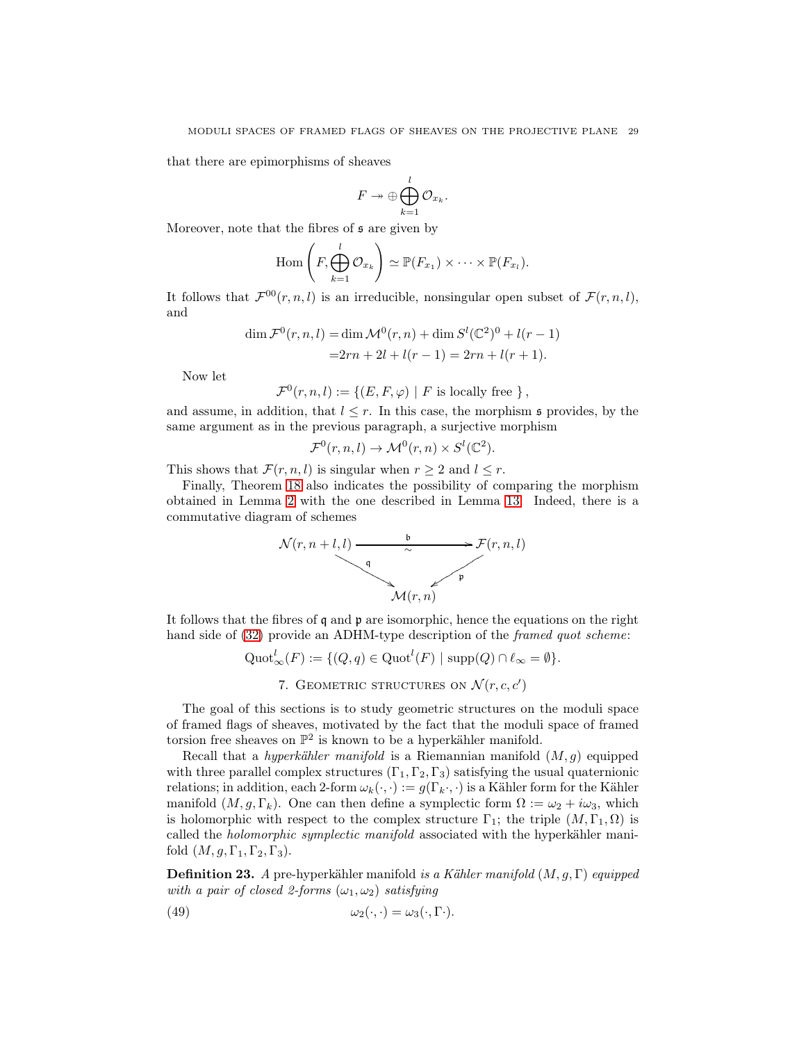that there are epimorphisms of sheaves

$$F \twoheadrightarrow \oplus \bigoplus_{k=1}^{l} \mathcal{O}_{x_k}.$$

Moreover, note that the fibres of $\mathfrak{s}$ are given by

$$\operatorname{Hom}\left(F, \bigoplus_{k=1}^{l} \mathcal{O}_{x_k}\right) \simeq \mathbb{P}(F_{x_1}) \times \cdots \times \mathbb{P}(F_{x_l}).$$

It follows that $\mathcal{F}^{00}(r,n,l)$ is an irreducible, nonsingular open subset of $\mathcal{F}(r,n,l)$, and

$$\begin{aligned}\dim \mathcal{F}^{0}(r,n,l) =& \dim \mathcal{M}^{0}(r,n) + \dim S^{l}(\mathbb{C}^2)^0 + l(r-1) \\ =& 2rn + 2l + l(r-1) = 2rn + l(r+1).\end{aligned}$$

Now let

$$\mathcal{F}^{0}(r,n,l) := \{(E,F,\varphi) \mid F \text{ is locally free }\},$$

and assume, in addition, that $l \leq r$. In this case, the morphism $\mathfrak{s}$ provides, by the same argument as in the previous paragraph, a surjective morphism

$$\mathcal{F}^{0}(r,n,l) \to \mathcal{M}^{0}(r,n) \times S^{l}(\mathbb{C}^2).$$

This shows that $\mathcal{F}(r,n,l)$ is singular when $r \geq 2$ and $l \leq r$.

Finally, Theorem 18 also indicates the possibility of comparing the morphism obtained in Lemma 2 with the one described in Lemma 13. Indeed, there is a commutative diagram of schemes

$$\begin{array}{ccc} \mathcal{N}(r,n+l,l) & \xrightarrow[\sim]{\mathfrak{b}} & \mathcal{F}(r,n,l) \\ & {\scriptstyle \mathfrak{q}} \searrow \quad \swarrow {\scriptstyle \mathfrak{p}} & \\ & \mathcal{M}(r,n) & \end{array}$$

It follows that the fibres of $\mathfrak{q}$ and $\mathfrak{p}$ are isomorphic, hence the equations on the right hand side of (32) provide an ADHM-type description of the *framed quot scheme*:

$$\operatorname{Quot}^{l}_{\infty}(F) := \{(Q,q) \in \operatorname{Quot}^{l}(F) \mid \operatorname{supp}(Q) \cap \ell_\infty = \emptyset\}.$$

## 7. Geometric structures on $\mathcal{N}(r,c,c')$

The goal of this sections is to study geometric structures on the moduli space of framed flags of sheaves, motivated by the fact that the moduli space of framed torsion free sheaves on $\mathbb{P}^2$ is known to be a hyperkähler manifold.

Recall that a *hyperkähler manifold* is a Riemannian manifold $(M,g)$ equipped with three parallel complex structures $(\Gamma_1,\Gamma_2,\Gamma_3)$ satisfying the usual quaternionic relations; in addition, each 2-form $\omega_k(\cdot,\cdot) := g(\Gamma_k\cdot,\cdot)$ is a Kähler form for the Kähler manifold $(M,g,\Gamma_k)$. One can then define a symplectic form $\Omega := \omega_2 + i\omega_3$, which is holomorphic with respect to the complex structure $\Gamma_1$; the triple $(M,\Gamma_1,\Omega)$ is called the *holomorphic symplectic manifold* associated with the hyperkähler manifold $(M,g,\Gamma_1,\Gamma_2,\Gamma_3)$.

**Definition 23.** *A* pre-hyperkähler manifold *is a Kähler manifold $(M,g,\Gamma)$ equipped with a pair of closed 2-forms $(\omega_1,\omega_2)$ satisfying*

$$\omega_2(\cdot,\cdot) = \omega_3(\cdot,\Gamma\cdot). \tag{49}$$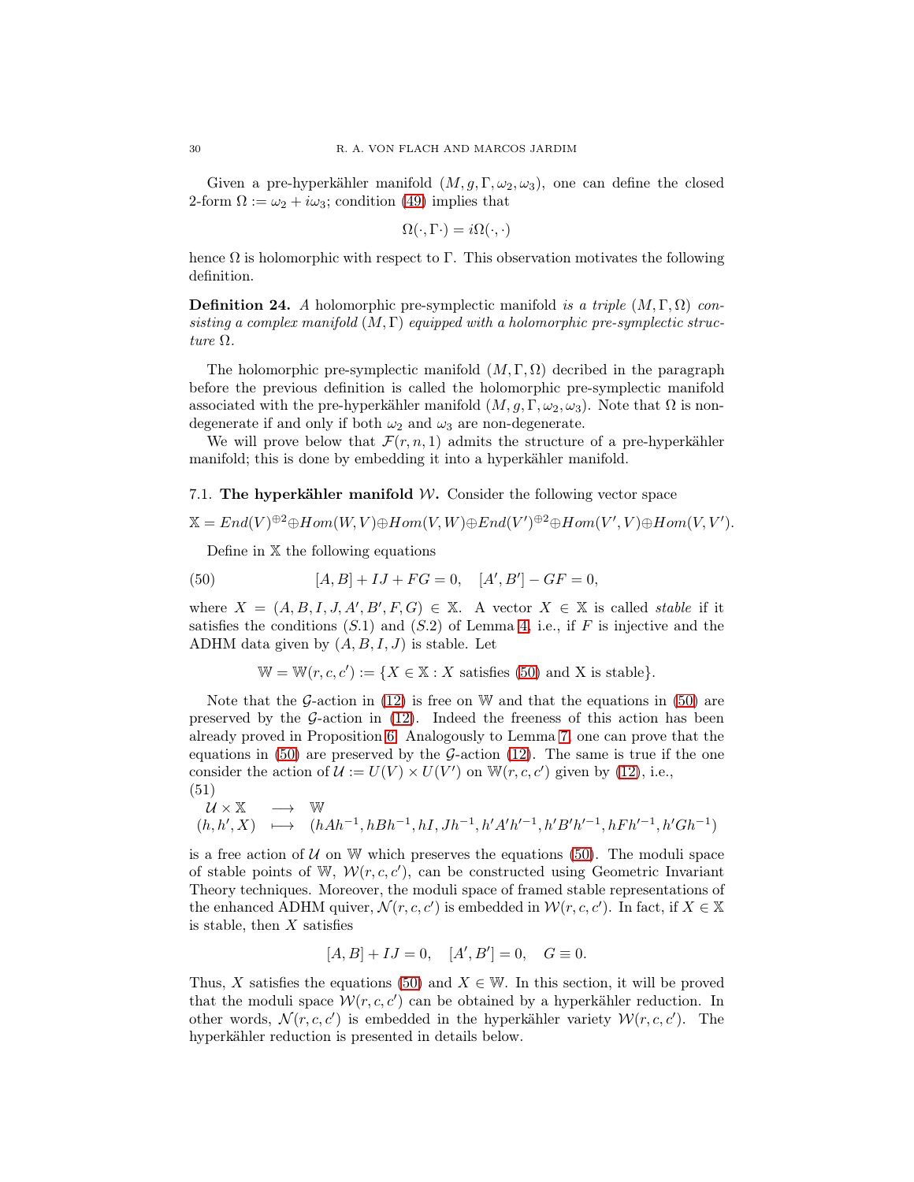Given a pre-hyperkähler manifold $(M, g, \Gamma, \omega_2, \omega_3)$, one can define the closed 2-form $\Omega := \omega_2 + i\omega_3$; condition (49) implies that

$$\Omega(\cdot, \Gamma \cdot) = i\Omega(\cdot, \cdot)$$

hence $\Omega$ is holomorphic with respect to $\Gamma$. This observation motivates the following definition.

**Definition 24.** *A* holomorphic pre-symplectic manifold *is a triple* $(M, \Gamma, \Omega)$ *consisting a complex manifold* $(M, \Gamma)$ *equipped with a holomorphic pre-symplectic structure* $\Omega$.

The holomorphic pre-symplectic manifold $(M, \Gamma, \Omega)$ decribed in the paragraph before the previous definition is called the holomorphic pre-symplectic manifold associated with the pre-hyperkähler manifold $(M, g, \Gamma, \omega_2, \omega_3)$. Note that $\Omega$ is non-degenerate if and only if both $\omega_2$ and $\omega_3$ are non-degenerate.

We will prove below that $\mathcal{F}(r, n, 1)$ admits the structure of a pre-hyperkähler manifold; this is done by embedding it into a hyperkähler manifold.

### 7.1. The hyperkähler manifold $\mathcal{W}$.

Consider the following vector space

$$\mathbb{X} = End(V)^{\oplus 2} \oplus Hom(W, V) \oplus Hom(V, W) \oplus End(V')^{\oplus 2} \oplus Hom(V', V) \oplus Hom(V, V').$$

Define in $\mathbb{X}$ the following equations

$$[A, B] + IJ + FG = 0, \quad [A', B'] - GF = 0, \tag{50}$$

where $X = (A, B, I, J, A', B', F, G) \in \mathbb{X}$. A vector $X \in \mathbb{X}$ is called *stable* if it satisfies the conditions $(S.1)$ and $(S.2)$ of Lemma 4, i.e., if $F$ is injective and the ADHM data given by $(A, B, I, J)$ is stable. Let

$$\mathbb{W} = \mathbb{W}(r, c, c') := \{X \in \mathbb{X} : X \text{ satisfies (50) and X is stable}\}.$$

Note that the $\mathcal{G}$-action in (12) is free on $\mathbb{W}$ and that the equations in (50) are preserved by the $\mathcal{G}$-action in (12). Indeed the freeness of this action has been already proved in Proposition 6. Analogously to Lemma 7, one can prove that the equations in (50) are preserved by the $\mathcal{G}$-action (12). The same is true if the one consider the action of $\mathcal{U} := U(V) \times U(V')$ on $\mathbb{W}(r, c, c')$ given by (12), i.e.,

$$\begin{array}{ccl} \mathcal{U} \times \mathbb{X} & \longrightarrow & \mathbb{W} \\ (h, h', X) & \longmapsto & (hAh^{-1}, hBh^{-1}, hI, Jh^{-1}, h'A'h'^{-1}, h'B'h'^{-1}, hFh'^{-1}, h'Gh^{-1}) \end{array} \tag{51}$$

is a free action of $\mathcal{U}$ on $\mathbb{W}$ which preserves the equations (50). The moduli space of stable points of $\mathbb{W}$, $\mathcal{W}(r, c, c')$, can be constructed using Geometric Invariant Theory techniques. Moreover, the moduli space of framed stable representations of the enhanced ADHM quiver, $\mathcal{N}(r, c, c')$ is embedded in $\mathcal{W}(r, c, c')$. In fact, if $X \in \mathbb{X}$ is stable, then $X$ satisfies

$$[A, B] + IJ = 0, \quad [A', B'] = 0, \quad G \equiv 0.$$

Thus, $X$ satisfies the equations (50) and $X \in \mathbb{W}$. In this section, it will be proved that the moduli space $\mathcal{W}(r, c, c')$ can be obtained by a hyperkähler reduction. In other words, $\mathcal{N}(r, c, c')$ is embedded in the hyperkähler variety $\mathcal{W}(r, c, c')$. The hyperkähler reduction is presented in details below.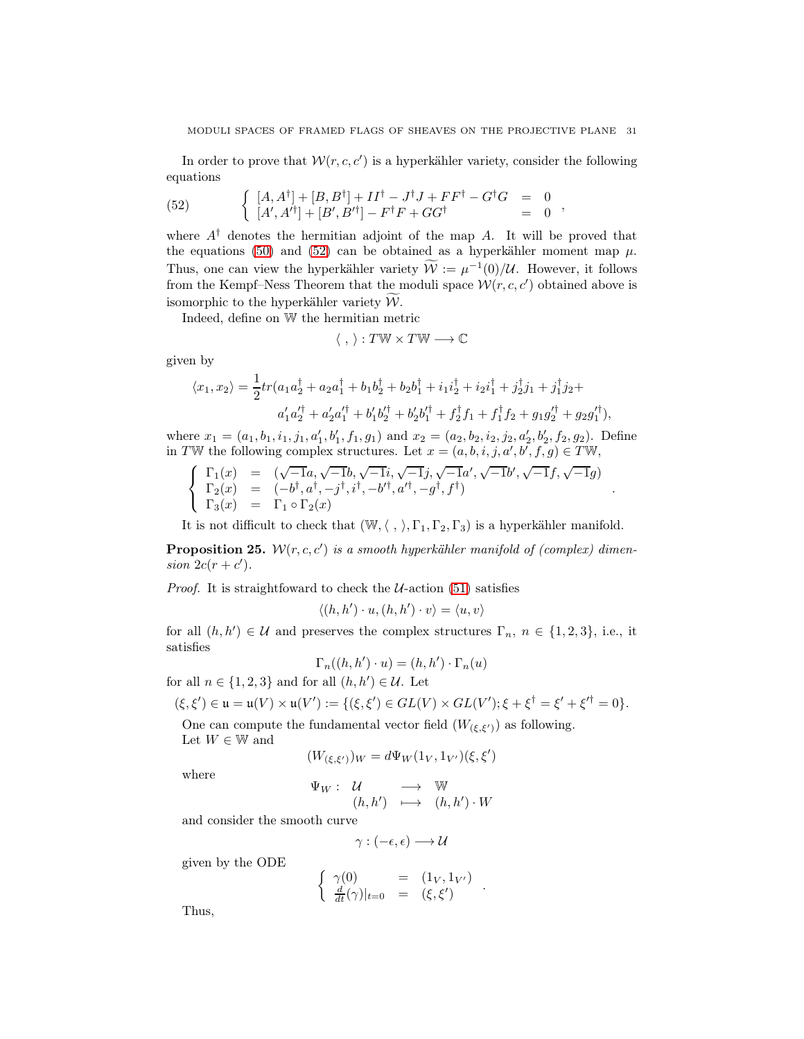In order to prove that $\mathcal{W}(r,c,c')$ is a hyperkähler variety, consider the following equations

$$
(52) \qquad \left\{ \begin{array}{lcl} [A,A^\dagger] + [B,B^\dagger] + II^\dagger - J^\dagger J + FF^\dagger - G^\dagger G & = & 0 \\ [A',A'^\dagger] + [B',B'^\dagger] - F^\dagger F + GG^\dagger & = & 0 \end{array} \right. ,
$$

where $A^\dagger$ denotes the hermitian adjoint of the map $A$. It will be proved that the equations (50) and (52) can be obtained as a hyperkähler moment map $\mu$. Thus, one can view the hyperkähler variety $\widetilde{\mathcal{W}} := \mu^{-1}(0)/\mathcal{U}$. However, it follows from the Kempf–Ness Theorem that the moduli space $\mathcal{W}(r,c,c')$ obtained above is isomorphic to the hyperkähler variety $\widetilde{\mathcal{W}}$.

Indeed, define on $\mathbb{W}$ the hermitian metric

$$
\langle \ , \ \rangle : T\mathbb{W} \times T\mathbb{W} \longrightarrow \mathbb{C}
$$

given by

$$
\langle x_1, x_2 \rangle = \frac{1}{2} tr(a_1 a_2^\dagger + a_2 a_1^\dagger + b_1 b_2^\dagger + b_2 b_1^\dagger + i_1 i_2^\dagger + i_2 i_1^\dagger + j_2^\dagger j_1 + j_1^\dagger j_2 +
$$
$$
a_1' a_2'^\dagger + a_2' a_1'^\dagger + b_1' b_2'^\dagger + b_2' b_1'^\dagger + f_2^\dagger f_1 + f_1^\dagger f_2 + g_1 g_2'^\dagger + g_2 g_1'^\dagger),
$$

where $x_1 = (a_1, b_1, i_1, j_1, a_1', b_1', f_1, g_1)$ and $x_2 = (a_2, b_2, i_2, j_2, a_2', b_2', f_2, g_2)$. Define in $T\mathbb{W}$ the following complex structures. Let $x = (a, b, i, j, a', b', f, g) \in T\mathbb{W}$,

$$
\left\{ \begin{array}{lcl} \Gamma_1(x) & = & (\sqrt{-1}a, \sqrt{-1}b, \sqrt{-1}i, \sqrt{-1}j, \sqrt{-1}a', \sqrt{-1}b', \sqrt{-1}f, \sqrt{-1}g) \\ \Gamma_2(x) & = & (-b^\dagger, a^\dagger, -j^\dagger, i^\dagger, -b'^\dagger, a'^\dagger, -g^\dagger, f^\dagger) \\ \Gamma_3(x) & = & \Gamma_1 \circ \Gamma_2(x) \end{array} \right. .
$$

It is not difficult to check that $(\mathbb{W}, \langle \ , \ \rangle, \Gamma_1, \Gamma_2, \Gamma_3)$ is a hyperkähler manifold.

**Proposition 25.** *$\mathcal{W}(r,c,c')$ is a smooth hyperkähler manifold of (complex) dimension $2c(r+c')$.*

*Proof.* It is straightfoward to check the $\mathcal{U}$-action (51) satisfies

$$
\langle (h,h') \cdot u, (h,h') \cdot v \rangle = \langle u, v \rangle
$$

for all $(h,h') \in \mathcal{U}$ and preserves the complex structures $\Gamma_n$, $n \in \{1,2,3\}$, i.e., it satisfies

$$
\Gamma_n((h,h') \cdot u) = (h,h') \cdot \Gamma_n(u)
$$

for all $n \in \{1,2,3\}$ and for all $(h,h') \in \mathcal{U}$. Let

$$
(\xi, \xi') \in \mathfrak{u} = \mathfrak{u}(V) \times \mathfrak{u}(V') := \{(\xi, \xi') \in GL(V) \times GL(V'); \xi + \xi^\dagger = \xi' + \xi'^\dagger = 0\}.
$$

One can compute the fundamental vector field $(W_{(\xi,\xi')})$ as following.

Let $W \in \mathbb{W}$ and

$$
(W_{(\xi,\xi')})_W = d\Psi_W(1_V, 1_{V'})(\xi, \xi')
$$

where

$$
\begin{array}{rccc} \Psi_W : & \mathcal{U} & \longrightarrow & \mathbb{W} \\ & (h,h') & \longmapsto & (h,h') \cdot W \end{array}
$$

and consider the smooth curve

$$
\gamma : (-\epsilon, \epsilon) \longrightarrow \mathcal{U}
$$

given by the ODE

$$
\left\{ \begin{array}{lcl} \gamma(0) & = & (1_V, 1_{V'}) \\ \frac{d}{dt}(\gamma)|_{t=0} & = & (\xi, \xi') \end{array} \right. .
$$

Thus,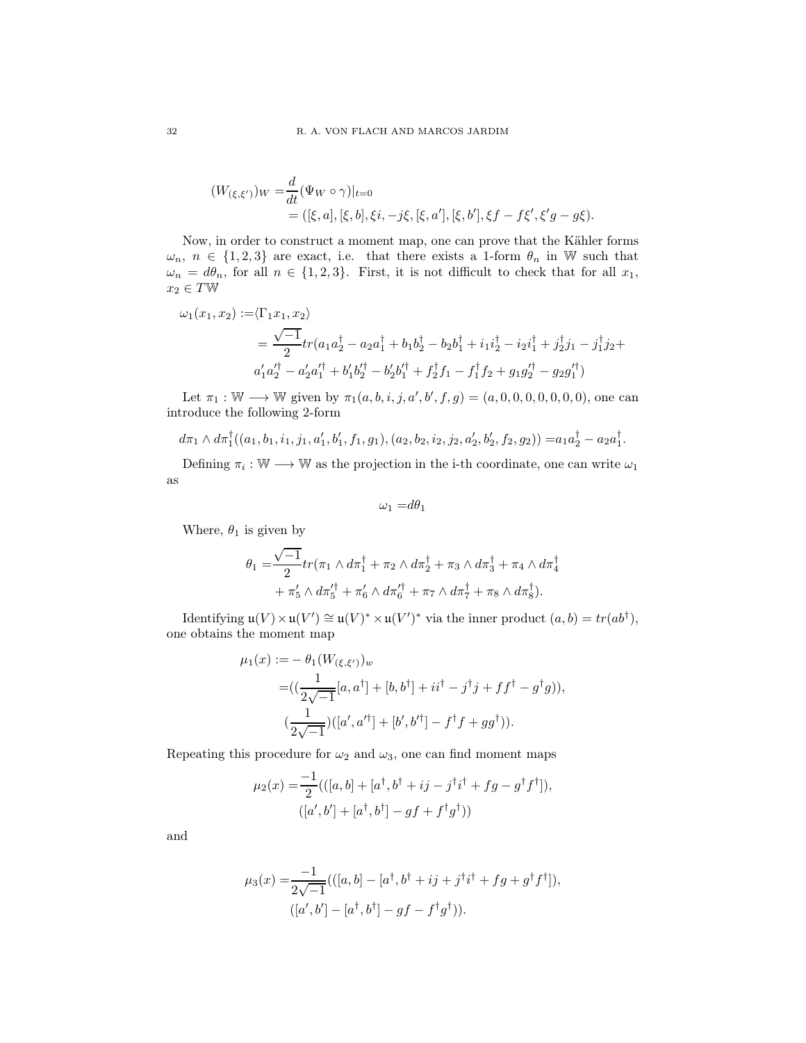$$
\begin{aligned}
(W_{(\xi,\xi')})_W =& \frac{d}{dt}(\Psi_W \circ \gamma)|_{t=0} \\
=& ([\xi, a], [\xi, b], \xi i, -j\xi, [\xi, a'], [\xi, b'], \xi f - f\xi', \xi' g - g\xi).
\end{aligned}
$$

Now, in order to construct a moment map, one can prove that the Kähler forms $\omega_n$, $n \in \{1, 2, 3\}$ are exact, i.e. that there exists a 1-form $\theta_n$ in $\mathbb{W}$ such that $\omega_n = d\theta_n$, for all $n \in \{1, 2, 3\}$. First, it is not difficult to check that for all $x_1$, $x_2 \in T\mathbb{W}$

$$
\begin{aligned}
\omega_1(x_1, x_2) :=& \langle \Gamma_1 x_1, x_2 \rangle \\
=& \frac{\sqrt{-1}}{2} tr(a_1 a_2^\dagger - a_2 a_1^\dagger + b_1 b_2^\dagger - b_2 b_1^\dagger + i_1 i_2^\dagger - i_2 i_1^\dagger + j_2^\dagger j_1 - j_1^\dagger j_2 + \\
& a_1' a_2'^\dagger - a_2' a_1'^\dagger + b_1' b_2'^\dagger - b_2' b_1'^\dagger + f_2^\dagger f_1 - f_1^\dagger f_2 + g_1 g_2'^\dagger - g_2 g_1'^\dagger)
\end{aligned}
$$

Let $\pi_1 : \mathbb{W} \longrightarrow \mathbb{W}$ given by $\pi_1(a, b, i, j, a', b', f, g) = (a, 0, 0, 0, 0, 0, 0, 0)$, one can introduce the following 2-form

$$
d\pi_1 \wedge d\pi_1^\dagger((a_1, b_1, i_1, j_1, a_1', b_1', f_1, g_1), (a_2, b_2, i_2, j_2, a_2', b_2', f_2, g_2)) = a_1 a_2^\dagger - a_2 a_1^\dagger.
$$

Defining $\pi_i : \mathbb{W} \longrightarrow \mathbb{W}$ as the projection in the i-th coordinate, one can write $\omega_1$ as

$$
\omega_1 = d\theta_1
$$

Where, $\theta_1$ is given by

$$
\begin{aligned}
\theta_1 =& \frac{\sqrt{-1}}{2} tr(\pi_1 \wedge d\pi_1^\dagger + \pi_2 \wedge d\pi_2^\dagger + \pi_3 \wedge d\pi_3^\dagger + \pi_4 \wedge d\pi_4^\dagger \\
& + \pi_5' \wedge d\pi_5'^\dagger + \pi_6' \wedge d\pi_6'^\dagger + \pi_7 \wedge d\pi_7^\dagger + \pi_8 \wedge d\pi_8^\dagger).
\end{aligned}
$$

Identifying $\mathfrak{u}(V) \times \mathfrak{u}(V') \cong \mathfrak{u}(V)^* \times \mathfrak{u}(V')^*$ via the inner product $(a, b) = tr(ab^\dagger)$, one obtains the moment map

$$
\begin{aligned}
\mu_1(x) :=& -\theta_1(W_{(\xi,\xi')})_w \\
=& \Big(\Big(\frac{1}{2\sqrt{-1}}[a, a^\dagger] + [b, b^\dagger] + ii^\dagger - j^\dagger j + ff^\dagger - g^\dagger g\Big)\Big), \\
& \Big(\frac{1}{2\sqrt{-1}}\Big)([a', a'^\dagger] + [b', b'^\dagger] - f^\dagger f + gg^\dagger)\Big).
\end{aligned}
$$

Repeating this procedure for $\omega_2$ and $\omega_3$, one can find moment maps

$$
\begin{aligned}
\mu_2(x) =& \frac{-1}{2}(([a, b] + [a^\dagger, b^\dagger + ij - j^\dagger i^\dagger + fg - g^\dagger f^\dagger]), \\
& ([a', b'] + [a^\dagger, b^\dagger] - gf + f^\dagger g^\dagger))
\end{aligned}
$$

and

$$
\begin{aligned}
\mu_3(x) =& \frac{-1}{2\sqrt{-1}}(([a, b] - [a^\dagger, b^\dagger + ij + j^\dagger i^\dagger + fg + g^\dagger f^\dagger]), \\
& ([a', b'] - [a^\dagger, b^\dagger] - gf - f^\dagger g^\dagger)).
\end{aligned}
$$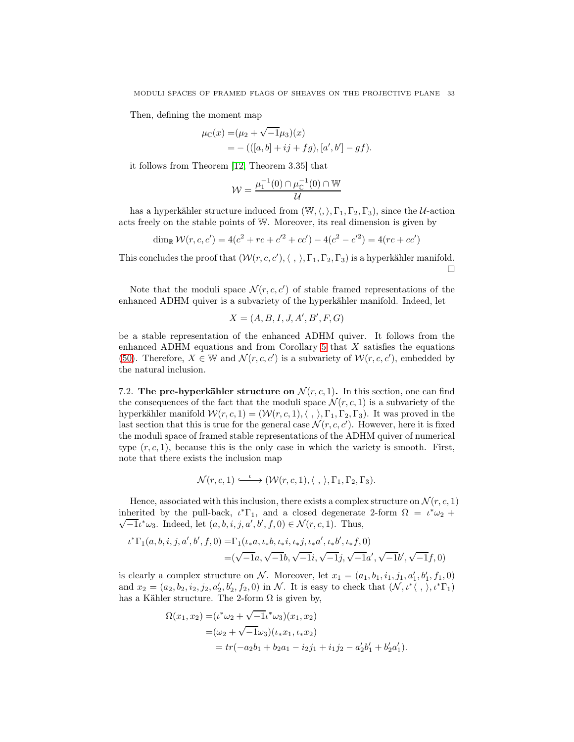Then, defining the moment map

$$
\begin{aligned}
\mu_{\mathbb{C}}(x) =& (\mu_2 + \sqrt{-1}\mu_3)(x) \\
=& -(([a,b] + ij + fg), [a',b'] - gf).
\end{aligned}
$$

it follows from Theorem [12, Theorem 3.35] that

$$
\mathcal{W} = \frac{\mu_1^{-1}(0) \cap \mu_{\mathbb{C}}^{-1}(0) \cap \mathbb{W}}{\mathcal{U}}
$$

has a hyperkähler structure induced from $(\mathbb{W}, \langle , \rangle, \Gamma_1, \Gamma_2, \Gamma_3)$, since the $\mathcal{U}$-action acts freely on the stable points of $\mathbb{W}$. Moreover, its real dimension is given by

$$
\dim_{\mathbb{R}} \mathcal{W}(r,c,c') = 4(c^2 + rc + c'^2 + cc') - 4(c^2 - c'^2) = 4(rc + cc')
$$

This concludes the proof that $(\mathcal{W}(r,c,c'), \langle \, , \, \rangle, \Gamma_1, \Gamma_2, \Gamma_3)$ is a hyperkähler manifold. $\square$

Note that the moduli space $\mathcal{N}(r,c,c')$ of stable framed representations of the enhanced ADHM quiver is a subvariety of the hyperkähler manifold. Indeed, let

$$
X = (A, B, I, J, A', B', F, G)
$$

be a stable representation of the enhanced ADHM quiver. It follows from the enhanced ADHM equations and from Corollary 5 that $X$ satisfies the equations (50). Therefore, $X \in \mathbb{W}$ and $\mathcal{N}(r,c,c')$ is a subvariety of $\mathcal{W}(r,c,c')$, embedded by the natural inclusion.

**7.2. The pre-hyperkähler structure on $\mathcal{N}(r,c,1)$.** In this section, one can find the consequences of the fact that the moduli space $\mathcal{N}(r,c,1)$ is a subvariety of the hyperkähler manifold $\mathcal{W}(r,c,1) = (\mathcal{W}(r,c,1), \langle \, , \, \rangle, \Gamma_1, \Gamma_2, \Gamma_3)$. It was proved in the last section that this is true for the general case $\mathcal{N}(r,c,c')$. However, here it is fixed the moduli space of framed stable representations of the ADHM quiver of numerical type $(r,c,1)$, because this is the only case in which the variety is smooth. First, note that there exists the inclusion map

$$
\mathcal{N}(r,c,1) \overset{\iota}{\hookrightarrow} (\mathcal{W}(r,c,1), \langle \, , \, \rangle, \Gamma_1, \Gamma_2, \Gamma_3).
$$

Hence, associated with this inclusion, there exists a complex structure on $\mathcal{N}(r,c,1)$ inherited by the pull-back, $\iota^*\Gamma_1$, and a closed degenerate 2-form $\Omega = \iota^*\omega_2 + \sqrt{-1}\iota^*\omega_3$. Indeed, let $(a,b,i,j,a',b',f,0) \in \mathcal{N}(r,c,1)$. Thus,

$$
\begin{aligned}
\iota^*\Gamma_1(a,b,i,j,a',b',f,0) =& \Gamma_1(\iota_*a, \iota_*b, \iota_*i, \iota_*j, \iota_*a', \iota_*b', \iota_*f, 0) \\
=& (\sqrt{-1}a, \sqrt{-1}b, \sqrt{-1}i, \sqrt{-1}j, \sqrt{-1}a', \sqrt{-1}b', \sqrt{-1}f, 0)
\end{aligned}
$$

is clearly a complex structure on $\mathcal{N}$. Moreover, let $x_1 = (a_1, b_1, i_1, j_1, a'_1, b'_1, f_1, 0)$ and $x_2 = (a_2, b_2, i_2, j_2, a'_2, b'_2, f_2, 0)$ in $\mathcal{N}$. It is easy to check that $(\mathcal{N}, \iota^*\langle \, , \, \rangle, \iota^*\Gamma_1)$ has a Kähler structure. The 2-form $\Omega$ is given by,

$$
\begin{aligned}
\Omega(x_1, x_2) =& (\iota^*\omega_2 + \sqrt{-1}\iota^*\omega_3)(x_1, x_2) \\
=& (\omega_2 + \sqrt{-1}\omega_3)(\iota_*x_1, \iota_*x_2) \\
=& \, tr(-a_2b_1 + b_2a_1 - i_2j_1 + i_1j_2 - a'_2b'_1 + b'_2a'_1).
\end{aligned}
$$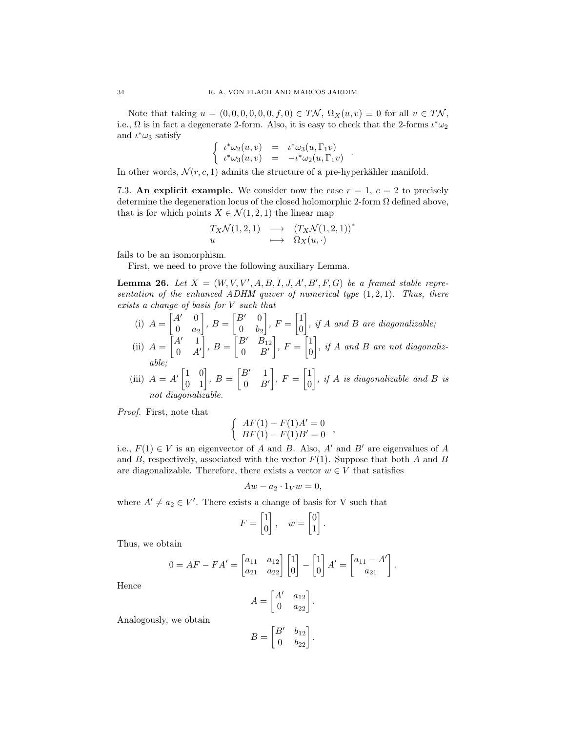Note that taking $u = (0,0,0,0,0,0,f,0) \in T\mathcal{N}$, $\Omega_X(u,v) \equiv 0$ for all $v \in T\mathcal{N}$, i.e., $\Omega$ is in fact a degenerate 2-form. Also, it is easy to check that the 2-forms $\iota^*\omega_2$ and $\iota^*\omega_3$ satisfy

$$\begin{cases} \iota^*\omega_2(u,v) &= \iota^*\omega_3(u,\Gamma_1 v) \\ \iota^*\omega_3(u,v) &= -\iota^*\omega_2(u,\Gamma_1 v) \end{cases}.$$

In other words, $\mathcal{N}(r,c,1)$ admits the structure of a pre-hyperkähler manifold.

**7.3. An explicit example.** We consider now the case $r=1$, $c=2$ to precisely determine the degeneration locus of the closed holomorphic 2-form $\Omega$ defined above, that is for which points $X \in \mathcal{N}(1,2,1)$ the linear map

$$\begin{array}{ccc} T_X\mathcal{N}(1,2,1) & \longrightarrow & (T_X\mathcal{N}(1,2,1))^* \\ u & \longmapsto & \Omega_X(u,\cdot) \end{array}$$

fails to be an isomorphism.

First, we need to prove the following auxiliary Lemma.

**Lemma 26.** *Let $X = (W,V,V',A,B,I,J,A',B',F,G)$ be a framed stable representation of the enhanced ADHM quiver of numerical type $(1,2,1)$. Thus, there exists a change of basis for $V$ such that*

(i) $A = \begin{bmatrix} A' & 0 \\ 0 & a_2 \end{bmatrix}$, $B = \begin{bmatrix} B' & 0 \\ 0 & b_2 \end{bmatrix}$, $F = \begin{bmatrix} 1 \\ 0 \end{bmatrix}$, *if $A$ and $B$ are diagonalizable;*

(ii) $A = \begin{bmatrix} A' & 1 \\ 0 & A' \end{bmatrix}$, $B = \begin{bmatrix} B' & B_{12} \\ 0 & B' \end{bmatrix}$, $F = \begin{bmatrix} 1 \\ 0 \end{bmatrix}$, *if $A$ and $B$ are not diagonalizable;*

(iii) $A = A'\begin{bmatrix} 1 & 0 \\ 0 & 1 \end{bmatrix}$, $B = \begin{bmatrix} B' & 1 \\ 0 & B' \end{bmatrix}$, $F = \begin{bmatrix} 1 \\ 0 \end{bmatrix}$, *if $A$ is diagonalizable and $B$ is not diagonalizable.*

*Proof.* First, note that

$$\begin{cases} AF(1) - F(1)A' = 0 \\ BF(1) - F(1)B' = 0 \end{cases},$$

i.e., $F(1) \in V$ is an eigenvector of $A$ and $B$. Also, $A'$ and $B'$ are eigenvalues of $A$ and $B$, respectively, associated with the vector $F(1)$. Suppose that both $A$ and $B$ are diagonalizable. Therefore, there exists a vector $w \in V$ that satisfies

$$Aw - a_2 \cdot 1_V w = 0,$$

where $A' \neq a_2 \in V'$. There exists a change of basis for V such that

$$F = \begin{bmatrix} 1 \\ 0 \end{bmatrix}, \quad w = \begin{bmatrix} 0 \\ 1 \end{bmatrix}.$$

Thus, we obtain

$$0 = AF - FA' = \begin{bmatrix} a_{11} & a_{12} \\ a_{21} & a_{22} \end{bmatrix}\begin{bmatrix} 1 \\ 0 \end{bmatrix} - \begin{bmatrix} 1 \\ 0 \end{bmatrix} A' = \begin{bmatrix} a_{11} - A' \\ a_{21} \end{bmatrix}.$$

Hence

$$A = \begin{bmatrix} A' & a_{12} \\ 0 & a_{22} \end{bmatrix}.$$

Analogously, we obtain

$$B = \begin{bmatrix} B' & b_{12} \\ 0 & b_{22} \end{bmatrix}.$$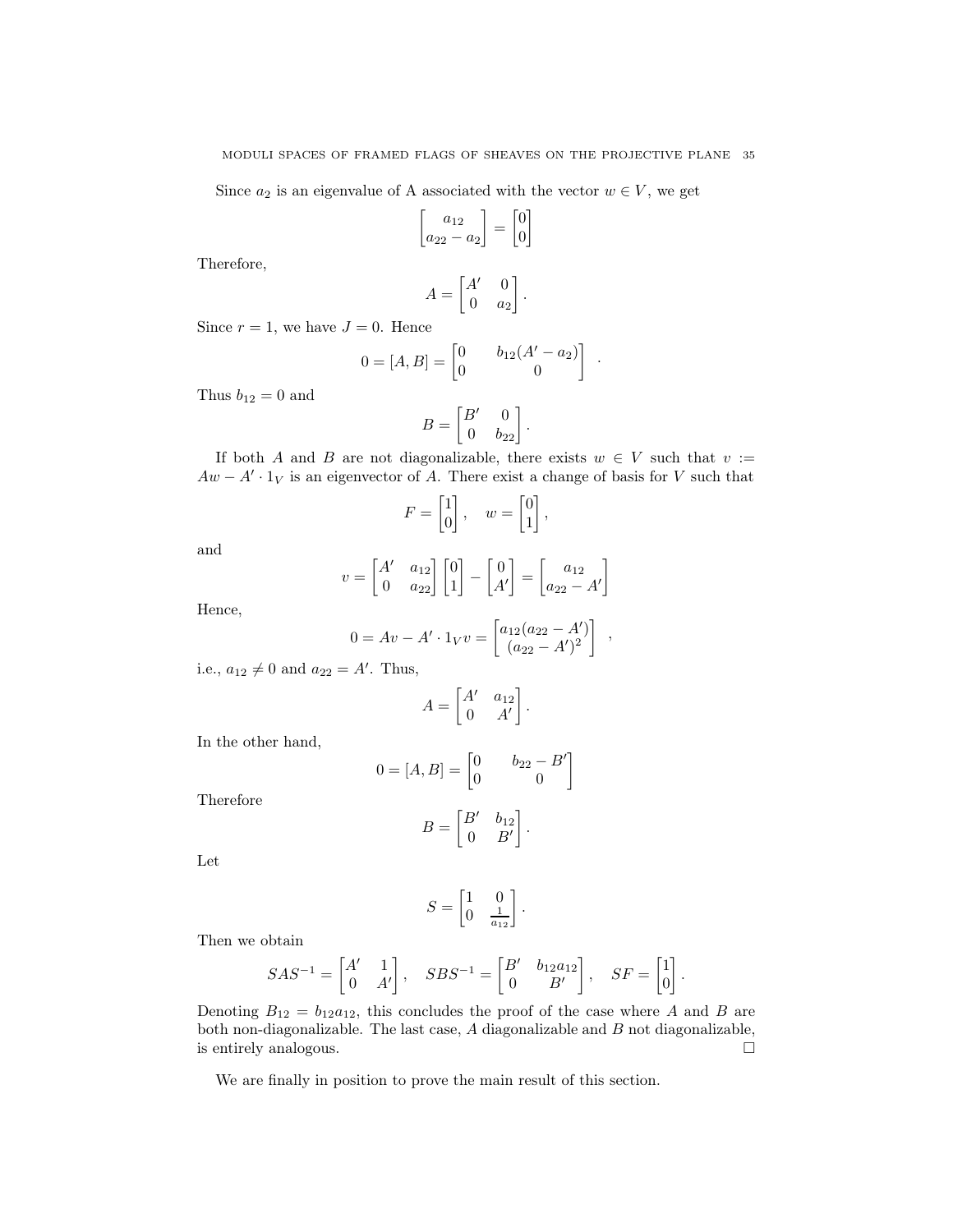Since $a_2$ is an eigenvalue of A associated with the vector $w \in V$, we get

$$\begin{bmatrix} a_{12} \\ a_{22} - a_2 \end{bmatrix} = \begin{bmatrix} 0 \\ 0 \end{bmatrix}$$

Therefore,

$$A = \begin{bmatrix} A' & 0 \\ 0 & a_2 \end{bmatrix}.$$

Since $r = 1$, we have $J = 0$. Hence

$$0 = [A, B] = \begin{bmatrix} 0 & b_{12}(A' - a_2) \\ 0 & 0 \end{bmatrix} \quad .$$

Thus $b_{12} = 0$ and

$$B = \begin{bmatrix} B' & 0 \\ 0 & b_{22} \end{bmatrix}.$$

If both $A$ and $B$ are not diagonalizable, there exists $w \in V$ such that $v := Aw - A' \cdot 1_V$ is an eigenvector of $A$. There exist a change of basis for $V$ such that

$$F = \begin{bmatrix} 1 \\ 0 \end{bmatrix}, \quad w = \begin{bmatrix} 0 \\ 1 \end{bmatrix},$$

and

$$v = \begin{bmatrix} A' & a_{12} \\ 0 & a_{22} \end{bmatrix} \begin{bmatrix} 0 \\ 1 \end{bmatrix} - \begin{bmatrix} 0 \\ A' \end{bmatrix} = \begin{bmatrix} a_{12} \\ a_{22} - A' \end{bmatrix}$$

Hence,

$$0 = Av - A' \cdot 1_V v = \begin{bmatrix} a_{12}(a_{22} - A') \\ (a_{22} - A')^2 \end{bmatrix} \quad ,$$

i.e., $a_{12} \neq 0$ and $a_{22} = A'$. Thus,

$$A = \begin{bmatrix} A' & a_{12} \\ 0 & A' \end{bmatrix}.$$

In the other hand,

$$0 = [A, B] = \begin{bmatrix} 0 & b_{22} - B' \\ 0 & 0 \end{bmatrix}$$

Therefore

$$B = \begin{bmatrix} B' & b_{12} \\ 0 & B' \end{bmatrix}.$$

Let

$$S = \begin{bmatrix} 1 & 0 \\ 0 & \frac{1}{a_{12}} \end{bmatrix}.$$

Then we obtain

$$SAS^{-1} = \begin{bmatrix} A' & 1 \\ 0 & A' \end{bmatrix}, \quad SBS^{-1} = \begin{bmatrix} B' & b_{12}a_{12} \\ 0 & B' \end{bmatrix}, \quad SF = \begin{bmatrix} 1 \\ 0 \end{bmatrix}.$$

Denoting $B_{12} = b_{12}a_{12}$, this concludes the proof of the case where $A$ and $B$ are both non-diagonalizable. The last case, $A$ diagonalizable and $B$ not diagonalizable, is entirely analogous. □

We are finally in position to prove the main result of this section.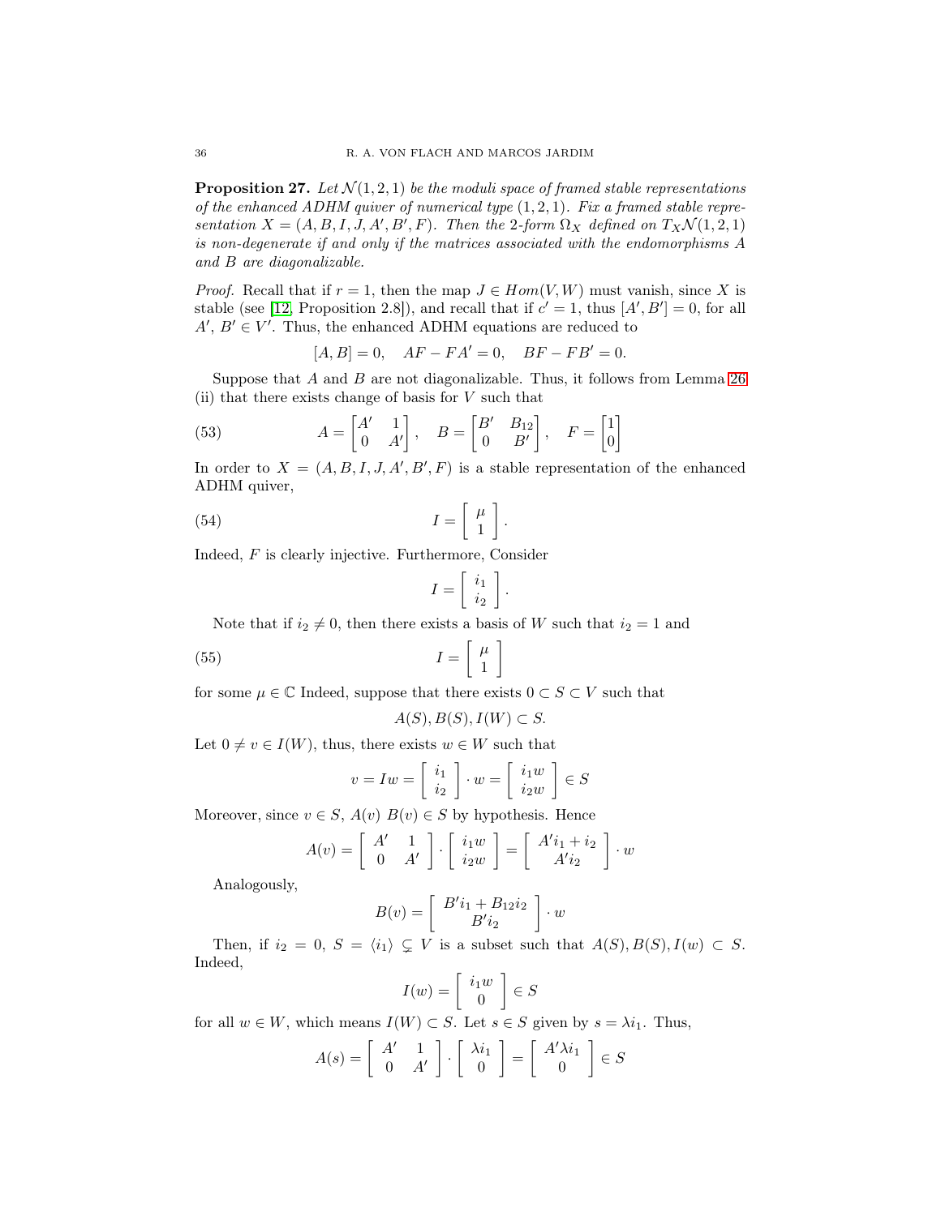**Proposition 27.** *Let $\mathcal{N}(1,2,1)$ be the moduli space of framed stable representations of the enhanced ADHM quiver of numerical type $(1,2,1)$. Fix a framed stable representation $X = (A,B,I,J,A',B',F)$. Then the 2-form $\Omega_X$ defined on $T_X\mathcal{N}(1,2,1)$ is non-degenerate if and only if the matrices associated with the endomorphisms $A$ and $B$ are diagonalizable.*

*Proof.* Recall that if $r = 1$, then the map $J \in Hom(V,W)$ must vanish, since $X$ is stable (see [12, Proposition 2.8]), and recall that if $c' = 1$, thus $[A', B'] = 0$, for all $A'$, $B' \in V'$. Thus, the enhanced ADHM equations are reduced to

$$[A,B] = 0, \quad AF - FA' = 0, \quad BF - FB' = 0.$$

Suppose that $A$ and $B$ are not diagonalizable. Thus, it follows from Lemma 26 (ii) that there exists change of basis for $V$ such that

$$A = \begin{bmatrix} A' & 1 \\ 0 & A' \end{bmatrix}, \quad B = \begin{bmatrix} B' & B_{12} \\ 0 & B' \end{bmatrix}, \quad F = \begin{bmatrix} 1 \\ 0 \end{bmatrix} \tag{53}$$

In order to $X = (A,B,I,J,A',B',F)$ is a stable representation of the enhanced ADHM quiver,

$$I = \left[ \begin{array}{c} \mu \\ 1 \end{array} \right]. \tag{54}$$

Indeed, $F$ is clearly injective. Furthermore, Consider

$$I = \left[ \begin{array}{c} i_1 \\ i_2 \end{array} \right].$$

Note that if $i_2 \neq 0$, then there exists a basis of $W$ such that $i_2 = 1$ and

$$I = \left[ \begin{array}{c} \mu \\ 1 \end{array} \right] \tag{55}$$

for some $\mu \in \mathbb{C}$ Indeed, suppose that there exists $0 \subset S \subset V$ such that

$$A(S), B(S), I(W) \subset S.$$

Let $0 \neq v \in I(W)$, thus, there exists $w \in W$ such that

$$v = Iw = \left[ \begin{array}{c} i_1 \\ i_2 \end{array} \right] \cdot w = \left[ \begin{array}{c} i_1 w \\ i_2 w \end{array} \right] \in S$$

Moreover, since $v \in S$, $A(v)$ $B(v) \in S$ by hypothesis. Hence

$$A(v) = \left[ \begin{array}{cc} A' & 1 \\ 0 & A' \end{array} \right] \cdot \left[ \begin{array}{c} i_1 w \\ i_2 w \end{array} \right] = \left[ \begin{array}{c} A' i_1 + i_2 \\ A' i_2 \end{array} \right] \cdot w$$

Analogously,

$$B(v) = \left[ \begin{array}{c} B' i_1 + B_{12} i_2 \\ B' i_2 \end{array} \right] \cdot w$$

Then, if $i_2 = 0$, $S = \langle i_1 \rangle \subsetneq V$ is a subset such that $A(S), B(S), I(w) \subset S$. Indeed,

$$I(w) = \left[ \begin{array}{c} i_1 w \\ 0 \end{array} \right] \in S$$

for all $w \in W$, which means $I(W) \subset S$. Let $s \in S$ given by $s = \lambda i_1$. Thus,

$$A(s) = \left[ \begin{array}{cc} A' & 1 \\ 0 & A' \end{array} \right] \cdot \left[ \begin{array}{c} \lambda i_1 \\ 0 \end{array} \right] = \left[ \begin{array}{c} A' \lambda i_1 \\ 0 \end{array} \right] \in S$$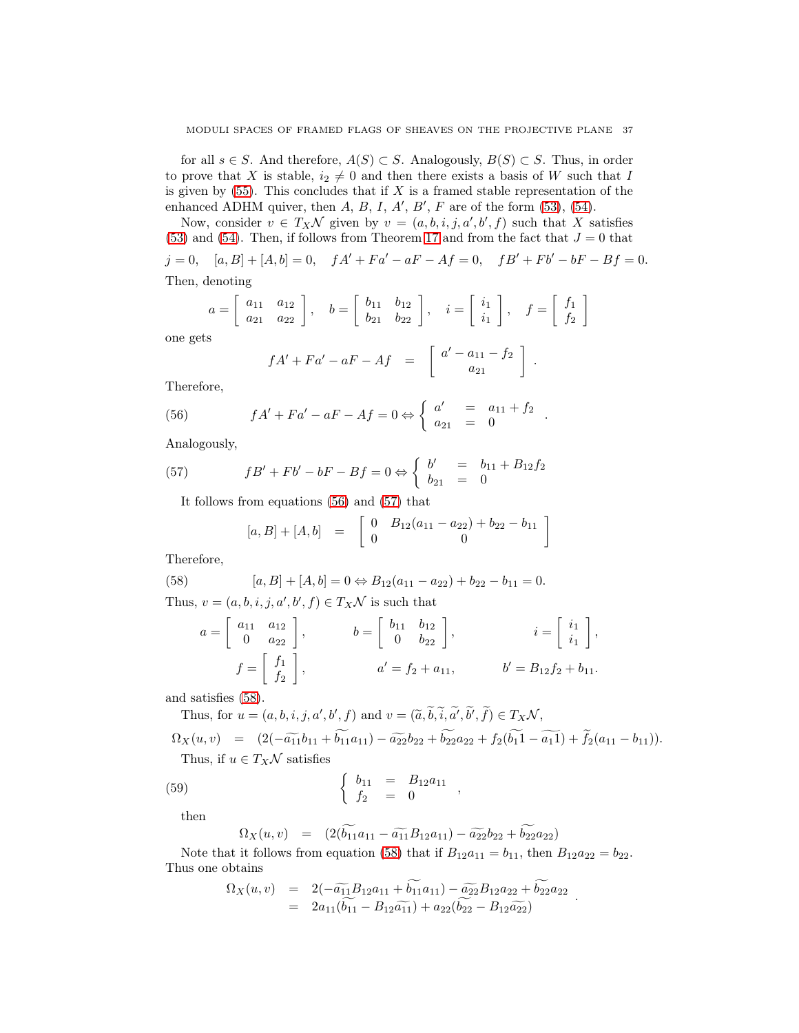for all $s \in S$. And therefore, $A(S) \subset S$. Analogously, $B(S) \subset S$. Thus, in order to prove that $X$ is stable, $i_2 \neq 0$ and then there exists a basis of $W$ such that $I$ is given by (55). This concludes that if $X$ is a framed stable representation of the enhanced ADHM quiver, then $A$, $B$, $I$, $A'$, $B'$, $F$ are of the form (53), (54).

Now, consider $v \in T_X\mathcal{N}$ given by $v = (a, b, i, j, a', b', f)$ such that $X$ satisfies (53) and (54). Then, if follows from Theorem 17 and from the fact that $J = 0$ that

$$j = 0, \quad [a, B] + [A, b] = 0, \quad fA' + Fa' - aF - Af = 0, \quad fB' + Fb' - bF - Bf = 0.$$

Then, denoting

$$a = \begin{bmatrix} a_{11} & a_{12} \\ a_{21} & a_{22} \end{bmatrix}, \quad b = \begin{bmatrix} b_{11} & b_{12} \\ b_{21} & b_{22} \end{bmatrix}, \quad i = \begin{bmatrix} i_1 \\ i_1 \end{bmatrix}, \quad f = \begin{bmatrix} f_1 \\ f_2 \end{bmatrix}$$

one gets

$$fA' + Fa' - aF - Af \quad = \quad \begin{bmatrix} a' - a_{11} - f_2 \\ a_{21} \end{bmatrix}.$$

Therefore,

$$fA' + Fa' - aF - Af = 0 \Leftrightarrow \begin{cases} a' & = & a_{11} + f_2 \\ a_{21} & = & 0 \end{cases}. \tag{56}$$

Analogously,

$$fB' + Fb' - bF - Bf = 0 \Leftrightarrow \begin{cases} b' & = & b_{11} + B_{12}f_2 \\ b_{21} & = & 0 \end{cases} \tag{57}$$

It follows from equations (56) and (57) that

$$[a, B] + [A, b] \quad = \quad \begin{bmatrix} 0 & B_{12}(a_{11} - a_{22}) + b_{22} - b_{11} \\ 0 & 0 \end{bmatrix}$$

Therefore,

$$[a, B] + [A, b] = 0 \Leftrightarrow B_{12}(a_{11} - a_{22}) + b_{22} - b_{11} = 0. \tag{58}$$

Thus, $v = (a, b, i, j, a', b', f) \in T_X\mathcal{N}$ is such that

$$a = \begin{bmatrix} a_{11} & a_{12} \\ 0 & a_{22} \end{bmatrix}, \qquad b = \begin{bmatrix} b_{11} & b_{12} \\ 0 & b_{22} \end{bmatrix}, \qquad i = \begin{bmatrix} i_1 \\ i_1 \end{bmatrix},$$

$$f = \begin{bmatrix} f_1 \\ f_2 \end{bmatrix}, \qquad a' = f_2 + a_{11}, \qquad b' = B_{12}f_2 + b_{11}.$$

and satisfies (58).

Thus, for $u = (a, b, i, j, a', b', f)$ and $v = (\widetilde{a}, \widetilde{b}, \widetilde{i}, \widetilde{a'}, \widetilde{b'}, \widetilde{f}) \in T_X\mathcal{N}$,

$$\Omega_X(u, v) \quad = \quad (2(-\widetilde{a_{11}}b_{11} + \widetilde{b_{11}}a_{11}) - \widetilde{a_{22}}b_{22} + \widetilde{b_{22}}a_{22} + f_2(\widetilde{b_1 1} - \widetilde{a_1 1}) + \widetilde{f_2}(a_{11} - b_{11})).$$

Thus, if $u \in T_X\mathcal{N}$ satisfies

$$\begin{cases} b_{11} & = & B_{12}a_{11} \\ f_2 & = & 0 \end{cases}, \tag{59}$$

then

$$\Omega_X(u, v) \quad = \quad (2(\widetilde{b_{11}}a_{11} - \widetilde{a_{11}}B_{12}a_{11}) - \widetilde{a_{22}}b_{22} + \widetilde{b_{22}}a_{22})$$

Note that it follows from equation (58) that if $B_{12}a_{11} = b_{11}$, then $B_{12}a_{22} = b_{22}$. Thus one obtains

$$\begin{aligned} \Omega_X(u, v) \quad &= \quad 2(-\widetilde{a_{11}}B_{12}a_{11} + \widetilde{b_{11}}a_{11}) - \widetilde{a_{22}}B_{12}a_{22} + \widetilde{b_{22}}a_{22} \\ &= \quad 2a_{11}(\widetilde{b_{11}} - B_{12}\widetilde{a_{11}}) + a_{22}(\widetilde{b_{22}} - B_{12}\widetilde{a_{22}}) \end{aligned}.$$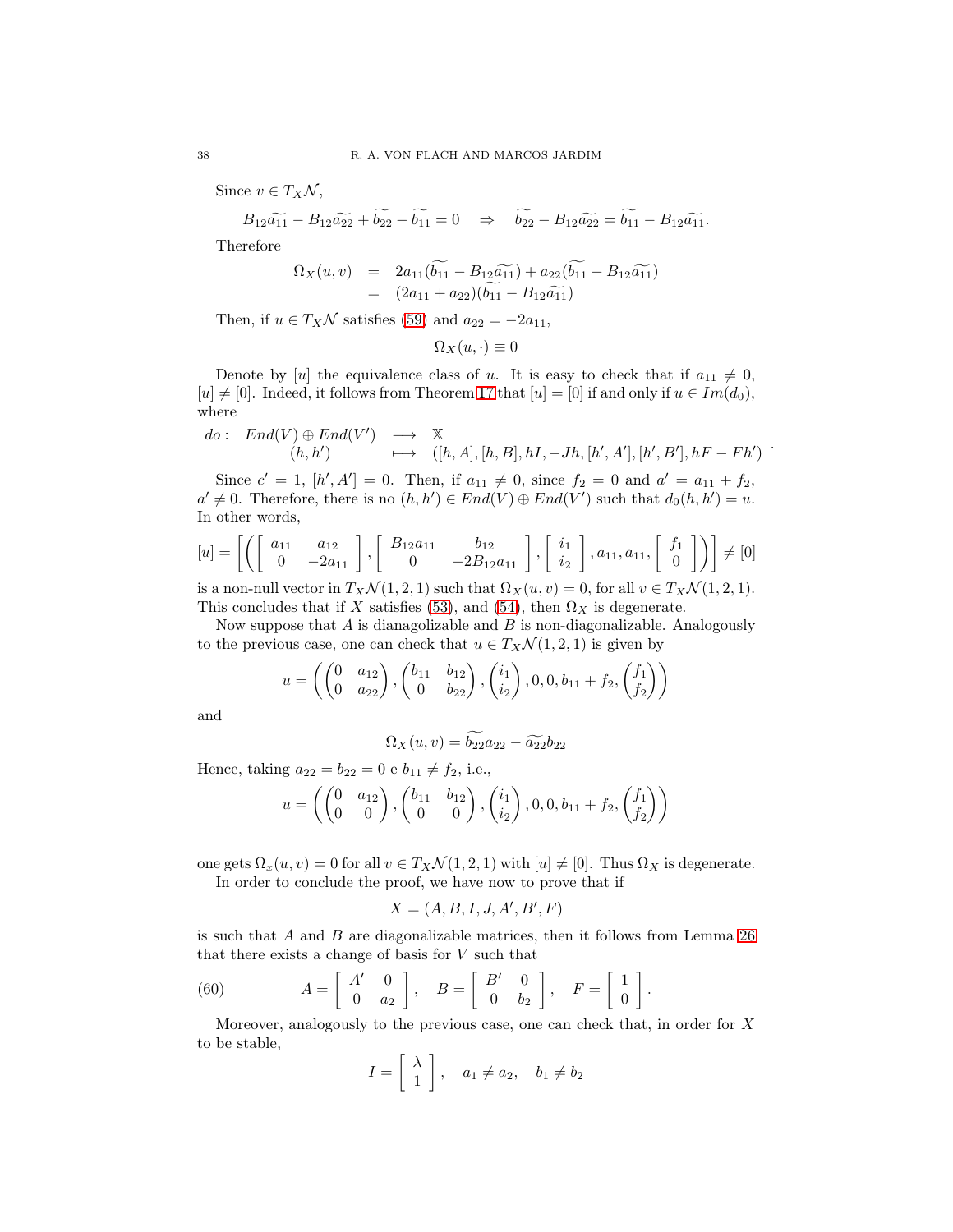Since $v \in T_X\mathcal{N}$,

$$B_{12}\widetilde{a_{11}} - B_{12}\widetilde{a_{22}} + \widetilde{b_{22}} - \widetilde{b_{11}} = 0 \quad \Rightarrow \quad \widetilde{b_{22}} - B_{12}\widetilde{a_{22}} = \widetilde{b_{11}} - B_{12}\widetilde{a_{11}}.$$

Therefore

$$\begin{aligned}
\Omega_X(u,v) &= 2a_{11}(\widetilde{b_{11}} - B_{12}\widetilde{a_{11}}) + a_{22}(\widetilde{b_{11}} - B_{12}\widetilde{a_{11}}) \\
&= (2a_{11} + a_{22})(\widetilde{b_{11}} - B_{12}\widetilde{a_{11}})
\end{aligned}$$

Then, if $u \in T_X\mathcal{N}$ satisfies (59) and $a_{22} = -2a_{11}$,

$$\Omega_X(u,\cdot) \equiv 0$$

Denote by $[u]$ the equivalence class of $u$. It is easy to check that if $a_{11} \neq 0$, $[u] \neq [0]$. Indeed, it follows from Theorem 17 that $[u] = [0]$ if and only if $u \in Im(d_0)$, where

$$\begin{array}{rccc}
do: & End(V) \oplus End(V') & \longrightarrow & \mathbb{X} \\
& (h, h') & \longmapsto & ([h,A],[h,B],hI,-Jh,[h',A'],[h',B'],hF - Fh')
\end{array}.$$

Since $c' = 1$, $[h', A'] = 0$. Then, if $a_{11} \neq 0$, since $f_2 = 0$ and $a' = a_{11} + f_2$, $a' \neq 0$. Therefore, there is no $(h,h') \in End(V) \oplus End(V')$ such that $d_0(h,h') = u$. In other words,

$$[u] = \left[\left(\left[\begin{array}{cc} a_{11} & a_{12} \\ 0 & -2a_{11} \end{array}\right], \left[\begin{array}{cc} B_{12}a_{11} & b_{12} \\ 0 & -2B_{12}a_{11} \end{array}\right], \left[\begin{array}{c} i_1 \\ i_2 \end{array}\right], a_{11}, a_{11}, \left[\begin{array}{c} f_1 \\ 0 \end{array}\right]\right)\right] \neq [0]$$

is a non-null vector in $T_X\mathcal{N}(1,2,1)$ such that $\Omega_X(u,v) = 0$, for all $v \in T_X\mathcal{N}(1,2,1)$. This concludes that if $X$ satisfies (53), and (54), then $\Omega_X$ is degenerate.

Now suppose that $A$ is dianagolizable and $B$ is non-diagonalizable. Analogously to the previous case, one can check that $u \in T_X\mathcal{N}(1,2,1)$ is given by

$$u = \left(\begin{pmatrix} 0 & a_{12} \\ 0 & a_{22} \end{pmatrix}, \begin{pmatrix} b_{11} & b_{12} \\ 0 & b_{22} \end{pmatrix}, \begin{pmatrix} i_1 \\ i_2 \end{pmatrix}, 0, 0, b_{11} + f_2, \begin{pmatrix} f_1 \\ f_2 \end{pmatrix}\right)$$

and

$$\Omega_X(u,v) = \widetilde{b_{22}}a_{22} - \widetilde{a_{22}}b_{22}$$

Hence, taking $a_{22} = b_{22} = 0$ e $b_{11} \neq f_2$, i.e.,

$$u = \left(\begin{pmatrix} 0 & a_{12} \\ 0 & 0 \end{pmatrix}, \begin{pmatrix} b_{11} & b_{12} \\ 0 & 0 \end{pmatrix}, \begin{pmatrix} i_1 \\ i_2 \end{pmatrix}, 0, 0, b_{11} + f_2, \begin{pmatrix} f_1 \\ f_2 \end{pmatrix}\right)$$

one gets $\Omega_x(u,v) = 0$ for all $v \in T_X\mathcal{N}(1,2,1)$ with $[u] \neq [0]$. Thus $\Omega_X$ is degenerate.

In order to conclude the proof, we have now to prove that if

$$X = (A, B, I, J, A', B', F)$$

is such that $A$ and $B$ are diagonalizable matrices, then it follows from Lemma 26 that there exists a change of basis for $V$ such that

$$A = \left[\begin{array}{cc} A' & 0 \\ 0 & a_2 \end{array}\right], \quad B = \left[\begin{array}{cc} B' & 0 \\ 0 & b_2 \end{array}\right], \quad F = \left[\begin{array}{c} 1 \\ 0 \end{array}\right]. \tag{60}$$

Moreover, analogously to the previous case, one can check that, in order for $X$ to be stable,

$$I = \left[\begin{array}{c} \lambda \\ 1 \end{array}\right], \quad a_1 \neq a_2, \quad b_1 \neq b_2$$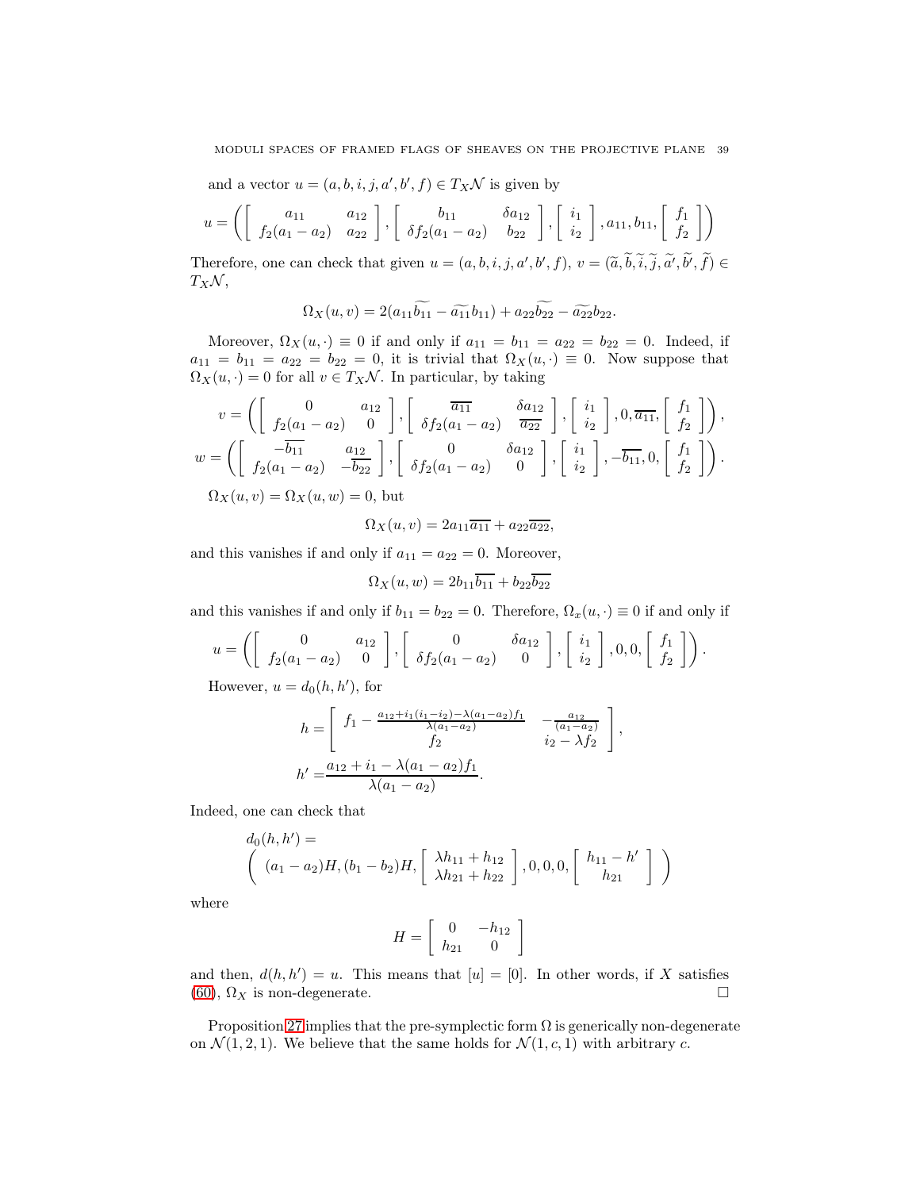and a vector $u = (a, b, i, j, a', b', f) \in T_X\mathcal{N}$ is given by

$$u = \left( \begin{bmatrix} a_{11} & a_{12} \\ f_2(a_1 - a_2) & a_{22} \end{bmatrix}, \begin{bmatrix} b_{11} & \delta a_{12} \\ \delta f_2(a_1 - a_2) & b_{22} \end{bmatrix}, \begin{bmatrix} i_1 \\ i_2 \end{bmatrix}, a_{11}, b_{11}, \begin{bmatrix} f_1 \\ f_2 \end{bmatrix} \right)$$

Therefore, one can check that given $u = (a, b, i, j, a', b', f)$, $v = (\widetilde{a}, \widetilde{b}, \widetilde{i}, \widetilde{j}, \widetilde{a'}, \widetilde{b'}, \widetilde{f}) \in T_X\mathcal{N}$,

$$\Omega_X(u, v) = 2(a_{11}\widetilde{b_{11}} - \widetilde{a_{11}}b_{11}) + a_{22}\widetilde{b_{22}} - \widetilde{a_{22}}b_{22}.$$

Moreover, $\Omega_X(u, \cdot) \equiv 0$ if and only if $a_{11} = b_{11} = a_{22} = b_{22} = 0$. Indeed, if $a_{11} = b_{11} = a_{22} = b_{22} = 0$, it is trivial that $\Omega_X(u, \cdot) \equiv 0$. Now suppose that $\Omega_X(u, \cdot) = 0$ for all $v \in T_X\mathcal{N}$. In particular, by taking

$$v = \left( \begin{bmatrix} 0 & a_{12} \\ f_2(a_1 - a_2) & 0 \end{bmatrix}, \begin{bmatrix} \overline{a_{11}} & \delta a_{12} \\ \delta f_2(a_1 - a_2) & \overline{a_{22}} \end{bmatrix}, \begin{bmatrix} i_1 \\ i_2 \end{bmatrix}, 0, \overline{a_{11}}, \begin{bmatrix} f_1 \\ f_2 \end{bmatrix} \right),$$

$$w = \left( \begin{bmatrix} -\overline{b_{11}} & a_{12} \\ f_2(a_1 - a_2) & -\overline{b_{22}} \end{bmatrix}, \begin{bmatrix} 0 & \delta a_{12} \\ \delta f_2(a_1 - a_2) & 0 \end{bmatrix}, \begin{bmatrix} i_1 \\ i_2 \end{bmatrix}, -\overline{b_{11}}, 0, \begin{bmatrix} f_1 \\ f_2 \end{bmatrix} \right).$$

$\Omega_X(u, v) = \Omega_X(u, w) = 0$, but

$$\Omega_X(u, v) = 2a_{11}\overline{a_{11}} + a_{22}\overline{a_{22}},$$

and this vanishes if and only if $a_{11} = a_{22} = 0$. Moreover,

$$\Omega_X(u, w) = 2b_{11}\overline{b_{11}} + b_{22}\overline{b_{22}}$$

and this vanishes if and only if $b_{11} = b_{22} = 0$. Therefore, $\Omega_x(u, \cdot) \equiv 0$ if and only if

$$u = \left( \begin{bmatrix} 0 & a_{12} \\ f_2(a_1 - a_2) & 0 \end{bmatrix}, \begin{bmatrix} 0 & \delta a_{12} \\ \delta f_2(a_1 - a_2) & 0 \end{bmatrix}, \begin{bmatrix} i_1 \\ i_2 \end{bmatrix}, 0, 0, \begin{bmatrix} f_1 \\ f_2 \end{bmatrix} \right).$$

However, $u = d_0(h, h')$, for

$$h = \begin{bmatrix} f_1 - \frac{a_{12} + i_1(i_1 - i_2) - \lambda(a_1 - a_2)f_1}{\lambda(a_1 - a_2)} & -\frac{a_{12}}{(a_1 - a_2)} \\ f_2 & i_2 - \lambda f_2 \end{bmatrix},$$

$$h' = \frac{a_{12} + i_1 - \lambda(a_1 - a_2)f_1}{\lambda(a_1 - a_2)}.$$

Indeed, one can check that

$$d_0(h, h') = \left( (a_1 - a_2)H, (b_1 - b_2)H, \begin{bmatrix} \lambda h_{11} + h_{12} \\ \lambda h_{21} + h_{22} \end{bmatrix}, 0, 0, 0, \begin{bmatrix} h_{11} - h' \\ h_{21} \end{bmatrix} \right)$$

where

$$H = \begin{bmatrix} 0 & -h_{12} \\ h_{21} & 0 \end{bmatrix}$$

and then, $d(h, h') = u$. This means that $[u] = [0]$. In other words, if $X$ satisfies (60), $\Omega_X$ is non-degenerate. □

Proposition 27 implies that the pre-symplectic form $\Omega$ is generically non-degenerate on $\mathcal{N}(1, 2, 1)$. We believe that the same holds for $\mathcal{N}(1, c, 1)$ with arbitrary $c$.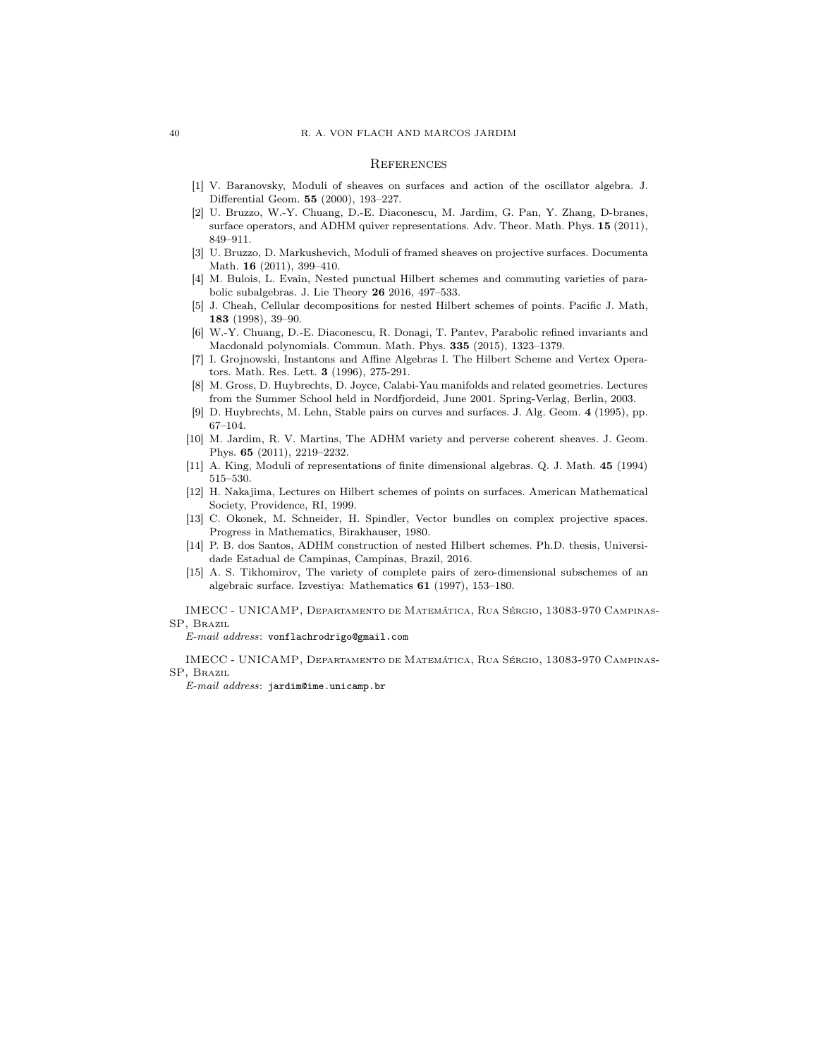## References

[1] V. Baranovsky, Moduli of sheaves on surfaces and action of the oscillator algebra. J. Differential Geom. **55** (2000), 193–227.

[2] U. Bruzzo, W.-Y. Chuang, D.-E. Diaconescu, M. Jardim, G. Pan, Y. Zhang, D-branes, surface operators, and ADHM quiver representations. Adv. Theor. Math. Phys. **15** (2011), 849–911.

[3] U. Bruzzo, D. Markushevich, Moduli of framed sheaves on projective surfaces. Documenta Math. **16** (2011), 399–410.

[4] M. Bulois, L. Evain, Nested punctual Hilbert schemes and commuting varieties of parabolic subalgebras. J. Lie Theory **26** 2016, 497–533.

[5] J. Cheah, Cellular decompositions for nested Hilbert schemes of points. Pacific J. Math, **183** (1998), 39–90.

[6] W.-Y. Chuang, D.-E. Diaconescu, R. Donagi, T. Pantev, Parabolic refined invariants and Macdonald polynomials. Commun. Math. Phys. **335** (2015), 1323–1379.

[7] I. Grojnowski, Instantons and Affine Algebras I. The Hilbert Scheme and Vertex Operators. Math. Res. Lett. **3** (1996), 275-291.

[8] M. Gross, D. Huybrechts, D. Joyce, Calabi-Yau manifolds and related geometries. Lectures from the Summer School held in Nordfjordeid, June 2001. Spring-Verlag, Berlin, 2003.

[9] D. Huybrechts, M. Lehn, Stable pairs on curves and surfaces. J. Alg. Geom. **4** (1995), pp. 67–104.

[10] M. Jardim, R. V. Martins, The ADHM variety and perverse coherent sheaves. J. Geom. Phys. **65** (2011), 2219–2232.

[11] A. King, Moduli of representations of finite dimensional algebras. Q. J. Math. **45** (1994) 515–530.

[12] H. Nakajima, Lectures on Hilbert schemes of points on surfaces. American Mathematical Society, Providence, RI, 1999.

[13] C. Okonek, M. Schneider, H. Spindler, Vector bundles on complex projective spaces. Progress in Mathematics, Birakhauser, 1980.

[14] P. B. dos Santos, ADHM construction of nested Hilbert schemes. Ph.D. thesis, Universidade Estadual de Campinas, Campinas, Brazil, 2016.

[15] A. S. Tikhomirov, The variety of complete pairs of zero-dimensional subschemes of an algebraic surface. Izvestiya: Mathematics **61** (1997), 153–180.

IMECC - UNICAMP, Departamento de Matemática, Rua Sérgio, 13083-970 Campinas-SP, Brazil

*E-mail address*: vonflachrodrigo@gmail.com

IMECC - UNICAMP, Departamento de Matemática, Rua Sérgio, 13083-970 Campinas-SP, Brazil

*E-mail address*: jardim@ime.unicamp.br